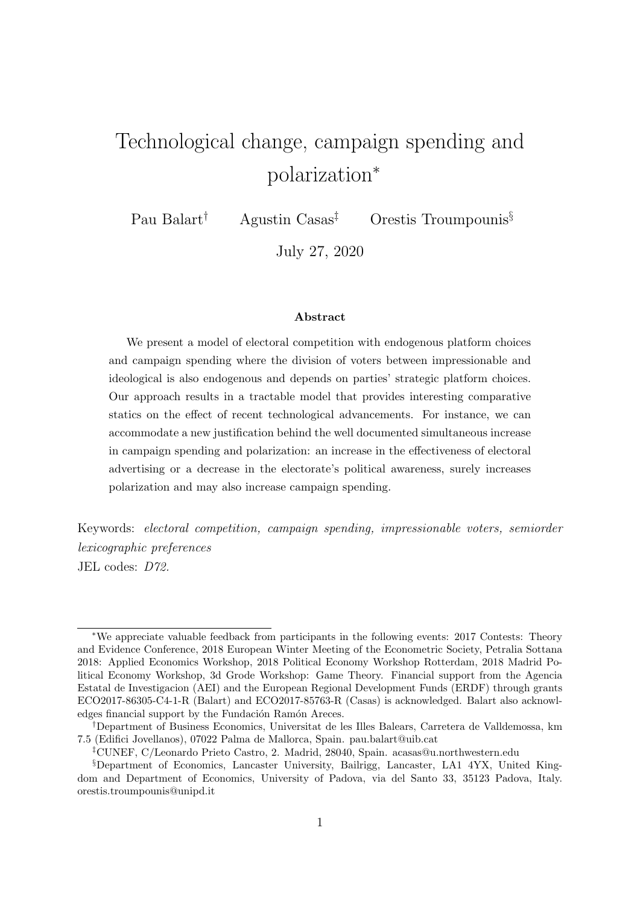# Technological change, campaign spending and polarization[*]

Pau Balart[†] Agustin Casas[‡] Orestis Troumpounis[§]

July 27, 2020

## Abstract

We present a model of electoral competition with endogenous platform choices and campaign spending where the division of voters between impressionable and ideological is also endogenous and depends on parties' strategic platform choices. Our approach results in a tractable model that provides interesting comparative statics on the effect of recent technological advancements. For instance, we can accommodate a new justification behind the well documented simultaneous increase in campaign spending and polarization: an increase in the effectiveness of electoral advertising or a decrease in the electorate's political awareness, surely increases polarization and may also increase campaign spending.

Keywords: *electoral competition, campaign spending, impressionable voters, semiorder lexicographic preferences*
JEL codes: *D72.*

---

[*] We appreciate valuable feedback from participants in the following events: 2017 Contests: Theory and Evidence Conference, 2018 European Winter Meeting of the Econometric Society, Petralia Sottana 2018: Applied Economics Workshop, 2018 Political Economy Workshop Rotterdam, 2018 Madrid Political Economy Workshop, 3d Grode Workshop: Game Theory. Financial support from the Agencia Estatal de Investigacion (AEI) and the European Regional Development Funds (ERDF) through grants ECO2017-86305-C4-1-R (Balart) and ECO2017-85763-R (Casas) is acknowledged. Balart also acknowledges financial support by the Fundación Ramón Areces.

[†] Department of Business Economics, Universitat de les Illes Balears, Carretera de Valldemossa, km 7.5 (Edifici Jovellanos), 07022 Palma de Mallorca, Spain. pau.balart@uib.cat

[‡] CUNEF, C/Leonardo Prieto Castro, 2. Madrid, 28040, Spain. acasas@u.northwestern.edu

[§] Department of Economics, Lancaster University, Bailrigg, Lancaster, LA1 4YX, United Kingdom and Department of Economics, University of Padova, via del Santo 33, 35123 Padova, Italy. orestis.troumpounis@unipd.it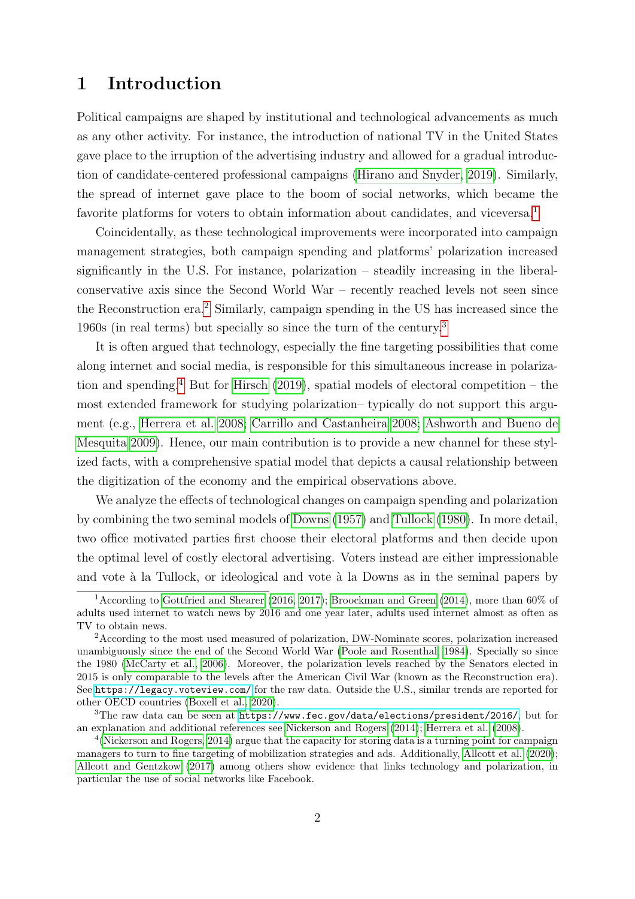# 1 Introduction

Political campaigns are shaped by institutional and technological advancements as much as any other activity. For instance, the introduction of national TV in the United States gave place to the irruption of the advertising industry and allowed for a gradual introduction of candidate-centered professional campaigns (Hirano and Snyder, 2019). Similarly, the spread of internet gave place to the boom of social networks, which became the favorite platforms for voters to obtain information about candidates, and viceversa.[1]

Coincidentally, as these technological improvements were incorporated into campaign management strategies, both campaign spending and platforms' polarization increased significantly in the U.S. For instance, polarization – steadily increasing in the liberal-conservative axis since the Second World War – recently reached levels not seen since the Reconstruction era.[2] Similarly, campaign spending in the US has increased since the 1960s (in real terms) but specially so since the turn of the century.[3]

It is often argued that technology, especially the fine targeting possibilities that come along internet and social media, is responsible for this simultaneous increase in polarization and spending.[4] But for Hirsch (2019), spatial models of electoral competition – the most extended framework for studying polarization– typically do not support this argument (e.g., Herrera et al. 2008; Carrillo and Castanheira 2008; Ashworth and Bueno de Mesquita 2009). Hence, our main contribution is to provide a new channel for these stylized facts, with a comprehensive spatial model that depicts a causal relationship between the digitization of the economy and the empirical observations above.

We analyze the effects of technological changes on campaign spending and polarization by combining the two seminal models of Downs (1957) and Tullock (1980). In more detail, two office motivated parties first choose their electoral platforms and then decide upon the optimal level of costly electoral advertising. Voters instead are either impressionable and vote à la Tullock, or ideological and vote à la Downs as in the seminal papers by

---

[1] According to Gottfried and Shearer (2016, 2017); Broockman and Green (2014), more than 60% of adults used internet to watch news by 2016 and one year later, adults used internet almost as often as TV to obtain news.

[2] According to the most used measured of polarization, DW-Nominate scores, polarization increased unambiguously since the end of the Second World War (Poole and Rosenthal, 1984). Specially so since the 1980 (McCarty et al., 2006). Moreover, the polarization levels reached by the Senators elected in 2015 is only comparable to the levels after the American Civil War (known as the Reconstruction era). See https://legacy.voteview.com/ for the raw data. Outside the U.S., similar trends are reported for other OECD countries (Boxell et al., 2020).

[3] The raw data can be seen at https://www.fec.gov/data/elections/president/2016/, but for an explanation and additional references see Nickerson and Rogers (2014); Herrera et al. (2008).

[4] (Nickerson and Rogers, 2014) argue that the capacity for storing data is a turning point for campaign managers to turn to fine targeting of mobilization strategies and ads. Additionally, Allcott et al. (2020); Allcott and Gentzkow (2017) among others show evidence that links technology and polarization, in particular the use of social networks like Facebook.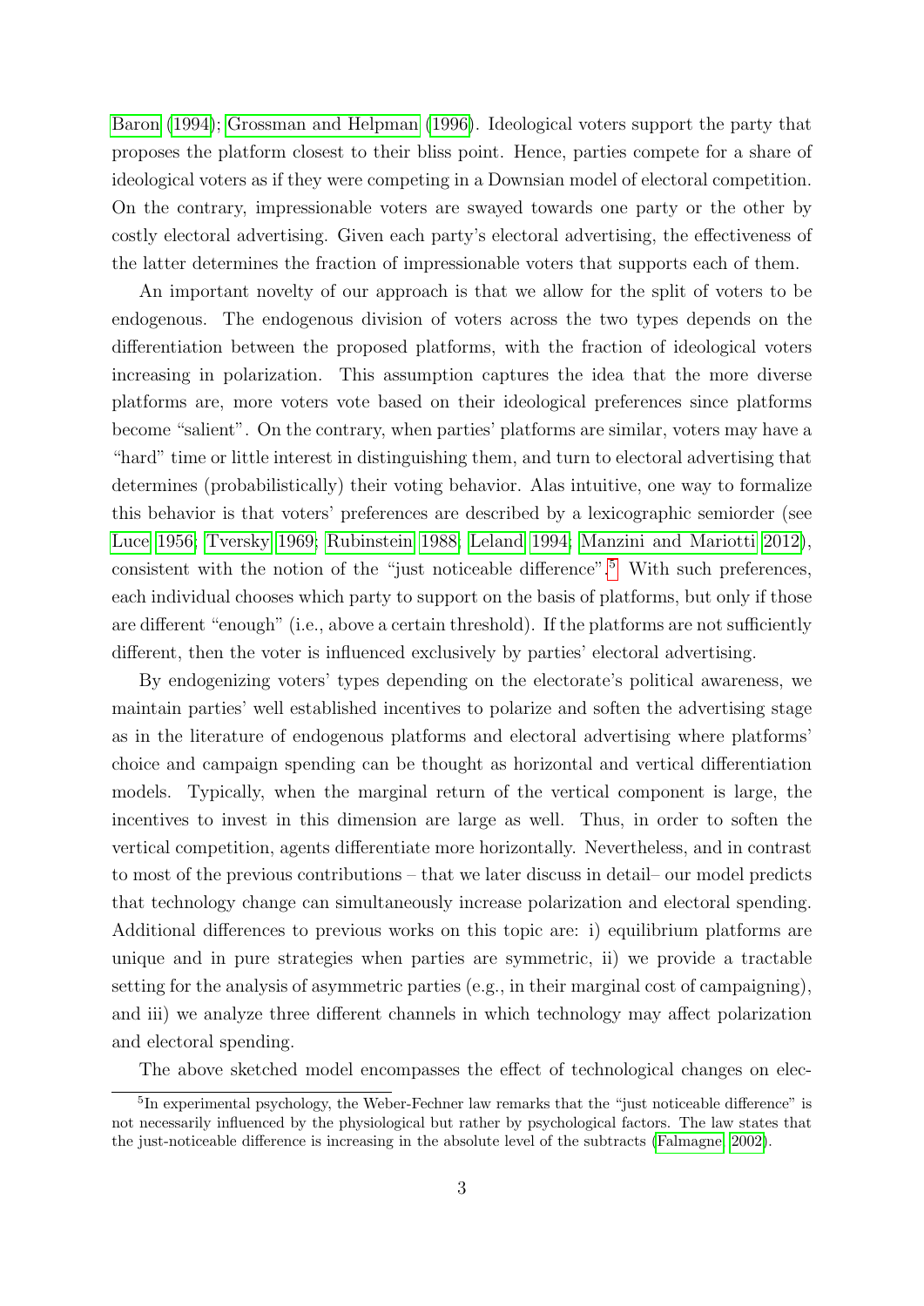Baron (1994); Grossman and Helpman (1996). Ideological voters support the party that proposes the platform closest to their bliss point. Hence, parties compete for a share of ideological voters as if they were competing in a Downsian model of electoral competition. On the contrary, impressionable voters are swayed towards one party or the other by costly electoral advertising. Given each party's electoral advertising, the effectiveness of the latter determines the fraction of impressionable voters that supports each of them.

An important novelty of our approach is that we allow for the split of voters to be endogenous. The endogenous division of voters across the two types depends on the differentiation between the proposed platforms, with the fraction of ideological voters increasing in polarization. This assumption captures the idea that the more diverse platforms are, more voters vote based on their ideological preferences since platforms become "salient". On the contrary, when parties' platforms are similar, voters may have a "hard" time or little interest in distinguishing them, and turn to electoral advertising that determines (probabilistically) their voting behavior. Alas intuitive, one way to formalize this behavior is that voters' preferences are described by a lexicographic semiorder (see Luce 1956; Tversky 1969; Rubinstein 1988; Leland 1994; Manzini and Mariotti 2012), consistent with the notion of the "just noticeable difference".[5] With such preferences, each individual chooses which party to support on the basis of platforms, but only if those are different "enough" (i.e., above a certain threshold). If the platforms are not sufficiently different, then the voter is influenced exclusively by parties' electoral advertising.

By endogenizing voters' types depending on the electorate's political awareness, we maintain parties' well established incentives to polarize and soften the advertising stage as in the literature of endogenous platforms and electoral advertising where platforms' choice and campaign spending can be thought as horizontal and vertical differentiation models. Typically, when the marginal return of the vertical component is large, the incentives to invest in this dimension are large as well. Thus, in order to soften the vertical competition, agents differentiate more horizontally. Nevertheless, and in contrast to most of the previous contributions – that we later discuss in detail– our model predicts that technology change can simultaneously increase polarization and electoral spending. Additional differences to previous works on this topic are: i) equilibrium platforms are unique and in pure strategies when parties are symmetric, ii) we provide a tractable setting for the analysis of asymmetric parties (e.g., in their marginal cost of campaigning), and iii) we analyze three different channels in which technology may affect polarization and electoral spending.

The above sketched model encompasses the effect of technological changes on elec-

[5] In experimental psychology, the Weber-Fechner law remarks that the "just noticeable difference" is not necessarily influenced by the physiological but rather by psychological factors. The law states that the just-noticeable difference is increasing in the absolute level of the subtracts (Falmagne, 2002).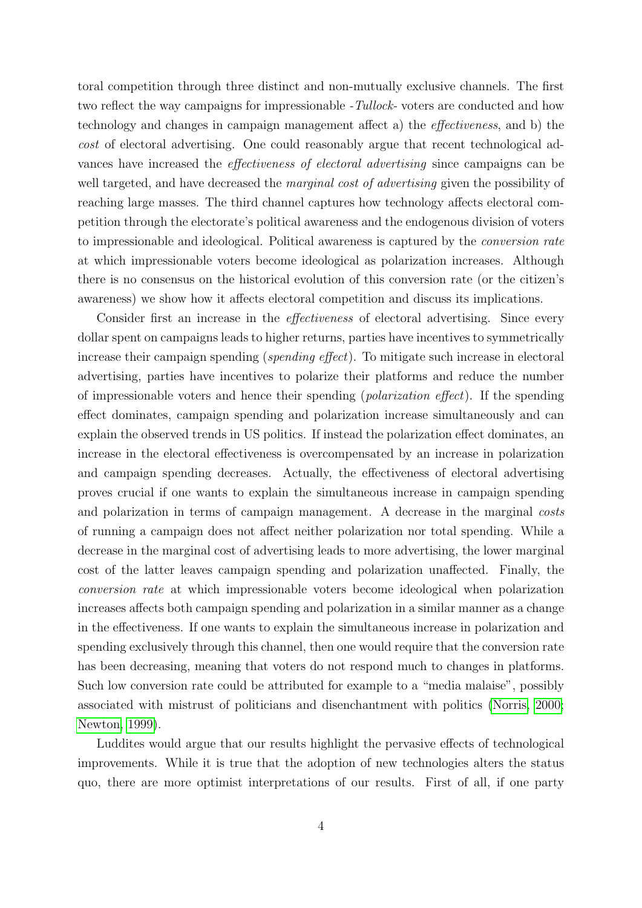toral competition through three distinct and non-mutually exclusive channels. The first two reflect the way campaigns for impressionable -*Tullock*- voters are conducted and how technology and changes in campaign management affect a) the *effectiveness*, and b) the *cost* of electoral advertising. One could reasonably argue that recent technological advances have increased the *effectiveness of electoral advertising* since campaigns can be well targeted, and have decreased the *marginal cost of advertising* given the possibility of reaching large masses. The third channel captures how technology affects electoral competition through the electorate's political awareness and the endogenous division of voters to impressionable and ideological. Political awareness is captured by the *conversion rate* at which impressionable voters become ideological as polarization increases. Although there is no consensus on the historical evolution of this conversion rate (or the citizen's awareness) we show how it affects electoral competition and discuss its implications.

Consider first an increase in the *effectiveness* of electoral advertising. Since every dollar spent on campaigns leads to higher returns, parties have incentives to symmetrically increase their campaign spending (*spending effect*). To mitigate such increase in electoral advertising, parties have incentives to polarize their platforms and reduce the number of impressionable voters and hence their spending (*polarization effect*). If the spending effect dominates, campaign spending and polarization increase simultaneously and can explain the observed trends in US politics. If instead the polarization effect dominates, an increase in the electoral effectiveness is overcompensated by an increase in polarization and campaign spending decreases. Actually, the effectiveness of electoral advertising proves crucial if one wants to explain the simultaneous increase in campaign spending and polarization in terms of campaign management. A decrease in the marginal *costs* of running a campaign does not affect neither polarization nor total spending. While a decrease in the marginal cost of advertising leads to more advertising, the lower marginal cost of the latter leaves campaign spending and polarization unaffected. Finally, the *conversion rate* at which impressionable voters become ideological when polarization increases affects both campaign spending and polarization in a similar manner as a change in the effectiveness. If one wants to explain the simultaneous increase in polarization and spending exclusively through this channel, then one would require that the conversion rate has been decreasing, meaning that voters do not respond much to changes in platforms. Such low conversion rate could be attributed for example to a "media malaise", possibly associated with mistrust of politicians and disenchantment with politics (Norris, 2000; Newton, 1999).

Luddites would argue that our results highlight the pervasive effects of technological improvements. While it is true that the adoption of new technologies alters the status quo, there are more optimist interpretations of our results. First of all, if one party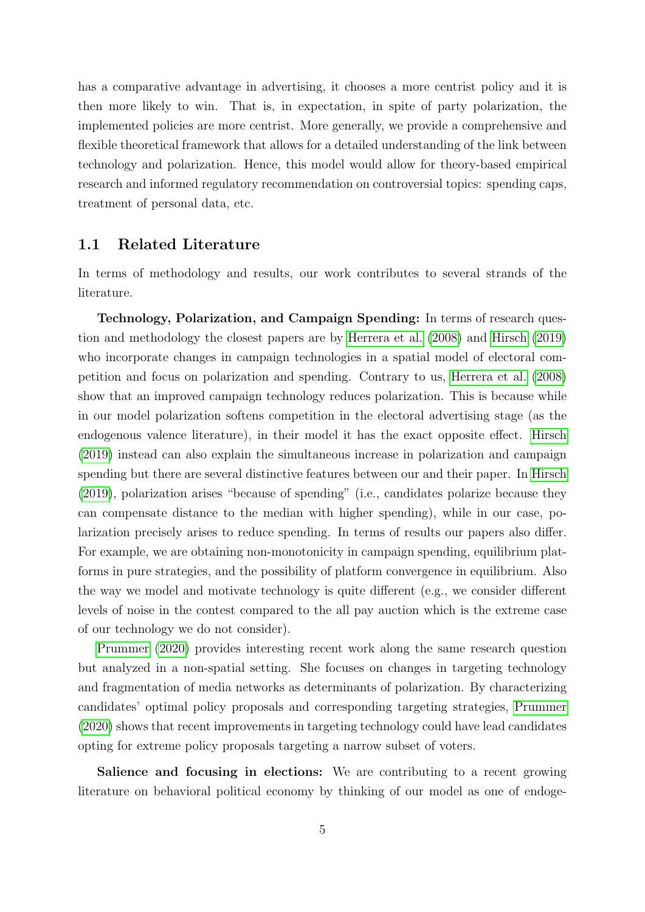has a comparative advantage in advertising, it chooses a more centrist policy and it is then more likely to win. That is, in expectation, in spite of party polarization, the implemented policies are more centrist. More generally, we provide a comprehensive and flexible theoretical framework that allows for a detailed understanding of the link between technology and polarization. Hence, this model would allow for theory-based empirical research and informed regulatory recommendation on controversial topics: spending caps, treatment of personal data, etc.

## 1.1 Related Literature

In terms of methodology and results, our work contributes to several strands of the literature.

**Technology, Polarization, and Campaign Spending:** In terms of research question and methodology the closest papers are by Herrera et al. (2008) and Hirsch (2019) who incorporate changes in campaign technologies in a spatial model of electoral competition and focus on polarization and spending. Contrary to us, Herrera et al. (2008) show that an improved campaign technology reduces polarization. This is because while in our model polarization softens competition in the electoral advertising stage (as the endogenous valence literature), in their model it has the exact opposite effect. Hirsch (2019) instead can also explain the simultaneous increase in polarization and campaign spending but there are several distinctive features between our and their paper. In Hirsch (2019), polarization arises "because of spending" (i.e., candidates polarize because they can compensate distance to the median with higher spending), while in our case, polarization precisely arises to reduce spending. In terms of results our papers also differ. For example, we are obtaining non-monotonicity in campaign spending, equilibrium platforms in pure strategies, and the possibility of platform convergence in equilibrium. Also the way we model and motivate technology is quite different (e.g., we consider different levels of noise in the contest compared to the all pay auction which is the extreme case of our technology we do not consider).

Prummer (2020) provides interesting recent work along the same research question but analyzed in a non-spatial setting. She focuses on changes in targeting technology and fragmentation of media networks as determinants of polarization. By characterizing candidates' optimal policy proposals and corresponding targeting strategies, Prummer (2020) shows that recent improvements in targeting technology could have lead candidates opting for extreme policy proposals targeting a narrow subset of voters.

**Salience and focusing in elections:** We are contributing to a recent growing literature on behavioral political economy by thinking of our model as one of endoge-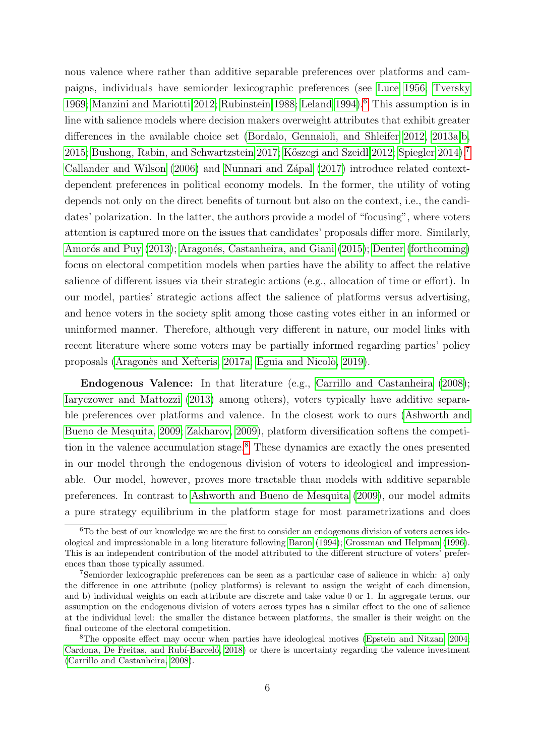nous valence where rather than additive separable preferences over platforms and campaigns, individuals have semiorder lexicographic preferences (see Luce 1956; Tversky 1969; Manzini and Mariotti 2012; Rubinstein 1988; Leland 1994).[6] This assumption is in line with salience models where decision makers overweight attributes that exhibit greater differences in the available choice set (Bordalo, Gennaioli, and Shleifer 2012, 2013a,b, 2015; Bushong, Rabin, and Schwartzstein 2017; Kőszegi and Szeidl 2012; Spiegler 2014).[7] Callander and Wilson (2006) and Nunnari and Zápal (2017) introduce related context-dependent preferences in political economy models. In the former, the utility of voting depends not only on the direct benefits of turnout but also on the context, i.e., the candidates' polarization. In the latter, the authors provide a model of "focusing", where voters attention is captured more on the issues that candidates' proposals differ more. Similarly, Amorós and Puy (2013); Aragonés, Castanheira, and Giani (2015); Denter (forthcoming) focus on electoral competition models when parties have the ability to affect the relative salience of different issues via their strategic actions (e.g., allocation of time or effort). In our model, parties' strategic actions affect the salience of platforms versus advertising, and hence voters in the society split among those casting votes either in an informed or uninformed manner. Therefore, although very different in nature, our model links with recent literature where some voters may be partially informed regarding parties' policy proposals (Aragonès and Xefteris, 2017a; Eguia and Nicolò, 2019).

**Endogenous Valence:** In that literature (e.g., Carrillo and Castanheira (2008); Iaryczower and Mattozzi (2013) among others), voters typically have additive separable preferences over platforms and valence. In the closest work to ours (Ashworth and Bueno de Mesquita, 2009; Zakharov, 2009), platform diversification softens the competition in the valence accumulation stage.[8] These dynamics are exactly the ones presented in our model through the endogenous division of voters to ideological and impressionable. Our model, however, proves more tractable than models with additive separable preferences. In contrast to Ashworth and Bueno de Mesquita (2009), our model admits a pure strategy equilibrium in the platform stage for most parametrizations and does

[6] To the best of our knowledge we are the first to consider an endogenous division of voters across ideological and impressionable in a long literature following Baron (1994); Grossman and Helpman (1996). This is an independent contribution of the model attributed to the different structure of voters' preferences than those typically assumed.

[7] Semiorder lexicographic preferences can be seen as a particular case of salience in which: a) only the difference in one attribute (policy platforms) is relevant to assign the weight of each dimension, and b) individual weights on each attribute are discrete and take value 0 or 1. In aggregate terms, our assumption on the endogenous division of voters across types has a similar effect to the one of salience at the individual level: the smaller the distance between platforms, the smaller is their weight on the final outcome of the electoral competition.

[8] The opposite effect may occur when parties have ideological motives (Epstein and Nitzan, 2004; Cardona, De Freitas, and Rubí-Barceló, 2018) or there is uncertainty regarding the valence investment (Carrillo and Castanheira, 2008).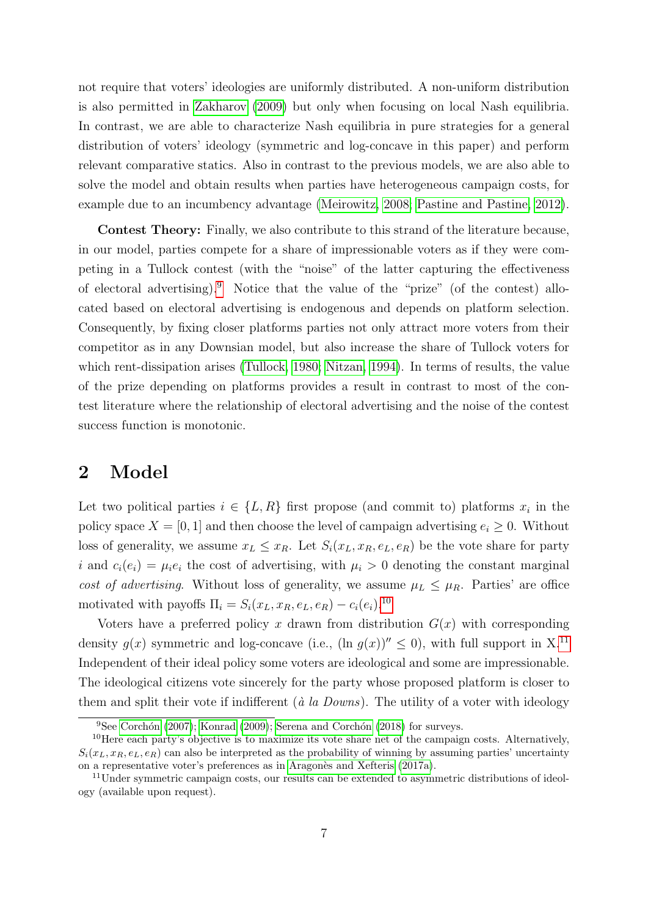not require that voters' ideologies are uniformly distributed. A non-uniform distribution is also permitted in Zakharov (2009) but only when focusing on local Nash equilibria. In contrast, we are able to characterize Nash equilibria in pure strategies for a general distribution of voters' ideology (symmetric and log-concave in this paper) and perform relevant comparative statics. Also in contrast to the previous models, we are also able to solve the model and obtain results when parties have heterogeneous campaign costs, for example due to an incumbency advantage (Meirowitz, 2008; Pastine and Pastine, 2012).

**Contest Theory:** Finally, we also contribute to this strand of the literature because, in our model, parties compete for a share of impressionable voters as if they were competing in a Tullock contest (with the "noise" of the latter capturing the effectiveness of electoral advertising).[9] Notice that the value of the "prize" (of the contest) allocated based on electoral advertising is endogenous and depends on platform selection. Consequently, by fixing closer platforms parties not only attract more voters from their competitor as in any Downsian model, but also increase the share of Tullock voters for which rent-dissipation arises (Tullock, 1980; Nitzan, 1994). In terms of results, the value of the prize depending on platforms provides a result in contrast to most of the contest literature where the relationship of electoral advertising and the noise of the contest success function is monotonic.

## 2 Model

Let two political parties $i \in \{L, R\}$ first propose (and commit to) platforms $x_i$ in the policy space $X = [0, 1]$ and then choose the level of campaign advertising $e_i \geq 0$. Without loss of generality, we assume $x_L \leq x_R$. Let $S_i(x_L, x_R, e_L, e_R)$ be the vote share for party $i$ and $c_i(e_i) = \mu_i e_i$ the cost of advertising, with $\mu_i > 0$ denoting the constant marginal *cost of advertising*. Without loss of generality, we assume $\mu_L \leq \mu_R$. Parties' are office motivated with payoffs $\Pi_i = S_i(x_L, x_R, e_L, e_R) - c_i(e_i)$.[10]

Voters have a preferred policy $x$ drawn from distribution $G(x)$ with corresponding density $g(x)$ symmetric and log-concave (i.e., $(\ln g(x))'' \leq 0$), with full support in X.[11] Independent of their ideal policy some voters are ideological and some are impressionable. The ideological citizens vote sincerely for the party whose proposed platform is closer to them and split their vote if indifferent (*à la Downs*). The utility of a voter with ideology

[9] See Corchón (2007); Konrad (2009); Serena and Corchón (2018) for surveys.

[10] Here each party's objective is to maximize its vote share net of the campaign costs. Alternatively, $S_i(x_L, x_R, e_L, e_R)$ can also be interpreted as the probability of winning by assuming parties' uncertainty on a representative voter's preferences as in Aragonès and Xefteris (2017a).

[11] Under symmetric campaign costs, our results can be extended to asymmetric distributions of ideology (available upon request).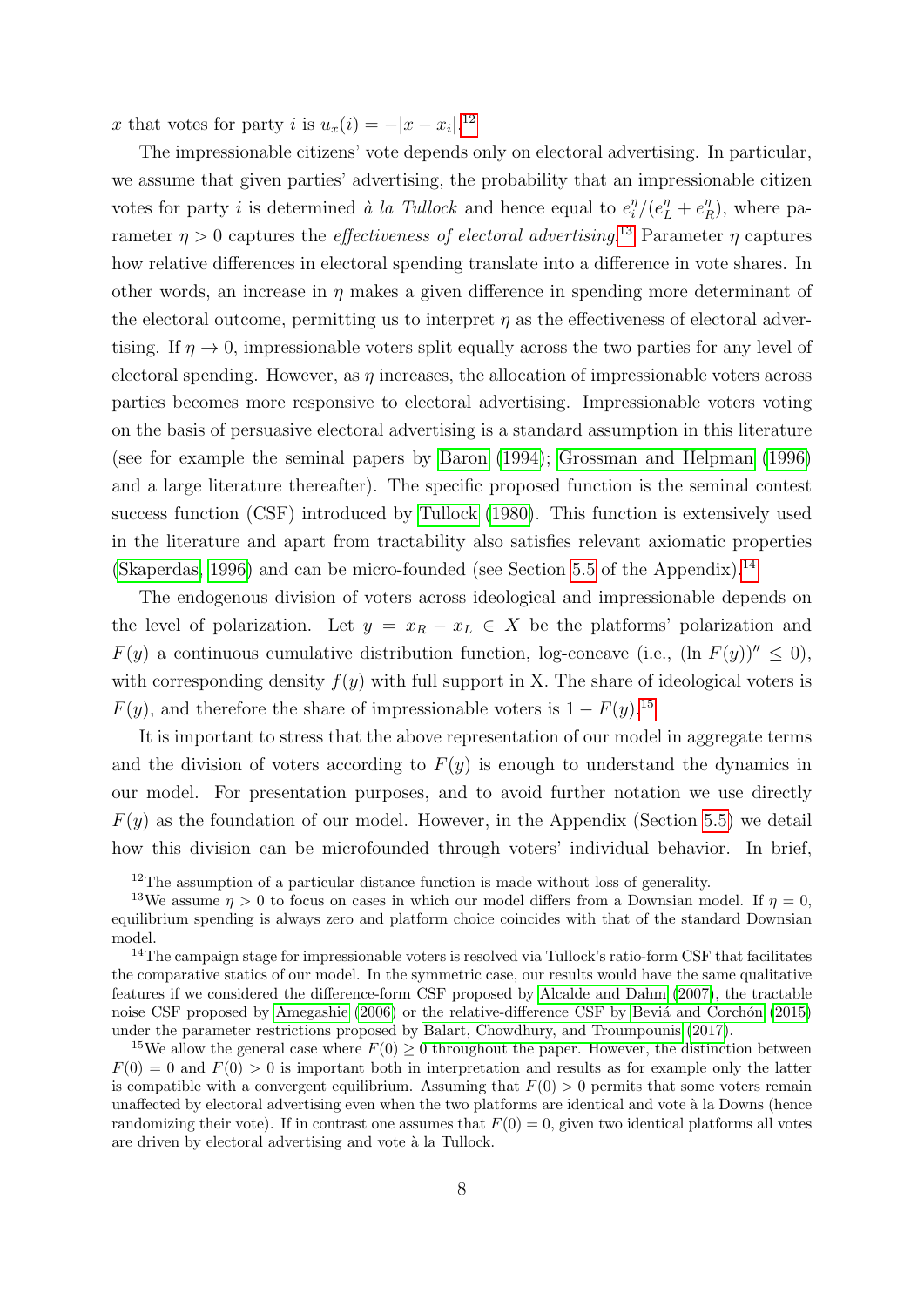$x$ that votes for party $i$ is $u_x(i) = -|x - x_i|$.[12]

The impressionable citizens' vote depends only on electoral advertising. In particular, we assume that given parties' advertising, the probability that an impressionable citizen votes for party $i$ is determined *à la Tullock* and hence equal to $e_i^\eta/(e_L^\eta + e_R^\eta)$, where parameter $\eta > 0$ captures the *effectiveness of electoral advertising*.[13] Parameter $\eta$ captures how relative differences in electoral spending translate into a difference in vote shares. In other words, an increase in $\eta$ makes a given difference in spending more determinant of the electoral outcome, permitting us to interpret $\eta$ as the effectiveness of electoral advertising. If $\eta \to 0$, impressionable voters split equally across the two parties for any level of electoral spending. However, as $\eta$ increases, the allocation of impressionable voters across parties becomes more responsive to electoral advertising. Impressionable voters voting on the basis of persuasive electoral advertising is a standard assumption in this literature (see for example the seminal papers by Baron (1994); Grossman and Helpman (1996) and a large literature thereafter). The specific proposed function is the seminal contest success function (CSF) introduced by Tullock (1980). This function is extensively used in the literature and apart from tractability also satisfies relevant axiomatic properties (Skaperdas, 1996) and can be micro-founded (see Section 5.5 of the Appendix).[14]

The endogenous division of voters across ideological and impressionable depends on the level of polarization. Let $y = x_R - x_L \in X$ be the platforms' polarization and $F(y)$ a continuous cumulative distribution function, log-concave (i.e., $(\ln F(y))'' \leq 0$), with corresponding density $f(y)$ with full support in X. The share of ideological voters is $F(y)$, and therefore the share of impressionable voters is $1 - F(y)$.[15]

It is important to stress that the above representation of our model in aggregate terms and the division of voters according to $F(y)$ is enough to understand the dynamics in our model. For presentation purposes, and to avoid further notation we use directly $F(y)$ as the foundation of our model. However, in the Appendix (Section 5.5) we detail how this division can be microfounded through voters' individual behavior. In brief,

---

[12] The assumption of a particular distance function is made without loss of generality.

[13] We assume $\eta > 0$ to focus on cases in which our model differs from a Downsian model. If $\eta = 0$, equilibrium spending is always zero and platform choice coincides with that of the standard Downsian model.

[14] The campaign stage for impressionable voters is resolved via Tullock's ratio-form CSF that facilitates the comparative statics of our model. In the symmetric case, our results would have the same qualitative features if we considered the difference-form CSF proposed by Alcalde and Dahm (2007), the tractable noise CSF proposed by Amegashie (2006) or the relative-difference CSF by Beviá and Corchón (2015) under the parameter restrictions proposed by Balart, Chowdhury, and Troumpounis (2017).

[15] We allow the general case where $F(0) \geq 0$ throughout the paper. However, the distinction between $F(0) = 0$ and $F(0) > 0$ is important both in interpretation and results as for example only the latter is compatible with a convergent equilibrium. Assuming that $F(0) > 0$ permits that some voters remain unaffected by electoral advertising even when the two platforms are identical and vote à la Downs (hence randomizing their vote). If in contrast one assumes that $F(0) = 0$, given two identical platforms all votes are driven by electoral advertising and vote à la Tullock.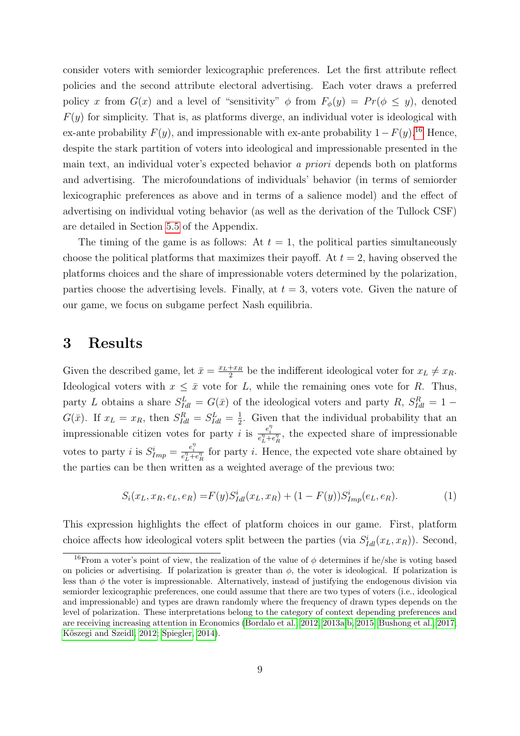consider voters with semiorder lexicographic preferences. Let the first attribute reflect policies and the second attribute electoral advertising. Each voter draws a preferred policy $x$ from $G(x)$ and a level of "sensitivity" $\phi$ from $F_\phi(y) = Pr(\phi \leq y)$, denoted $F(y)$ for simplicity. That is, as platforms diverge, an individual voter is ideological with ex-ante probability $F(y)$, and impressionable with ex-ante probability $1 - F(y)$.[16] Hence, despite the stark partition of voters into ideological and impressionable presented in the main text, an individual voter's expected behavior *a priori* depends both on platforms and advertising. The microfoundations of individuals' behavior (in terms of semiorder lexicographic preferences as above and in terms of a salience model) and the effect of advertising on individual voting behavior (as well as the derivation of the Tullock CSF) are detailed in Section 5.5 of the Appendix.

The timing of the game is as follows: At $t = 1$, the political parties simultaneously choose the political platforms that maximizes their payoff. At $t = 2$, having observed the platforms choices and the share of impressionable voters determined by the polarization, parties choose the advertising levels. Finally, at $t = 3$, voters vote. Given the nature of our game, we focus on subgame perfect Nash equilibria.

# 3 Results

Given the described game, let $\bar{x} = \frac{x_L + x_R}{2}$ be the indifferent ideological voter for $x_L \neq x_R$. Ideological voters with $x \leq \bar{x}$ vote for $L$, while the remaining ones vote for $R$. Thus, party $L$ obtains a share $S^L_{Idl} = G(\bar{x})$ of the ideological voters and party $R$, $S^R_{Idl} = 1 - G(\bar{x})$. If $x_L = x_R$, then $S^R_{Idl} = S^L_{Idl} = \frac{1}{2}$. Given that the individual probability that an impressionable citizen votes for party $i$ is $\frac{e_i^\eta}{e_L^\eta + e_R^\eta}$, the expected share of impressionable votes to party $i$ is $S^i_{Imp} = \frac{e_i^\eta}{e_L^\eta + e_R^\eta}$ for party $i$. Hence, the expected vote share obtained by the parties can be then written as a weighted average of the previous two:

$$S_i(x_L, x_R, e_L, e_R) = F(y) S^i_{Idl}(x_L, x_R) + (1 - F(y)) S^i_{Imp}(e_L, e_R). \tag{1}$$

This expression highlights the effect of platform choices in our game. First, platform choice affects how ideological voters split between the parties (via $S^i_{Idl}(x_L, x_R)$). Second,

[16] From a voter's point of view, the realization of the value of $\phi$ determines if he/she is voting based on policies or advertising. If polarization is greater than $\phi$, the voter is ideological. If polarization is less than $\phi$ the voter is impressionable. Alternatively, instead of justifying the endogenous division via semiorder lexicographic preferences, one could assume that there are two types of voters (i.e., ideological and impressionable) and types are drawn randomly where the frequency of drawn types depends on the level of polarization. These interpretations belong to the category of context depending preferences and are receiving increasing attention in Economics (Bordalo et al., 2012, 2013a,b, 2015; Bushong et al., 2017; Kőszegi and Szeidl, 2012; Spiegler, 2014).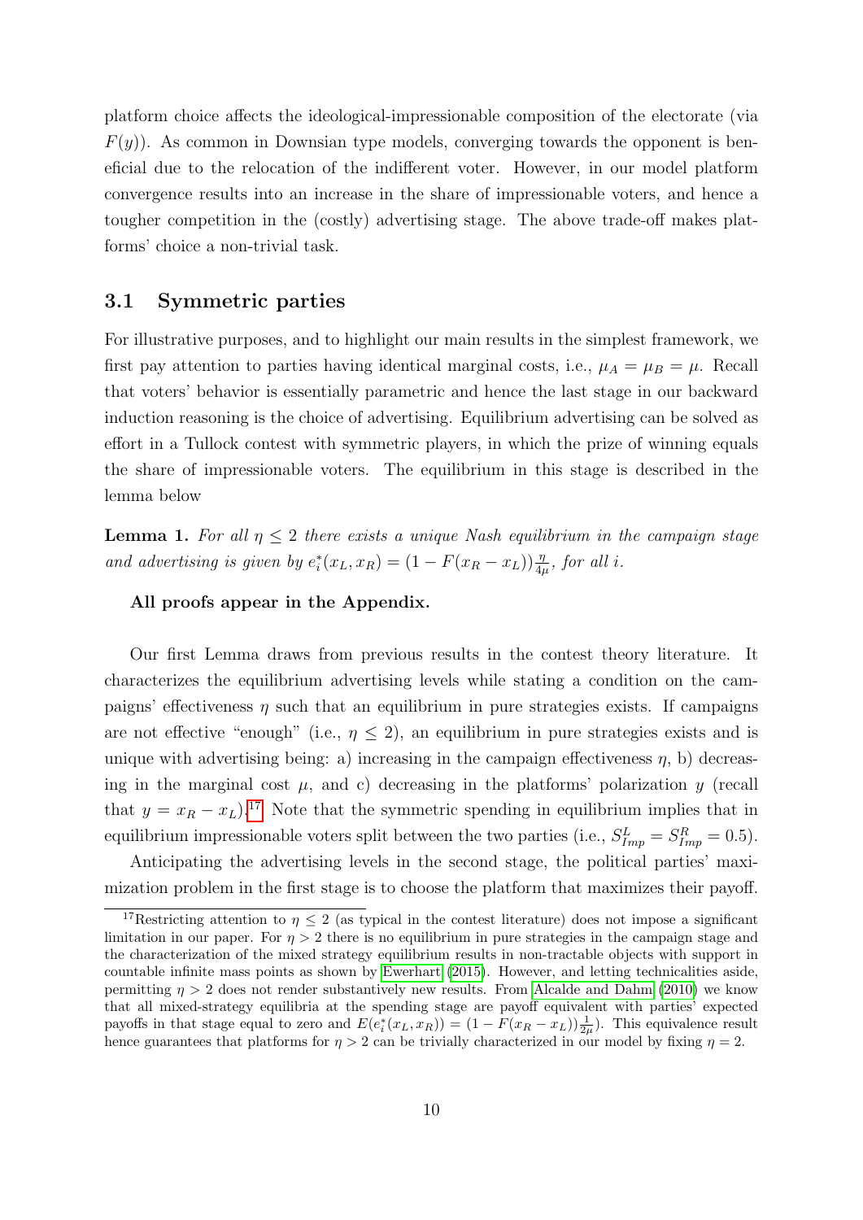platform choice affects the ideological-impressionable composition of the electorate (via $F(y)$). As common in Downsian type models, converging towards the opponent is beneficial due to the relocation of the indifferent voter. However, in our model platform convergence results into an increase in the share of impressionable voters, and hence a tougher competition in the (costly) advertising stage. The above trade-off makes platforms' choice a non-trivial task.

## 3.1 Symmetric parties

For illustrative purposes, and to highlight our main results in the simplest framework, we first pay attention to parties having identical marginal costs, i.e., $\mu_A = \mu_B = \mu$. Recall that voters' behavior is essentially parametric and hence the last stage in our backward induction reasoning is the choice of advertising. Equilibrium advertising can be solved as effort in a Tullock contest with symmetric players, in which the prize of winning equals the share of impressionable voters. The equilibrium in this stage is described in the lemma below

**Lemma 1.** *For all $\eta \leq 2$ there exists a unique Nash equilibrium in the campaign stage and advertising is given by $e_i^*(x_L, x_R) = (1 - F(x_R - x_L))\frac{\eta}{4\mu}$, for all $i$.*

**All proofs appear in the Appendix.**

Our first Lemma draws from previous results in the contest theory literature. It characterizes the equilibrium advertising levels while stating a condition on the campaigns' effectiveness $\eta$ such that an equilibrium in pure strategies exists. If campaigns are not effective "enough" (i.e., $\eta \leq 2$), an equilibrium in pure strategies exists and is unique with advertising being: a) increasing in the campaign effectiveness $\eta$, b) decreasing in the marginal cost $\mu$, and c) decreasing in the platforms' polarization $y$ (recall that $y = x_R - x_L$).[17] Note that the symmetric spending in equilibrium implies that in equilibrium impressionable voters split between the two parties (i.e., $S_{Imp}^L = S_{Imp}^R = 0.5$).

Anticipating the advertising levels in the second stage, the political parties' maximization problem in the first stage is to choose the platform that maximizes their payoff.

[17] Restricting attention to $\eta \leq 2$ (as typical in the contest literature) does not impose a significant limitation in our paper. For $\eta > 2$ there is no equilibrium in pure strategies in the campaign stage and the characterization of the mixed strategy equilibrium results in non-tractable objects with support in countable infinite mass points as shown by Ewerhart (2015). However, and letting technicalities aside, permitting $\eta > 2$ does not render substantively new results. From Alcalde and Dahm (2010) we know that all mixed-strategy equilibria at the spending stage are payoff equivalent with parties' expected payoffs in that stage equal to zero and $E(e_i^*(x_L, x_R)) = (1 - F(x_R - x_L))\frac{1}{2\mu})$. This equivalence result hence guarantees that platforms for $\eta > 2$ can be trivially characterized in our model by fixing $\eta = 2$.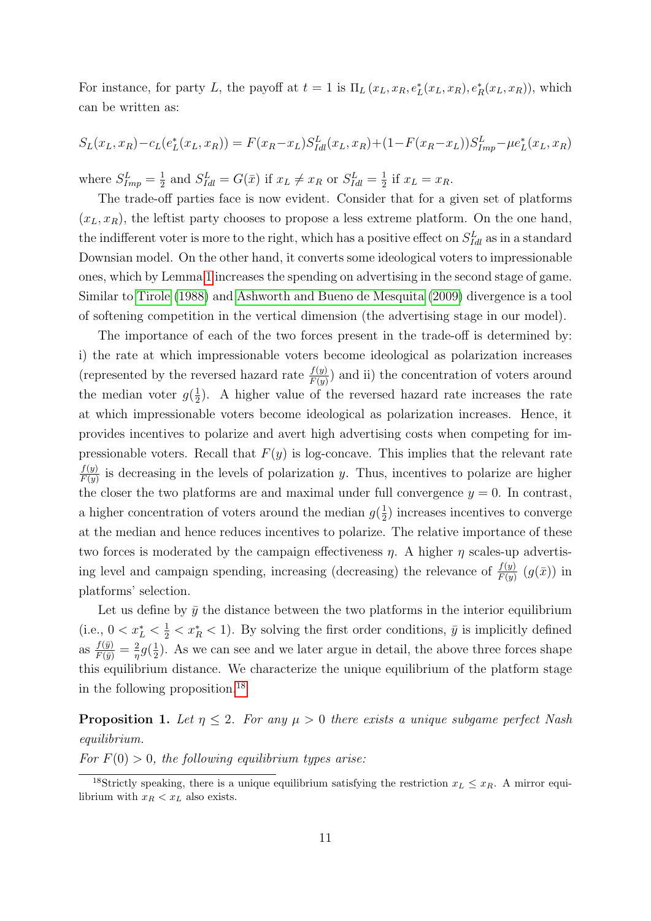For instance, for party $L$, the payoff at $t = 1$ is $\Pi_L(x_L, x_R, e_L^*(x_L, x_R), e_R^*(x_L, x_R))$, which can be written as:

$$S_L(x_L, x_R) - c_L(e_L^*(x_L, x_R)) = F(x_R - x_L) S_{Idl}^L(x_L, x_R) + (1 - F(x_R - x_L)) S_{Imp}^L - \mu e_L^*(x_L, x_R)$$

where $S_{Imp}^L = \frac{1}{2}$ and $S_{Idl}^L = G(\bar{x})$ if $x_L \neq x_R$ or $S_{Idl}^L = \frac{1}{2}$ if $x_L = x_R$.

The trade-off parties face is now evident. Consider that for a given set of platforms $(x_L, x_R)$, the leftist party chooses to propose a less extreme platform. On the one hand, the indifferent voter is more to the right, which has a positive effect on $S_{Idl}^L$ as in a standard Downsian model. On the other hand, it converts some ideological voters to impressionable ones, which by Lemma 1 increases the spending on advertising in the second stage of game. Similar to Tirole (1988) and Ashworth and Bueno de Mesquita (2009) divergence is a tool of softening competition in the vertical dimension (the advertising stage in our model).

The importance of each of the two forces present in the trade-off is determined by: i) the rate at which impressionable voters become ideological as polarization increases (represented by the reversed hazard rate $\frac{f(y)}{F(y)}$) and ii) the concentration of voters around the median voter $g(\frac{1}{2})$. A higher value of the reversed hazard rate increases the rate at which impressionable voters become ideological as polarization increases. Hence, it provides incentives to polarize and avert high advertising costs when competing for impressionable voters. Recall that $F(y)$ is log-concave. This implies that the relevant rate $\frac{f(y)}{F(y)}$ is decreasing in the levels of polarization $y$. Thus, incentives to polarize are higher the closer the two platforms are and maximal under full convergence $y = 0$. In contrast, a higher concentration of voters around the median $g(\frac{1}{2})$ increases incentives to converge at the median and hence reduces incentives to polarize. The relative importance of these two forces is moderated by the campaign effectiveness $\eta$. A higher $\eta$ scales-up advertising level and campaign spending, increasing (decreasing) the relevance of $\frac{f(y)}{F(y)}$ ($g(\bar{x})$) in platforms' selection.

Let us define by $\bar{y}$ the distance between the two platforms in the interior equilibrium (i.e., $0 < x_L^* < \frac{1}{2} < x_R^* < 1$). By solving the first order conditions, $\bar{y}$ is implicitly defined as $\frac{f(\bar{y})}{F(\bar{y})} = \frac{2}{\eta} g(\frac{1}{2})$. As we can see and we later argue in detail, the above three forces shape this equilibrium distance. We characterize the unique equilibrium of the platform stage in the following proposition.[18]

**Proposition 1.** *Let $\eta \leq 2$. For any $\mu > 0$ there exists a unique subgame perfect Nash equilibrium.*

*For $F(0) > 0$, the following equilibrium types arise:*

[18] Strictly speaking, there is a unique equilibrium satisfying the restriction $x_L \leq x_R$. A mirror equilibrium with $x_R < x_L$ also exists.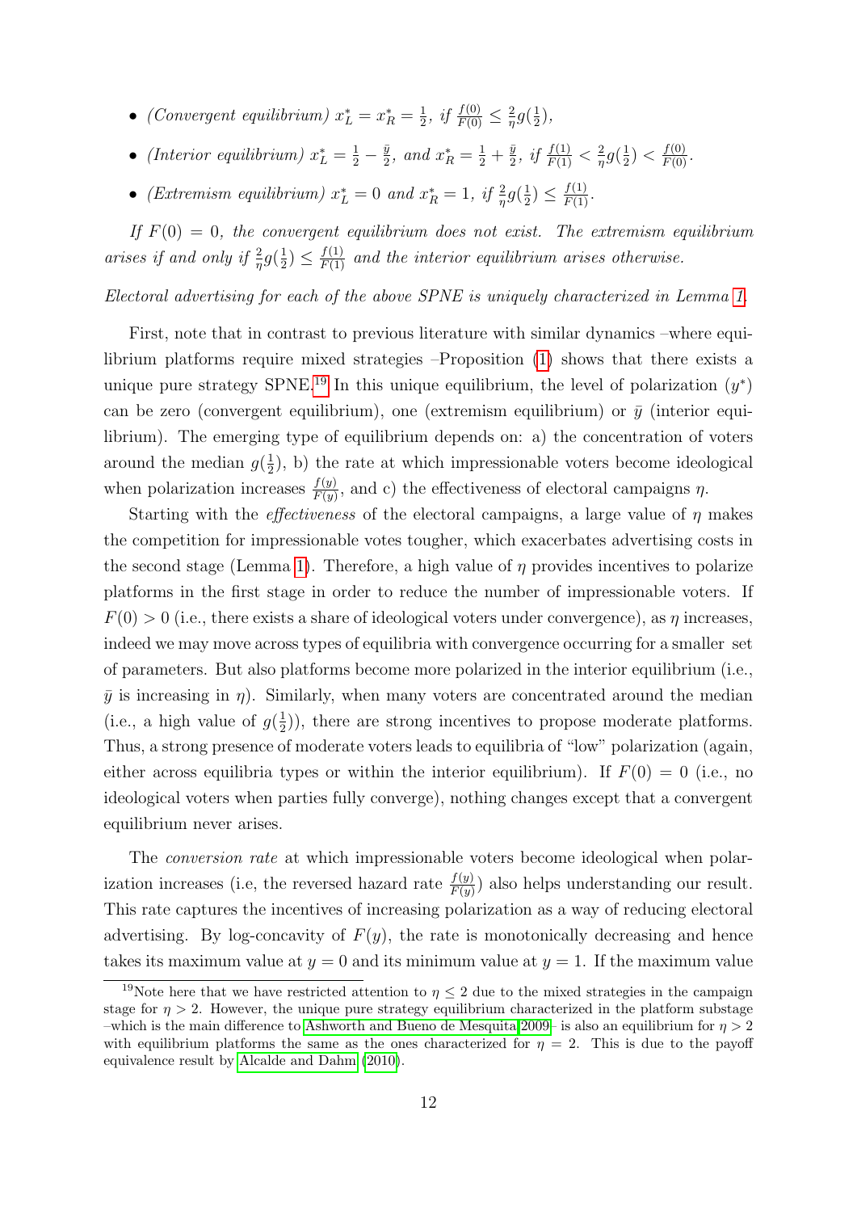- *(Convergent equilibrium)* $x_L^* = x_R^* = \frac{1}{2}$, *if* $\frac{f(0)}{F(0)} \leq \frac{2}{\eta} g(\frac{1}{2})$,
- *(Interior equilibrium)* $x_L^* = \frac{1}{2} - \frac{\bar{y}}{2}$, *and* $x_R^* = \frac{1}{2} + \frac{\bar{y}}{2}$, *if* $\frac{f(1)}{F(1)} < \frac{2}{\eta} g(\frac{1}{2}) < \frac{f(0)}{F(0)}$.
- *(Extremism equilibrium)* $x_L^* = 0$ *and* $x_R^* = 1$, *if* $\frac{2}{\eta} g(\frac{1}{2}) \leq \frac{f(1)}{F(1)}$.

*If* $F(0) = 0$, *the convergent equilibrium does not exist. The extremism equilibrium arises if and only if* $\frac{2}{\eta} g(\frac{1}{2}) \leq \frac{f(1)}{F(1)}$ *and the interior equilibrium arises otherwise.*

*Electoral advertising for each of the above SPNE is uniquely characterized in Lemma 1.*

First, note that in contrast to previous literature with similar dynamics –where equilibrium platforms require mixed strategies –Proposition (1) shows that there exists a unique pure strategy SPNE.[19] In this unique equilibrium, the level of polarization ($y^*$) can be zero (convergent equilibrium), one (extremism equilibrium) or $\bar{y}$ (interior equilibrium). The emerging type of equilibrium depends on: a) the concentration of voters around the median $g(\frac{1}{2})$, b) the rate at which impressionable voters become ideological when polarization increases $\frac{f(y)}{F(y)}$, and c) the effectiveness of electoral campaigns $\eta$.

Starting with the *effectiveness* of the electoral campaigns, a large value of $\eta$ makes the competition for impressionable votes tougher, which exacerbates advertising costs in the second stage (Lemma 1). Therefore, a high value of $\eta$ provides incentives to polarize platforms in the first stage in order to reduce the number of impressionable voters. If $F(0) > 0$ (i.e., there exists a share of ideological voters under convergence), as $\eta$ increases, indeed we may move across types of equilibria with convergence occurring for a smaller set of parameters. But also platforms become more polarized in the interior equilibrium (i.e., $\bar{y}$ is increasing in $\eta$). Similarly, when many voters are concentrated around the median (i.e., a high value of $g(\frac{1}{2})$), there are strong incentives to propose moderate platforms. Thus, a strong presence of moderate voters leads to equilibria of "low" polarization (again, either across equilibria types or within the interior equilibrium). If $F(0) = 0$ (i.e., no ideological voters when parties fully converge), nothing changes except that a convergent equilibrium never arises.

The *conversion rate* at which impressionable voters become ideological when polarization increases (i.e, the reversed hazard rate $\frac{f(y)}{F(y)}$) also helps understanding our result. This rate captures the incentives of increasing polarization as a way of reducing electoral advertising. By log-concavity of $F(y)$, the rate is monotonically decreasing and hence takes its maximum value at $y = 0$ and its minimum value at $y = 1$. If the maximum value

[19] Note here that we have restricted attention to $\eta \leq 2$ due to the mixed strategies in the campaign stage for $\eta > 2$. However, the unique pure strategy equilibrium characterized in the platform substage –which is the main difference to Ashworth and Bueno de Mesquita 2009– is also an equilibrium for $\eta > 2$ with equilibrium platforms the same as the ones characterized for $\eta = 2$. This is due to the payoff equivalence result by Alcalde and Dahm (2010).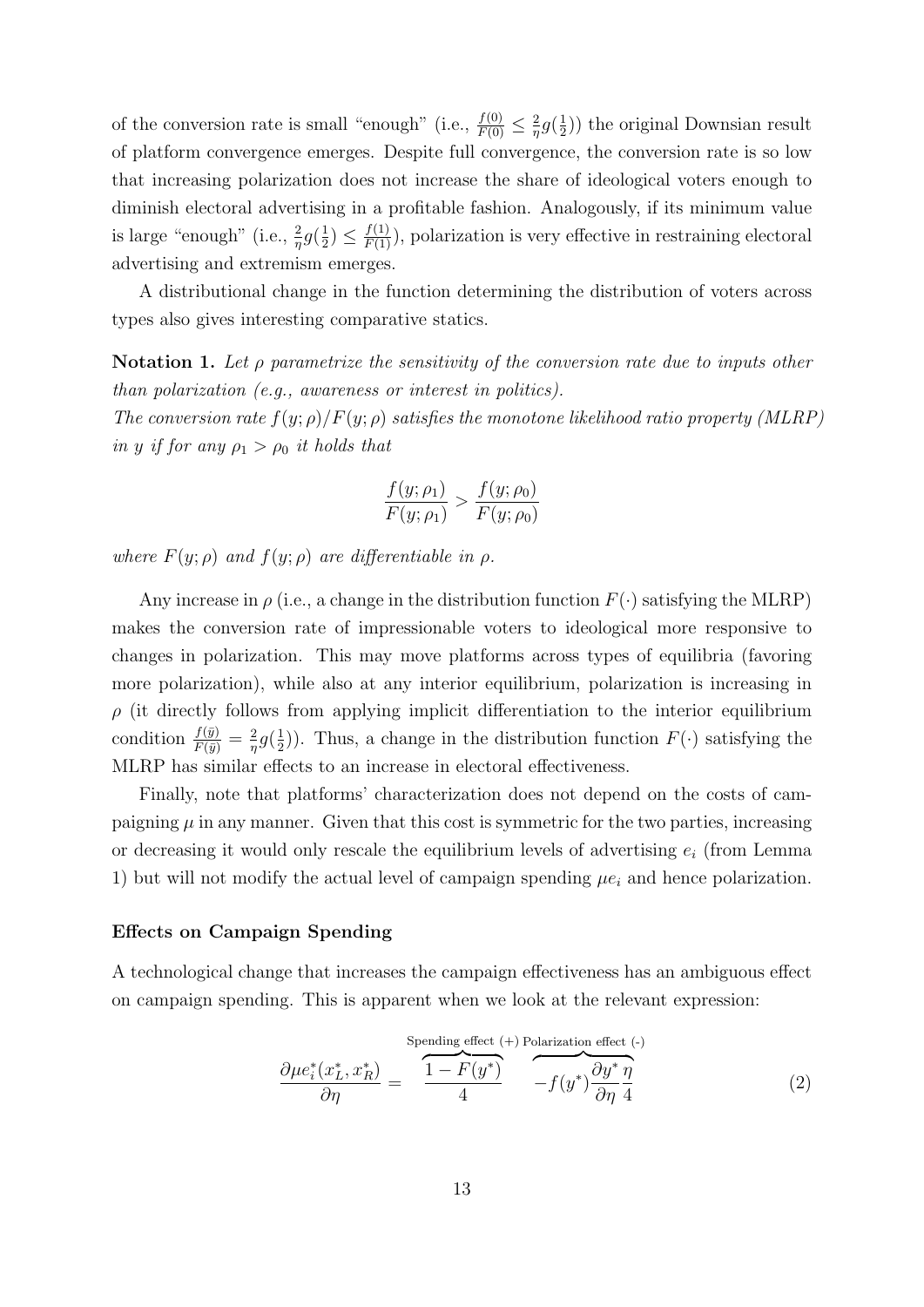of the conversion rate is small "enough" (i.e., $\frac{f(0)}{F(0)} \leq \frac{2}{\eta}g(\frac{1}{2})$) the original Downsian result of platform convergence emerges. Despite full convergence, the conversion rate is so low that increasing polarization does not increase the share of ideological voters enough to diminish electoral advertising in a profitable fashion. Analogously, if its minimum value is large "enough" (i.e., $\frac{2}{\eta}g(\frac{1}{2}) \leq \frac{f(1)}{F(1)}$), polarization is very effective in restraining electoral advertising and extremism emerges.

A distributional change in the function determining the distribution of voters across types also gives interesting comparative statics.

**Notation 1.** *Let $\rho$ parametrize the sensitivity of the conversion rate due to inputs other than polarization (e.g., awareness or interest in politics).*
*The conversion rate $f(y;\rho)/F(y;\rho)$ satisfies the monotone likelihood ratio property (MLRP) in $y$ if for any $\rho_1 > \rho_0$ it holds that*

$$\frac{f(y;\rho_1)}{F(y;\rho_1)} > \frac{f(y;\rho_0)}{F(y;\rho_0)}$$

*where $F(y;\rho)$ and $f(y;\rho)$ are differentiable in $\rho$.*

Any increase in $\rho$ (i.e., a change in the distribution function $F(\cdot)$ satisfying the MLRP) makes the conversion rate of impressionable voters to ideological more responsive to changes in polarization. This may move platforms across types of equilibria (favoring more polarization), while also at any interior equilibrium, polarization is increasing in $\rho$ (it directly follows from applying implicit differentiation to the interior equilibrium condition $\frac{f(\bar{y})}{F(\bar{y})} = \frac{2}{\eta}g(\frac{1}{2})$). Thus, a change in the distribution function $F(\cdot)$ satisfying the MLRP has similar effects to an increase in electoral effectiveness.

Finally, note that platforms' characterization does not depend on the costs of campaigning $\mu$ in any manner. Given that this cost is symmetric for the two parties, increasing or decreasing it would only rescale the equilibrium levels of advertising $e_i$ (from Lemma 1) but will not modify the actual level of campaign spending $\mu e_i$ and hence polarization.

#### Effects on Campaign Spending

A technological change that increases the campaign effectiveness has an ambiguous effect on campaign spending. This is apparent when we look at the relevant expression:

$$\frac{\partial \mu e_i^*(x_L^*, x_R^*)}{\partial \eta} = \overbrace{\frac{1 - F(y^*)}{4}}^{\text{Spending effect } (+)} \overbrace{- f(y^*)\frac{\partial y^*}{\partial \eta}\frac{\eta}{4}}^{\text{Polarization effect } (-)} \tag{2}$$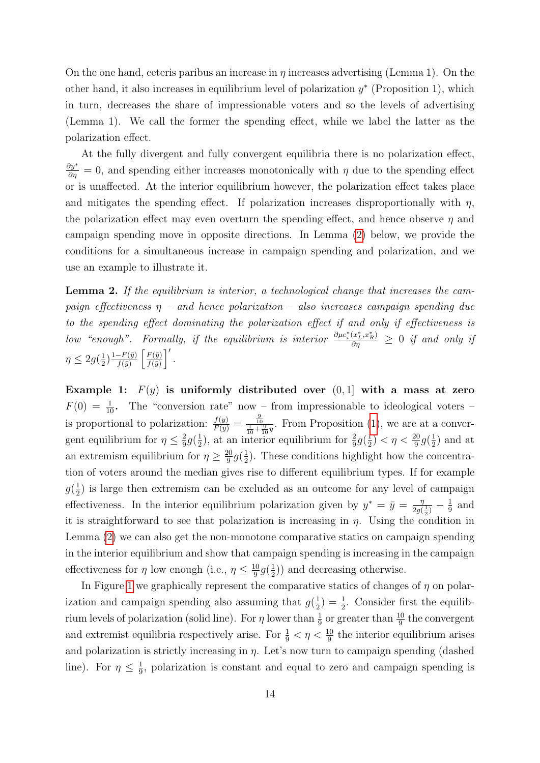On the one hand, ceteris paribus an increase in $\eta$ increases advertising (Lemma 1). On the other hand, it also increases in equilibrium level of polarization $y^*$ (Proposition 1), which in turn, decreases the share of impressionable voters and so the levels of advertising (Lemma 1). We call the former the spending effect, while we label the latter as the polarization effect.

At the fully divergent and fully convergent equilibria there is no polarization effect, $\frac{\partial y^*}{\partial \eta} = 0$, and spending either increases monotonically with $\eta$ due to the spending effect or is unaffected. At the interior equilibrium however, the polarization effect takes place and mitigates the spending effect. If polarization increases disproportionally with $\eta$, the polarization effect may even overturn the spending effect, and hence observe $\eta$ and campaign spending move in opposite directions. In Lemma (2) below, we provide the conditions for a simultaneous increase in campaign spending and polarization, and we use an example to illustrate it.

**Lemma 2.** *If the equilibrium is interior, a technological change that increases the campaign effectiveness $\eta$ – and hence polarization – also increases campaign spending due to the spending effect dominating the polarization effect if and only if effectiveness is low "enough". Formally, if the equilibrium is interior $\frac{\partial \mu e_i^*(x_L^*, x_R^*)}{\partial \eta} \geq 0$ if and only if $\eta \leq 2g(\frac{1}{2})\frac{1-F(\bar{y})}{f(\bar{y})}\left[\frac{F(\bar{y})}{f(\bar{y})}\right]'$.*

**Example 1: $F(y)$ is uniformly distributed over $(0, 1]$ with a mass at zero $F(0) = \frac{1}{10}$.** The "conversion rate" now – from impressionable to ideological voters – is proportional to polarization: $\frac{f(y)}{F(y)} = \frac{\frac{9}{10}}{\frac{1}{10}+\frac{9}{10}y}$. From Proposition (1), we are at a convergent equilibrium for $\eta \leq \frac{2}{9}g(\frac{1}{2})$, at an interior equilibrium for $\frac{2}{9}g(\frac{1}{2}) < \eta < \frac{20}{9}g(\frac{1}{2})$ and at an extremism equilibrium for $\eta \geq \frac{20}{9}g(\frac{1}{2})$. These conditions highlight how the concentration of voters around the median gives rise to different equilibrium types. If for example $g(\frac{1}{2})$ is large then extremism can be excluded as an outcome for any level of campaign effectiveness. In the interior equilibrium polarization given by $y^* = \bar{y} = \frac{\eta}{2g(\frac{1}{2})} - \frac{1}{9}$ and it is straightforward to see that polarization is increasing in $\eta$. Using the condition in Lemma (2) we can also get the non-monotone comparative statics on campaign spending in the interior equilibrium and show that campaign spending is increasing in the campaign effectiveness for $\eta$ low enough (i.e., $\eta \leq \frac{10}{9}g(\frac{1}{2})$) and decreasing otherwise.

In Figure 1 we graphically represent the comparative statics of changes of $\eta$ on polarization and campaign spending also assuming that $g(\frac{1}{2}) = \frac{1}{2}$. Consider first the equilibrium levels of polarization (solid line). For $\eta$ lower than $\frac{1}{9}$ or greater than $\frac{10}{9}$ the convergent and extremist equilibria respectively arise. For $\frac{1}{9} < \eta < \frac{10}{9}$ the interior equilibrium arises and polarization is strictly increasing in $\eta$. Let's now turn to campaign spending (dashed line). For $\eta \leq \frac{1}{9}$, polarization is constant and equal to zero and campaign spending is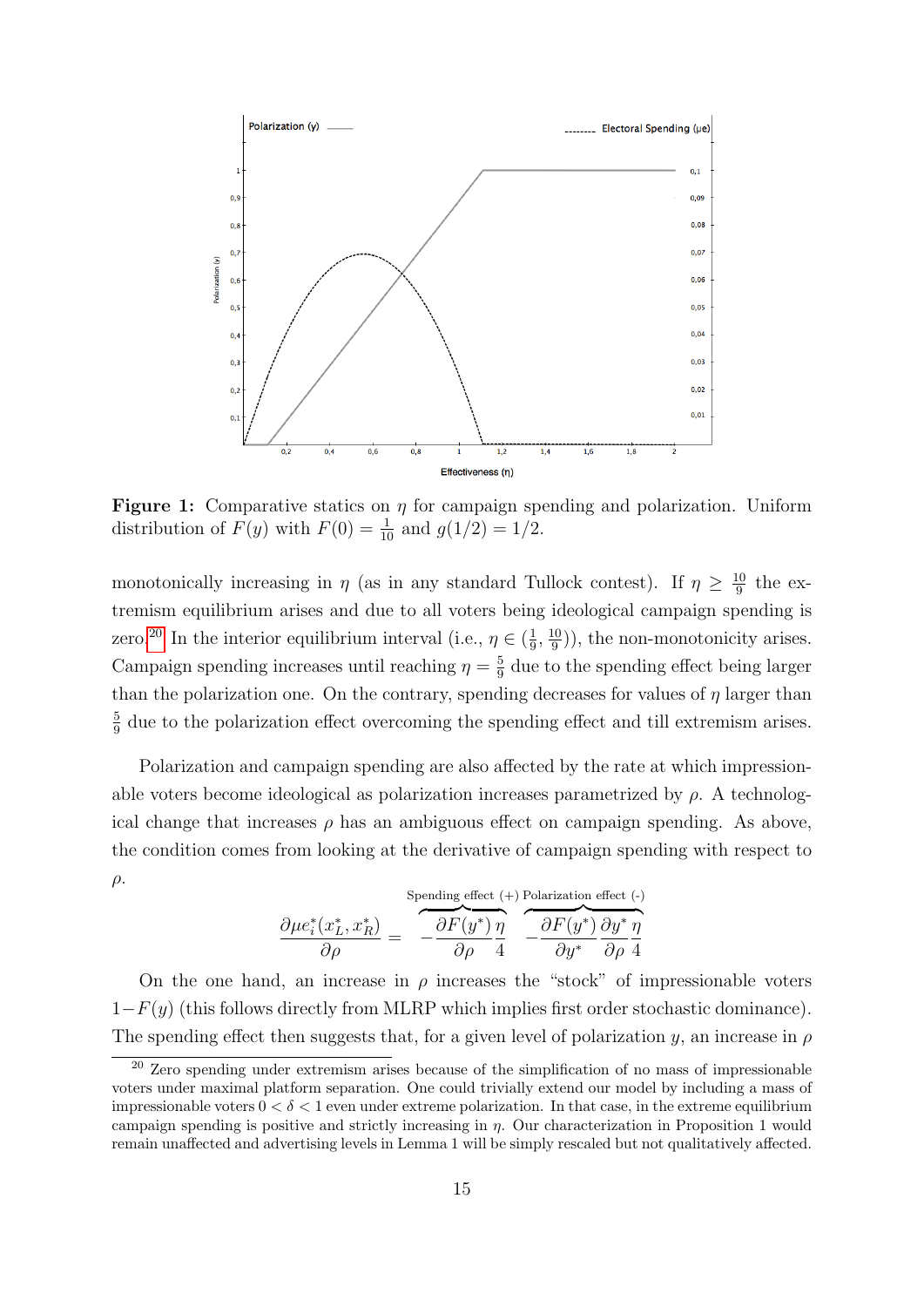**Figure 1:** Comparative statics on $\eta$ for campaign spending and polarization. Uniform distribution of $F(y)$ with $F(0) = \frac{1}{10}$ and $g(1/2) = 1/2$.

monotonically increasing in $\eta$ (as in any standard Tullock contest). If $\eta \geq \frac{10}{9}$ the extremism equilibrium arises and due to all voters being ideological campaign spending is zero.[20] In the interior equilibrium interval (i.e., $\eta \in (\frac{1}{9}, \frac{10}{9})$), the non-monotonicity arises. Campaign spending increases until reaching $\eta = \frac{5}{9}$ due to the spending effect being larger than the polarization one. On the contrary, spending decreases for values of $\eta$ larger than $\frac{5}{9}$ due to the polarization effect overcoming the spending effect and till extremism arises.

Polarization and campaign spending are also affected by the rate at which impressionable voters become ideological as polarization increases parametrized by $\rho$. A technological change that increases $\rho$ has an ambiguous effect on campaign spending. As above, the condition comes from looking at the derivative of campaign spending with respect to $\rho$.

$$\frac{\partial \mu e_i^*(x_L^*, x_R^*)}{\partial \rho} = \overbrace{-\frac{\partial F(y^*)}{\partial \rho}\frac{\eta}{4}}^{\text{Spending effect } (+)} \overbrace{-\frac{\partial F(y^*)}{\partial y^*}\frac{\partial y^*}{\partial \rho}\frac{\eta}{4}}^{\text{Polarization effect } (-)}$$

On the one hand, an increase in $\rho$ increases the "stock" of impressionable voters $1 - F(y)$ (this follows directly from MLRP which implies first order stochastic dominance). The spending effect then suggests that, for a given level of polarization $y$, an increase in $\rho$

[20] Zero spending under extremism arises because of the simplification of no mass of impressionable voters under maximal platform separation. One could trivially extend our model by including a mass of impressionable voters $0 < \delta < 1$ even under extreme polarization. In that case, in the extreme equilibrium campaign spending is positive and strictly increasing in $\eta$. Our characterization in Proposition 1 would remain unaffected and advertising levels in Lemma 1 will be simply rescaled but not qualitatively affected.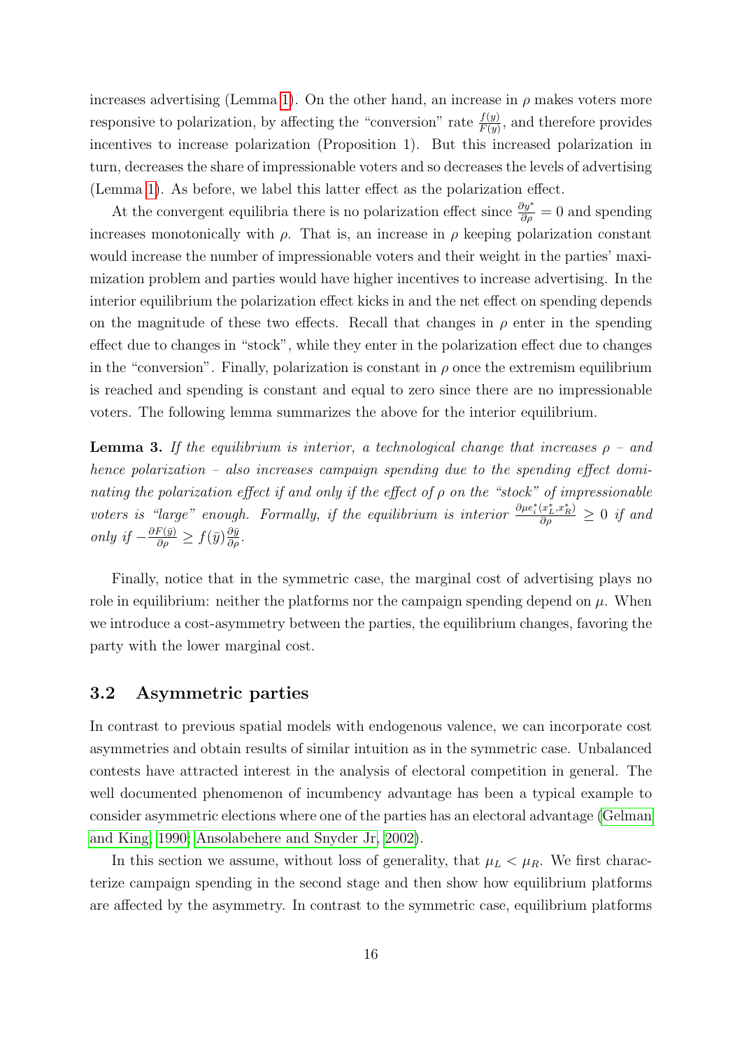increases advertising (Lemma 1). On the other hand, an increase in $\rho$ makes voters more responsive to polarization, by affecting the "conversion" rate $\frac{f(y)}{F(y)}$, and therefore provides incentives to increase polarization (Proposition 1). But this increased polarization in turn, decreases the share of impressionable voters and so decreases the levels of advertising (Lemma 1). As before, we label this latter effect as the polarization effect.

At the convergent equilibria there is no polarization effect since $\frac{\partial y^*}{\partial \rho} = 0$ and spending increases monotonically with $\rho$. That is, an increase in $\rho$ keeping polarization constant would increase the number of impressionable voters and their weight in the parties' maximization problem and parties would have higher incentives to increase advertising. In the interior equilibrium the polarization effect kicks in and the net effect on spending depends on the magnitude of these two effects. Recall that changes in $\rho$ enter in the spending effect due to changes in "stock", while they enter in the polarization effect due to changes in the "conversion". Finally, polarization is constant in $\rho$ once the extremism equilibrium is reached and spending is constant and equal to zero since there are no impressionable voters. The following lemma summarizes the above for the interior equilibrium.

**Lemma 3.** *If the equilibrium is interior, a technological change that increases $\rho$ – and hence polarization – also increases campaign spending due to the spending effect dominating the polarization effect if and only if the effect of $\rho$ on the "stock" of impressionable voters is "large" enough. Formally, if the equilibrium is interior $\frac{\partial \mu e_i^*(x_L^*, x_R^*)}{\partial \rho} \geq 0$ if and only if $-\frac{\partial F(\bar{y})}{\partial \rho} \geq f(\bar{y})\frac{\partial \bar{y}}{\partial \rho}$.*

Finally, notice that in the symmetric case, the marginal cost of advertising plays no role in equilibrium: neither the platforms nor the campaign spending depend on $\mu$. When we introduce a cost-asymmetry between the parties, the equilibrium changes, favoring the party with the lower marginal cost.

## 3.2 Asymmetric parties

In contrast to previous spatial models with endogenous valence, we can incorporate cost asymmetries and obtain results of similar intuition as in the symmetric case. Unbalanced contests have attracted interest in the analysis of electoral competition in general. The well documented phenomenon of incumbency advantage has been a typical example to consider asymmetric elections where one of the parties has an electoral advantage (Gelman and King, 1990; Ansolabehere and Snyder Jr, 2002).

In this section we assume, without loss of generality, that $\mu_L < \mu_R$. We first characterize campaign spending in the second stage and then show how equilibrium platforms are affected by the asymmetry. In contrast to the symmetric case, equilibrium platforms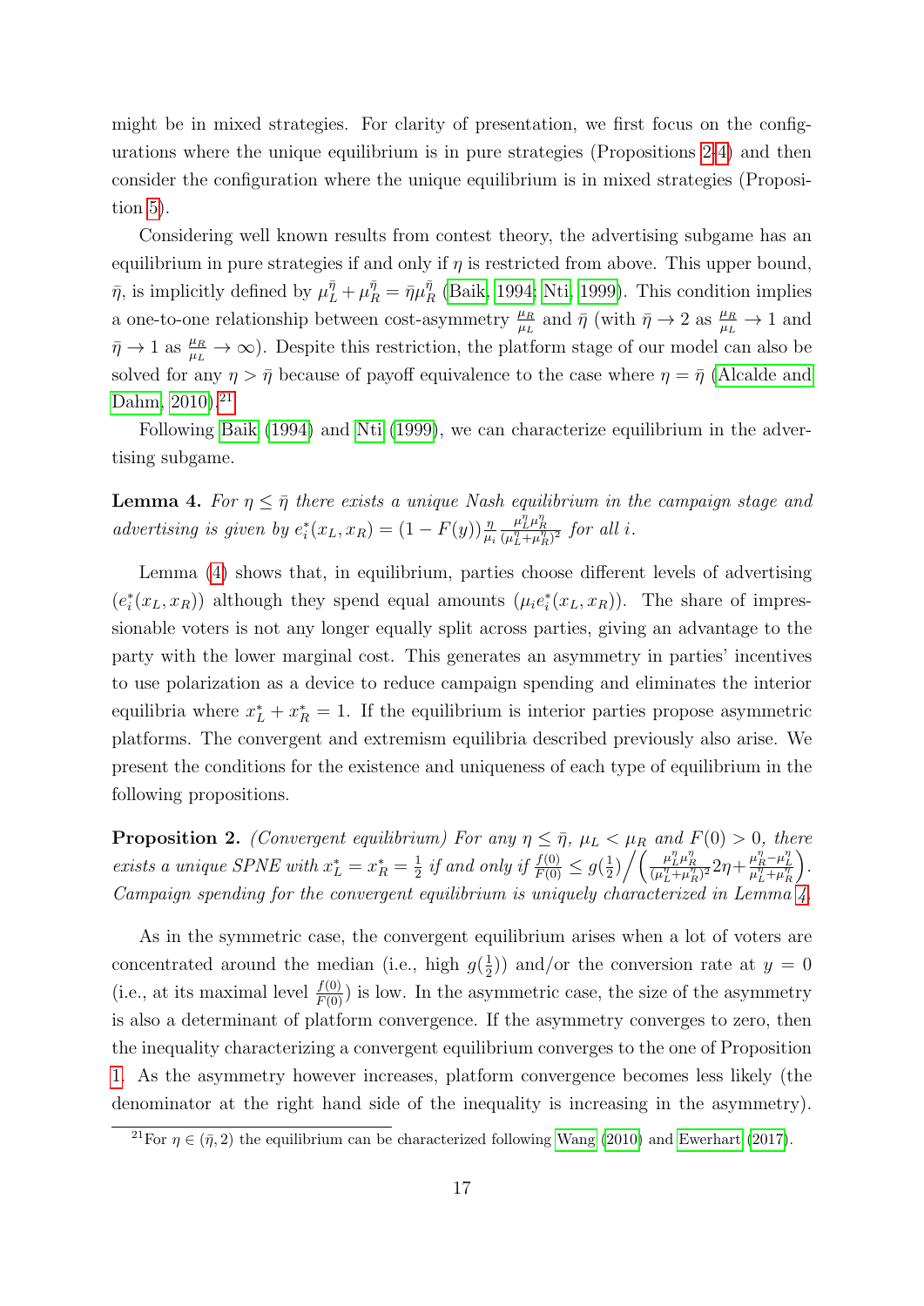might be in mixed strategies. For clarity of presentation, we first focus on the configurations where the unique equilibrium is in pure strategies (Propositions 2-4) and then consider the configuration where the unique equilibrium is in mixed strategies (Proposition 5).

Considering well known results from contest theory, the advertising subgame has an equilibrium in pure strategies if and only if $\eta$ is restricted from above. This upper bound, $\bar{\eta}$, is implicitly defined by $\mu_L^{\bar{\eta}} + \mu_R^{\bar{\eta}} = \bar{\eta}\mu_R^{\bar{\eta}}$ (Baik, 1994; Nti, 1999). This condition implies a one-to-one relationship between cost-asymmetry $\frac{\mu_R}{\mu_L}$ and $\bar{\eta}$ (with $\bar{\eta} \to 2$ as $\frac{\mu_R}{\mu_L} \to 1$ and $\bar{\eta} \to 1$ as $\frac{\mu_R}{\mu_L} \to \infty$). Despite this restriction, the platform stage of our model can also be solved for any $\eta > \bar{\eta}$ because of payoff equivalence to the case where $\eta = \bar{\eta}$ (Alcalde and Dahm, 2010).[21]

Following Baik (1994) and Nti (1999), we can characterize equilibrium in the advertising subgame.

**Lemma 4.** *For $\eta \leq \bar{\eta}$ there exists a unique Nash equilibrium in the campaign stage and advertising is given by $e_i^*(x_L, x_R) = (1 - F(y))\frac{\eta}{\mu_i}\frac{\mu_L^\eta \mu_R^\eta}{(\mu_L^\eta + \mu_R^\eta)^2}$ for all $i$.*

Lemma (4) shows that, in equilibrium, parties choose different levels of advertising ($e_i^*(x_L, x_R)$) although they spend equal amounts ($\mu_i e_i^*(x_L, x_R)$). The share of impressionable voters is not any longer equally split across parties, giving an advantage to the party with the lower marginal cost. This generates an asymmetry in parties' incentives to use polarization as a device to reduce campaign spending and eliminates the interior equilibria where $x_L^* + x_R^* = 1$. If the equilibrium is interior parties propose asymmetric platforms. The convergent and extremism equilibria described previously also arise. We present the conditions for the existence and uniqueness of each type of equilibrium in the following propositions.

**Proposition 2.** *(Convergent equilibrium) For any $\eta \leq \bar{\eta}$, $\mu_L < \mu_R$ and $F(0) > 0$, there exists a unique SPNE with $x_L^* = x_R^* = \frac{1}{2}$ if and only if $\frac{f(0)}{F(0)} \leq g(\frac{1}{2}) \Big/ \left(\frac{\mu_L^\eta \mu_R^\eta}{(\mu_L^\eta + \mu_R^\eta)^2} 2\eta + \frac{\mu_R^\eta - \mu_L^\eta}{\mu_L^\eta + \mu_R^\eta}\right)$. Campaign spending for the convergent equilibrium is uniquely characterized in Lemma 4.*

As in the symmetric case, the convergent equilibrium arises when a lot of voters are concentrated around the median (i.e., high $g(\frac{1}{2})$) and/or the conversion rate at $y = 0$ (i.e., at its maximal level $\frac{f(0)}{F(0)}$) is low. In the asymmetric case, the size of the asymmetry is also a determinant of platform convergence. If the asymmetry converges to zero, then the inequality characterizing a convergent equilibrium converges to the one of Proposition 1. As the asymmetry however increases, platform convergence becomes less likely (the denominator at the right hand side of the inequality is increasing in the asymmetry).

[21] For $\eta \in (\bar{\eta}, 2)$ the equilibrium can be characterized following Wang (2010) and Ewerhart (2017).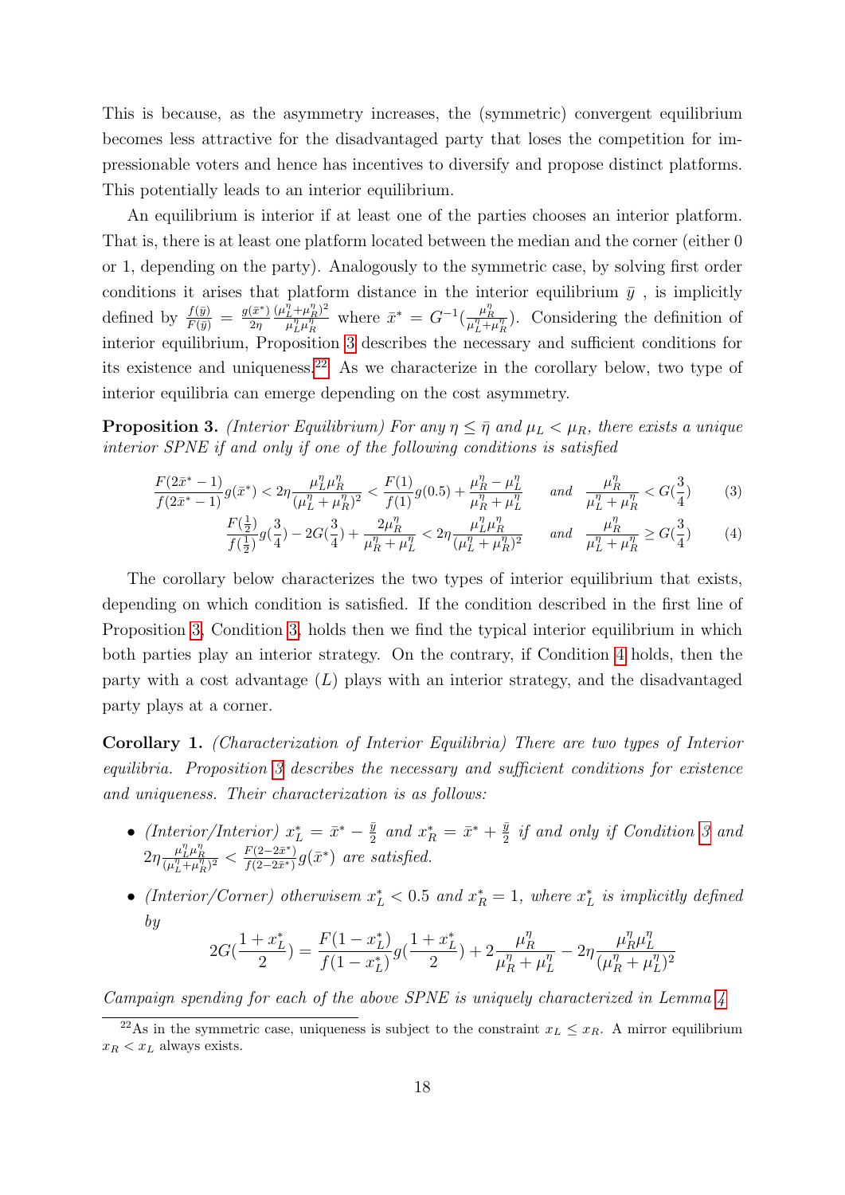This is because, as the asymmetry increases, the (symmetric) convergent equilibrium becomes less attractive for the disadvantaged party that loses the competition for impressionable voters and hence has incentives to diversify and propose distinct platforms. This potentially leads to an interior equilibrium.

An equilibrium is interior if at least one of the parties chooses an interior platform. That is, there is at least one platform located between the median and the corner (either 0 or 1, depending on the party). Analogously to the symmetric case, by solving first order conditions it arises that platform distance in the interior equilibrium $\bar{y}$ , is implicitly defined by $\frac{f(\bar{y})}{F(\bar{y})} = \frac{g(\bar{x}^*)}{2\eta}\frac{(\mu_L^\eta+\mu_R^\eta)^2}{\mu_L^\eta\mu_R^\eta}$ where $\bar{x}^* = G^{-1}(\frac{\mu_R^\eta}{\mu_L^\eta+\mu_R^\eta})$. Considering the definition of interior equilibrium, Proposition 3 describes the necessary and sufficient conditions for its existence and uniqueness.[22] As we characterize in the corollary below, two type of interior equilibria can emerge depending on the cost asymmetry.

**Proposition 3.** *(Interior Equilibrium) For any $\eta \leq \bar{\eta}$ and $\mu_L < \mu_R$, there exists a unique interior SPNE if and only if one of the following conditions is satisfied*

$$\frac{F(2\bar{x}^*-1)}{f(2\bar{x}^*-1)}g(\bar{x}^*) < 2\eta\frac{\mu_L^\eta\mu_R^\eta}{(\mu_L^\eta+\mu_R^\eta)^2} < \frac{F(1)}{f(1)}g(0.5) + \frac{\mu_R^\eta-\mu_L^\eta}{\mu_R^\eta+\mu_L^\eta} \quad \text{and} \quad \frac{\mu_R^\eta}{\mu_L^\eta+\mu_R^\eta} < G(\frac{3}{4}) \tag{3}$$

$$\frac{F(\frac{1}{2})}{f(\frac{1}{2})}g(\frac{3}{4}) - 2G(\frac{3}{4}) + \frac{2\mu_R^\eta}{\mu_R^\eta+\mu_L^\eta} < 2\eta\frac{\mu_L^\eta\mu_R^\eta}{(\mu_L^\eta+\mu_R^\eta)^2} \quad \text{and} \quad \frac{\mu_R^\eta}{\mu_L^\eta+\mu_R^\eta} \geq G(\frac{3}{4}) \tag{4}$$

The corollary below characterizes the two types of interior equilibrium that exists, depending on which condition is satisfied. If the condition described in the first line of Proposition 3, Condition 3, holds then we find the typical interior equilibrium in which both parties play an interior strategy. On the contrary, if Condition 4 holds, then the party with a cost advantage ($L$) plays with an interior strategy, and the disadvantaged party plays at a corner.

**Corollary 1.** *(Characterization of Interior Equilibria) There are two types of Interior equilibria. Proposition 3 describes the necessary and sufficient conditions for existence and uniqueness. Their characterization is as follows:*

- *(Interior/Interior) $x_L^* = \bar{x}^* - \frac{\bar{y}}{2}$ and $x_R^* = \bar{x}^* + \frac{\bar{y}}{2}$ if and only if Condition 3 and $2\eta\frac{\mu_L^\eta\mu_R^\eta}{(\mu_L^\eta+\mu_R^\eta)^2} < \frac{F(2-2\bar{x}^*)}{f(2-2\bar{x}^*)}g(\bar{x}^*)$ are satisfied.*
- *(Interior/Corner) otherwisem $x_L^* < 0.5$ and $x_R^* = 1$, where $x_L^*$ is implicitly defined by*

$$2G(\frac{1+x_L^*}{2}) = \frac{F(1-x_L^*)}{f(1-x_L^*)}g(\frac{1+x_L^*}{2}) + 2\frac{\mu_R^\eta}{\mu_R^\eta+\mu_L^\eta} - 2\eta\frac{\mu_R^\eta\mu_L^\eta}{(\mu_R^\eta+\mu_L^\eta)^2}$$

*Campaign spending for each of the above SPNE is uniquely characterized in Lemma 4.*

[22] As in the symmetric case, uniqueness is subject to the constraint $x_L \leq x_R$. A mirror equilibrium $x_R < x_L$ always exists.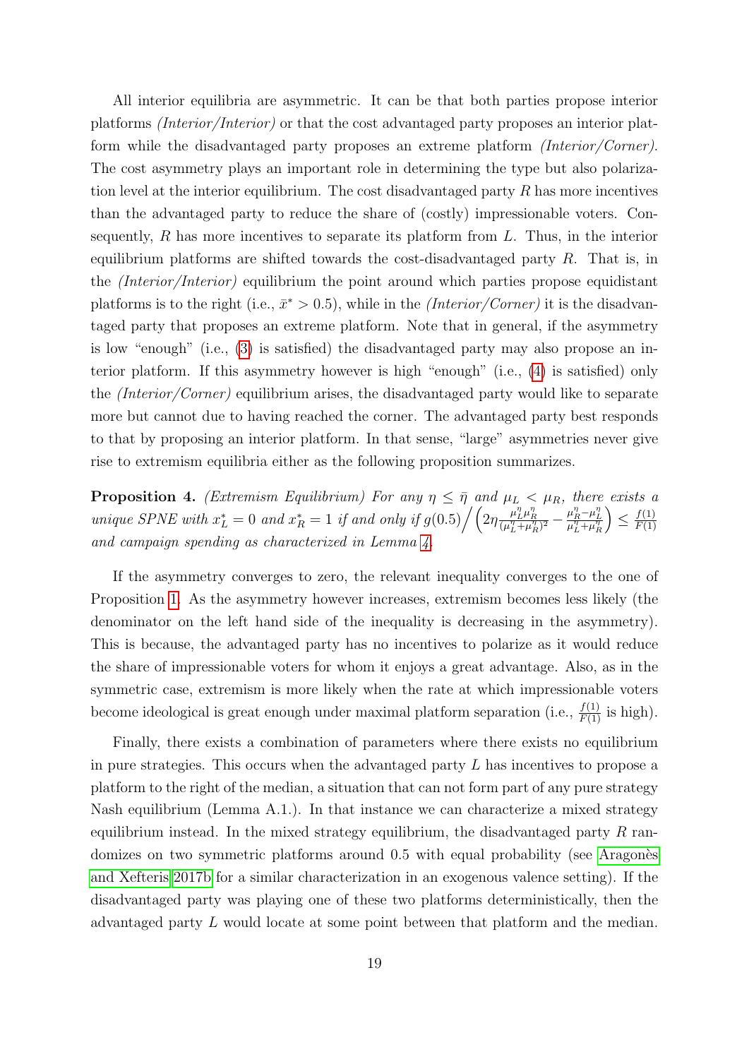All interior equilibria are asymmetric. It can be that both parties propose interior platforms *(Interior/Interior)* or that the cost advantaged party proposes an interior platform while the disadvantaged party proposes an extreme platform *(Interior/Corner)*. The cost asymmetry plays an important role in determining the type but also polarization level at the interior equilibrium. The cost disadvantaged party $R$ has more incentives than the advantaged party to reduce the share of (costly) impressionable voters. Consequently, $R$ has more incentives to separate its platform from $L$. Thus, in the interior equilibrium platforms are shifted towards the cost-disadvantaged party $R$. That is, in the *(Interior/Interior)* equilibrium the point around which parties propose equidistant platforms is to the right (i.e., $\bar{x}^* > 0.5$), while in the *(Interior/Corner)* it is the disadvantaged party that proposes an extreme platform. Note that in general, if the asymmetry is low "enough" (i.e., (3) is satisfied) the disadvantaged party may also propose an interior platform. If this asymmetry however is high "enough" (i.e., (4) is satisfied) only the *(Interior/Corner)* equilibrium arises, the disadvantaged party would like to separate more but cannot due to having reached the corner. The advantaged party best responds to that by proposing an interior platform. In that sense, "large" asymmetries never give rise to extremism equilibria either as the following proposition summarizes.

**Proposition 4.** *(Extremism Equilibrium) For any $\eta \leq \bar{\eta}$ and $\mu_L < \mu_R$, there exists a unique SPNE with $x_L^* = 0$ and $x_R^* = 1$ if and only if $g(0.5) \Big/ \left( 2\eta \frac{\mu_L^\eta \mu_R^\eta}{(\mu_L^\eta + \mu_R^\eta)^2} - \frac{\mu_R^\eta - \mu_L^\eta}{\mu_L^\eta + \mu_R^\eta} \right) \leq \frac{f(1)}{F(1)}$ and campaign spending as characterized in Lemma 4.*

If the asymmetry converges to zero, the relevant inequality converges to the one of Proposition 1. As the asymmetry however increases, extremism becomes less likely (the denominator on the left hand side of the inequality is decreasing in the asymmetry). This is because, the advantaged party has no incentives to polarize as it would reduce the share of impressionable voters for whom it enjoys a great advantage. Also, as in the symmetric case, extremism is more likely when the rate at which impressionable voters become ideological is great enough under maximal platform separation (i.e., $\frac{f(1)}{F(1)}$ is high).

Finally, there exists a combination of parameters where there exists no equilibrium in pure strategies. This occurs when the advantaged party $L$ has incentives to propose a platform to the right of the median, a situation that can not form part of any pure strategy Nash equilibrium (Lemma A.1.). In that instance we can characterize a mixed strategy equilibrium instead. In the mixed strategy equilibrium, the disadvantaged party $R$ randomizes on two symmetric platforms around 0.5 with equal probability (see Aragonès and Xefteris 2017b for a similar characterization in an exogenous valence setting). If the disadvantaged party was playing one of these two platforms deterministically, then the advantaged party $L$ would locate at some point between that platform and the median.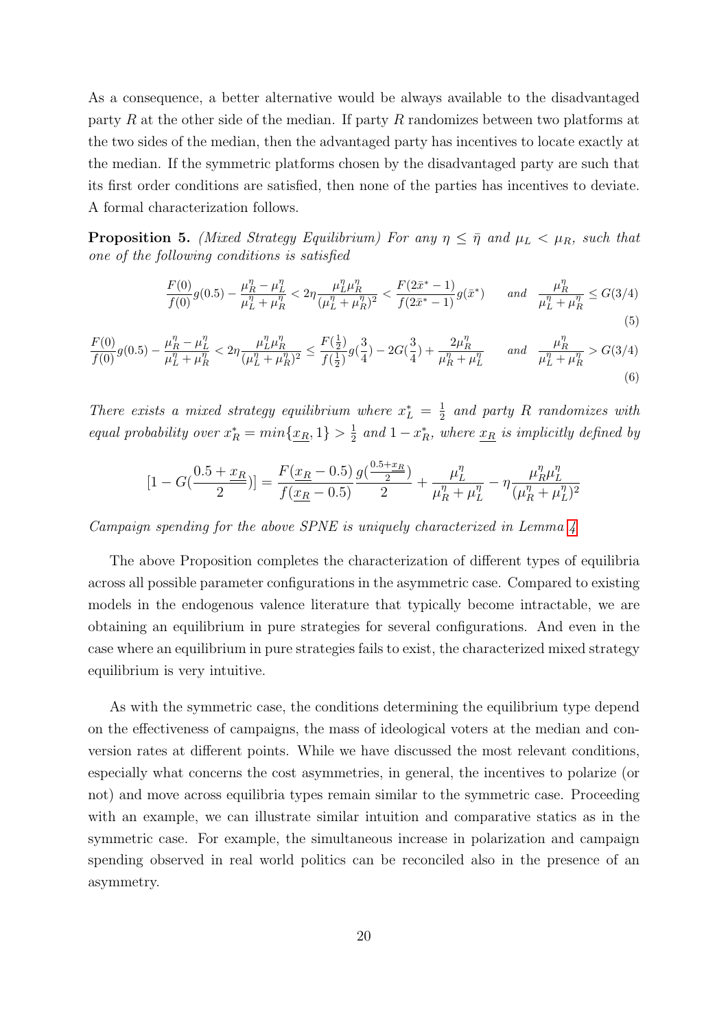As a consequence, a better alternative would be always available to the disadvantaged party $R$ at the other side of the median. If party $R$ randomizes between two platforms at the two sides of the median, then the advantaged party has incentives to locate exactly at the median. If the symmetric platforms chosen by the disadvantaged party are such that its first order conditions are satisfied, then none of the parties has incentives to deviate. A formal characterization follows.

**Proposition 5.** *(Mixed Strategy Equilibrium) For any $\eta \leq \bar{\eta}$ and $\mu_L < \mu_R$, such that one of the following conditions is satisfied*

$$\frac{F(0)}{f(0)}g(0.5) - \frac{\mu_R^\eta - \mu_L^\eta}{\mu_L^\eta + \mu_R^\eta} < 2\eta\frac{\mu_L^\eta \mu_R^\eta}{(\mu_L^\eta + \mu_R^\eta)^2} < \frac{F(2\bar{x}^* - 1)}{f(2\bar{x}^* - 1)}g(\bar{x}^*) \qquad and \quad \frac{\mu_R^\eta}{\mu_L^\eta + \mu_R^\eta} \leq G(3/4) \tag{5}$$

$$\frac{F(0)}{f(0)}g(0.5) - \frac{\mu_R^\eta - \mu_L^\eta}{\mu_L^\eta + \mu_R^\eta} < 2\eta\frac{\mu_L^\eta \mu_R^\eta}{(\mu_L^\eta + \mu_R^\eta)^2} \leq \frac{F(\frac{1}{2})}{f(\frac{1}{2})}g(\frac{3}{4}) - 2G(\frac{3}{4}) + \frac{2\mu_R^\eta}{\mu_R^\eta + \mu_L^\eta} \qquad and \quad \frac{\mu_R^\eta}{\mu_L^\eta + \mu_R^\eta} > G(3/4) \tag{6}$$

*There exists a mixed strategy equilibrium where $x_L^* = \frac{1}{2}$ and party $R$ randomizes with equal probability over $x_R^* = min\{\underline{x_R}, 1\} > \frac{1}{2}$ and $1 - x_R^*$, where $\underline{x_R}$ is implicitly defined by*

$$[1 - G(\frac{0.5 + \underline{x_R}}{2})] = \frac{F(\underline{x_R} - 0.5)}{f(\underline{x_R} - 0.5)}\frac{g(\frac{0.5 + \underline{x_R}}{2})}{2} + \frac{\mu_L^\eta}{\mu_R^\eta + \mu_L^\eta} - \eta\frac{\mu_R^\eta \mu_L^\eta}{(\mu_R^\eta + \mu_L^\eta)^2}$$

*Campaign spending for the above SPNE is uniquely characterized in Lemma 4*

The above Proposition completes the characterization of different types of equilibria across all possible parameter configurations in the asymmetric case. Compared to existing models in the endogenous valence literature that typically become intractable, we are obtaining an equilibrium in pure strategies for several configurations. And even in the case where an equilibrium in pure strategies fails to exist, the characterized mixed strategy equilibrium is very intuitive.

As with the symmetric case, the conditions determining the equilibrium type depend on the effectiveness of campaigns, the mass of ideological voters at the median and conversion rates at different points. While we have discussed the most relevant conditions, especially what concerns the cost asymmetries, in general, the incentives to polarize (or not) and move across equilibria types remain similar to the symmetric case. Proceeding with an example, we can illustrate similar intuition and comparative statics as in the symmetric case. For example, the simultaneous increase in polarization and campaign spending observed in real world politics can be reconciled also in the presence of an asymmetry.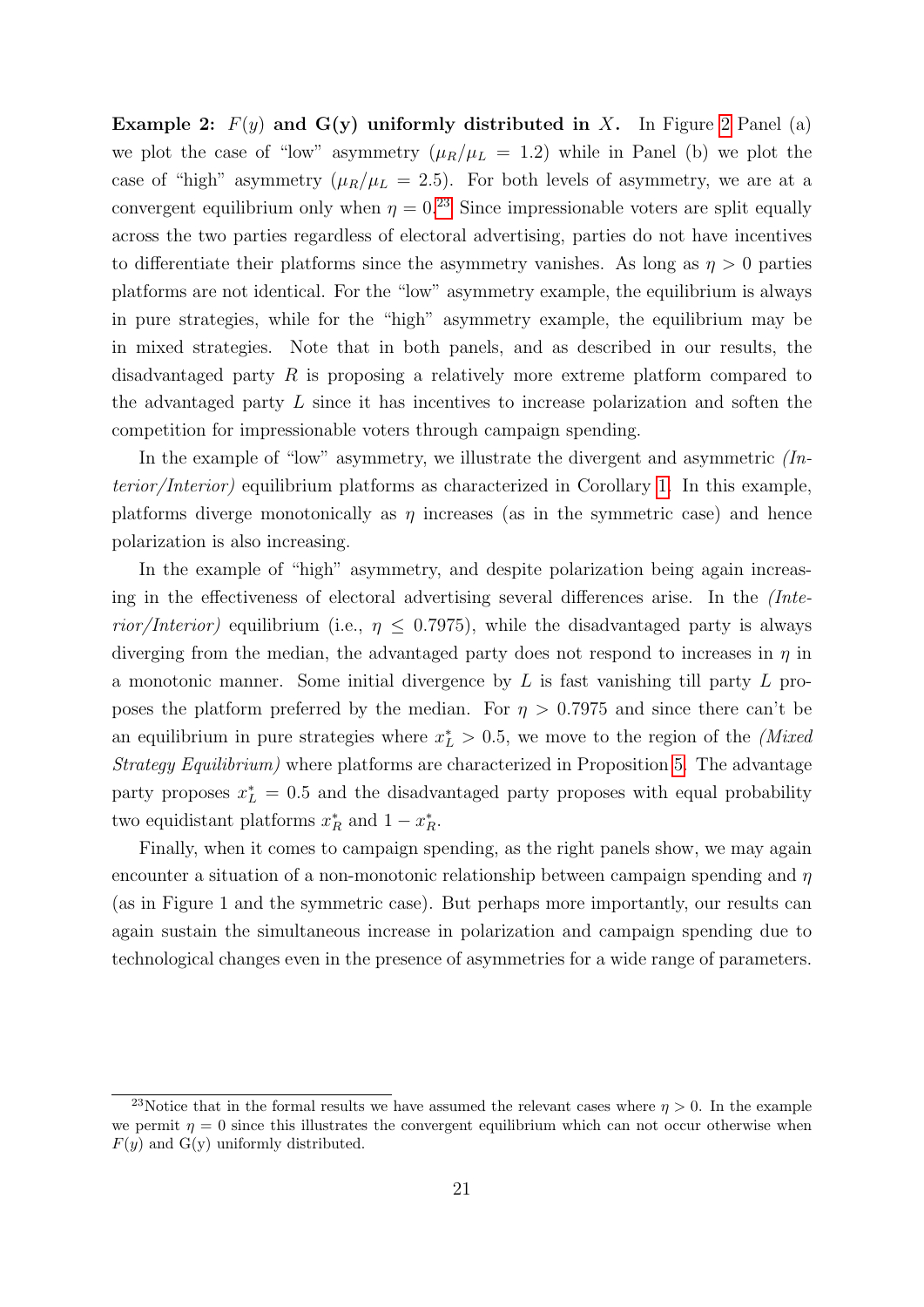**Example 2: $F(y)$ and G(y) uniformly distributed in $X$.** In Figure 2 Panel (a) we plot the case of "low" asymmetry ($\mu_R/\mu_L = 1.2$) while in Panel (b) we plot the case of "high" asymmetry ($\mu_R/\mu_L = 2.5$). For both levels of asymmetry, we are at a convergent equilibrium only when $\eta = 0$.[23] Since impressionable voters are split equally across the two parties regardless of electoral advertising, parties do not have incentives to differentiate their platforms since the asymmetry vanishes. As long as $\eta > 0$ parties platforms are not identical. For the "low" asymmetry example, the equilibrium is always in pure strategies, while for the "high" asymmetry example, the equilibrium may be in mixed strategies. Note that in both panels, and as described in our results, the disadvantaged party $R$ is proposing a relatively more extreme platform compared to the advantaged party $L$ since it has incentives to increase polarization and soften the competition for impressionable voters through campaign spending.

In the example of "low" asymmetry, we illustrate the divergent and asymmetric *(Interior/Interior)* equilibrium platforms as characterized in Corollary 1. In this example, platforms diverge monotonically as $\eta$ increases (as in the symmetric case) and hence polarization is also increasing.

In the example of "high" asymmetry, and despite polarization being again increasing in the effectiveness of electoral advertising several differences arise. In the *(Interior/Interior)* equilibrium (i.e., $\eta \leq 0.7975$), while the disadvantaged party is always diverging from the median, the advantaged party does not respond to increases in $\eta$ in a monotonic manner. Some initial divergence by $L$ is fast vanishing till party $L$ proposes the platform preferred by the median. For $\eta > 0.7975$ and since there can't be an equilibrium in pure strategies where $x_L^* > 0.5$, we move to the region of the *(Mixed Strategy Equilibrium)* where platforms are characterized in Proposition 5. The advantage party proposes $x_L^* = 0.5$ and the disadvantaged party proposes with equal probability two equidistant platforms $x_R^*$ and $1 - x_R^*$.

Finally, when it comes to campaign spending, as the right panels show, we may again encounter a situation of a non-monotonic relationship between campaign spending and $\eta$ (as in Figure 1 and the symmetric case). But perhaps more importantly, our results can again sustain the simultaneous increase in polarization and campaign spending due to technological changes even in the presence of asymmetries for a wide range of parameters.

[23] Notice that in the formal results we have assumed the relevant cases where $\eta > 0$. In the example we permit $\eta = 0$ since this illustrates the convergent equilibrium which can not occur otherwise when $F(y)$ and G(y) uniformly distributed.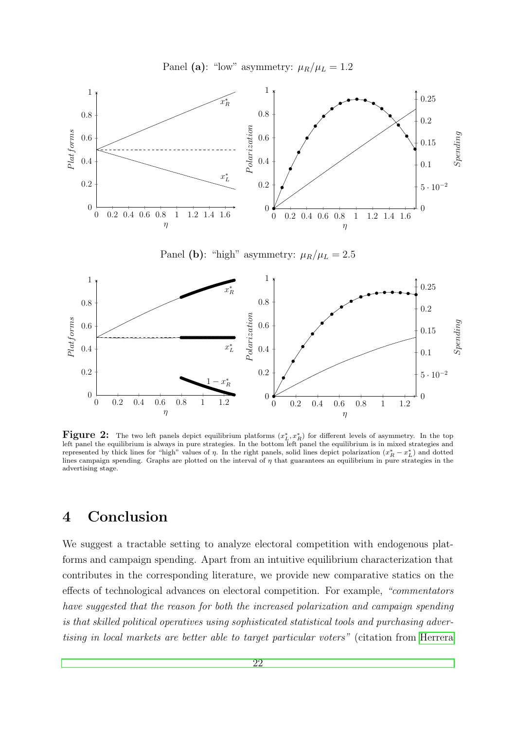Panel **(a)**: "low" asymmetry: $\mu_R/\mu_L = 1.2$

Panel **(b)**: "high" asymmetry: $\mu_R/\mu_L = 2.5$

**Figure 2:** The two left panels depict equilibrium platforms $(x_L^*, x_R^*)$ for different levels of asymmetry. In the top left panel the equilibrium is always in pure strategies. In the bottom left panel the equilibrium is in mixed strategies and represented by thick lines for "high" values of $\eta$. In the right panels, solid lines depict polarization $(x_R^* - x_L^*)$ and dotted lines campaign spending. Graphs are plotted on the interval of $\eta$ that guarantees an equilibrium in pure strategies in the advertising stage.

# 4 Conclusion

We suggest a tractable setting to analyze electoral competition with endogenous platforms and campaign spending. Apart from an intuitive equilibrium characterization that contributes in the corresponding literature, we provide new comparative statics on the effects of technological advances on electoral competition. For example, *"commentators have suggested that the reason for both the increased polarization and campaign spending is that skilled political operatives using sophisticated statistical tools and purchasing advertising in local markets are better able to target particular voters"* (citation from Herrera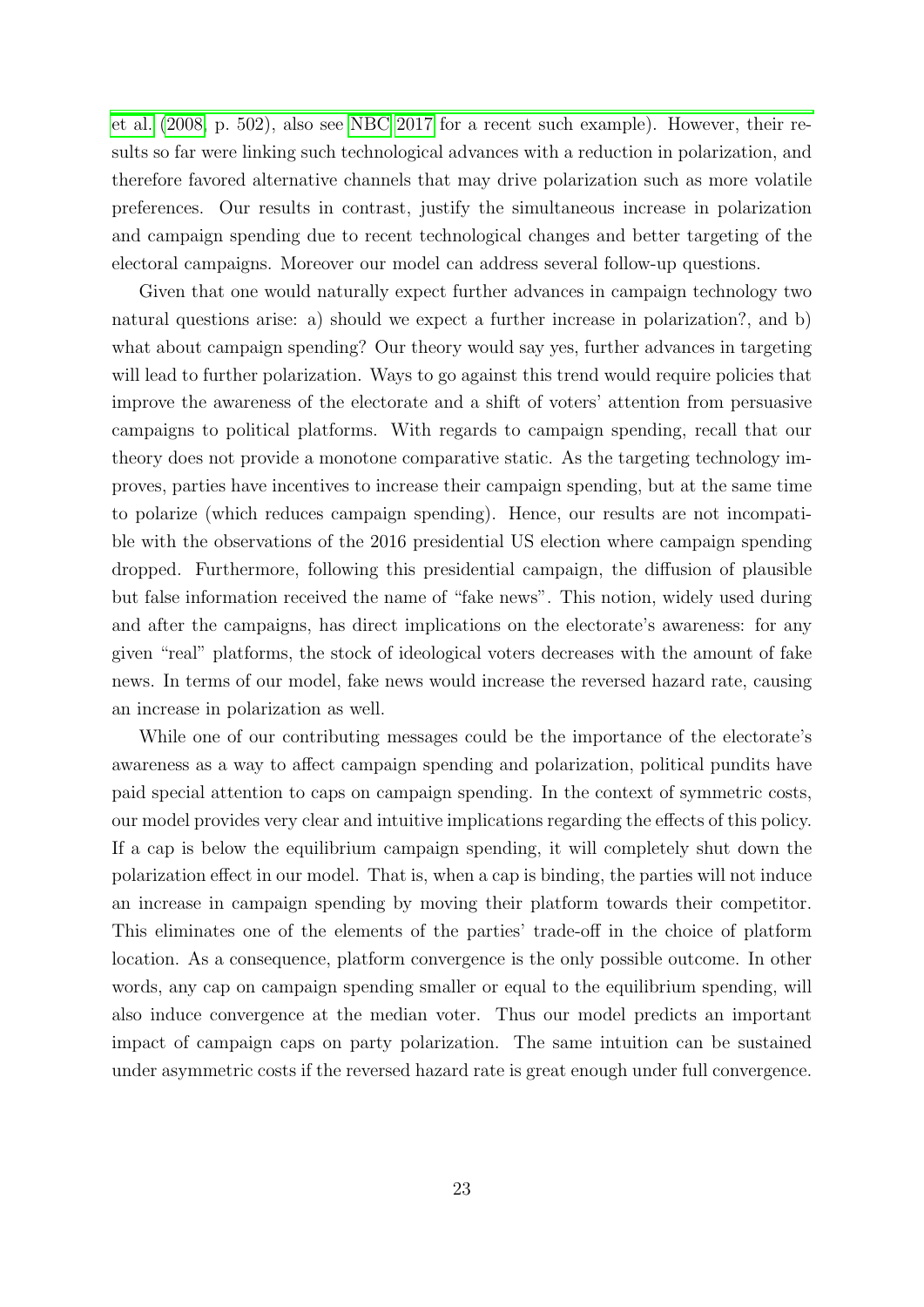et al. (2008, p. 502), also see NBC 2017 for a recent such example). However, their results so far were linking such technological advances with a reduction in polarization, and therefore favored alternative channels that may drive polarization such as more volatile preferences. Our results in contrast, justify the simultaneous increase in polarization and campaign spending due to recent technological changes and better targeting of the electoral campaigns. Moreover our model can address several follow-up questions.

Given that one would naturally expect further advances in campaign technology two natural questions arise: a) should we expect a further increase in polarization?, and b) what about campaign spending? Our theory would say yes, further advances in targeting will lead to further polarization. Ways to go against this trend would require policies that improve the awareness of the electorate and a shift of voters' attention from persuasive campaigns to political platforms. With regards to campaign spending, recall that our theory does not provide a monotone comparative static. As the targeting technology improves, parties have incentives to increase their campaign spending, but at the same time to polarize (which reduces campaign spending). Hence, our results are not incompatible with the observations of the 2016 presidential US election where campaign spending dropped. Furthermore, following this presidential campaign, the diffusion of plausible but false information received the name of "fake news". This notion, widely used during and after the campaigns, has direct implications on the electorate's awareness: for any given "real" platforms, the stock of ideological voters decreases with the amount of fake news. In terms of our model, fake news would increase the reversed hazard rate, causing an increase in polarization as well.

While one of our contributing messages could be the importance of the electorate's awareness as a way to affect campaign spending and polarization, political pundits have paid special attention to caps on campaign spending. In the context of symmetric costs, our model provides very clear and intuitive implications regarding the effects of this policy. If a cap is below the equilibrium campaign spending, it will completely shut down the polarization effect in our model. That is, when a cap is binding, the parties will not induce an increase in campaign spending by moving their platform towards their competitor. This eliminates one of the elements of the parties' trade-off in the choice of platform location. As a consequence, platform convergence is the only possible outcome. In other words, any cap on campaign spending smaller or equal to the equilibrium spending, will also induce convergence at the median voter. Thus our model predicts an important impact of campaign caps on party polarization. The same intuition can be sustained under asymmetric costs if the reversed hazard rate is great enough under full convergence.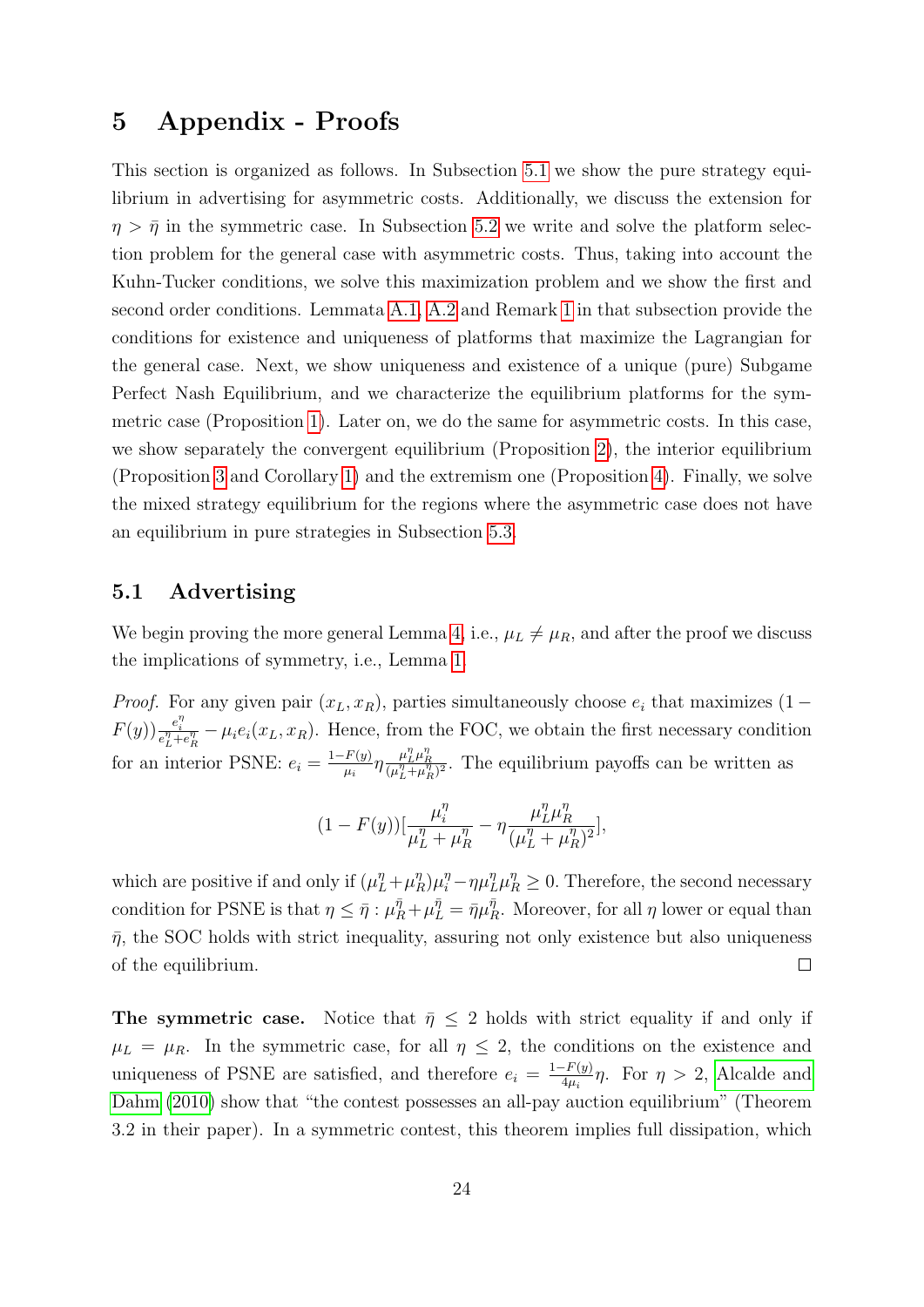# 5 Appendix - Proofs

This section is organized as follows. In Subsection 5.1 we show the pure strategy equilibrium in advertising for asymmetric costs. Additionally, we discuss the extension for $\eta > \bar{\eta}$ in the symmetric case. In Subsection 5.2 we write and solve the platform selection problem for the general case with asymmetric costs. Thus, taking into account the Kuhn-Tucker conditions, we solve this maximization problem and we show the first and second order conditions. Lemmata A.1, A.2 and Remark 1 in that subsection provide the conditions for existence and uniqueness of platforms that maximize the Lagrangian for the general case. Next, we show uniqueness and existence of a unique (pure) Subgame Perfect Nash Equilibrium, and we characterize the equilibrium platforms for the symmetric case (Proposition 1). Later on, we do the same for asymmetric costs. In this case, we show separately the convergent equilibrium (Proposition 2), the interior equilibrium (Proposition 3 and Corollary 1) and the extremism one (Proposition 4). Finally, we solve the mixed strategy equilibrium for the regions where the asymmetric case does not have an equilibrium in pure strategies in Subsection 5.3.

## 5.1 Advertising

We begin proving the more general Lemma 4, i.e., $\mu_L \neq \mu_R$, and after the proof we discuss the implications of symmetry, i.e., Lemma 1.

*Proof.* For any given pair $(x_L, x_R)$, parties simultaneously choose $e_i$ that maximizes $(1 - F(y))\frac{e_i^\eta}{e_L^\eta + e_R^\eta} - \mu_i e_i(x_L, x_R)$. Hence, from the FOC, we obtain the first necessary condition for an interior PSNE: $e_i = \frac{1-F(y)}{\mu_i}\eta\frac{\mu_L^\eta \mu_R^\eta}{(\mu_L^\eta + \mu_R^\eta)^2}$. The equilibrium payoffs can be written as

$$(1 - F(y))[\frac{\mu_i^\eta}{\mu_L^\eta + \mu_R^\eta} - \eta\frac{\mu_L^\eta \mu_R^\eta}{(\mu_L^\eta + \mu_R^\eta)^2}],$$

which are positive if and only if $(\mu_L^\eta + \mu_R^\eta)\mu_i^\eta - \eta\mu_L^\eta\mu_R^\eta \geq 0$. Therefore, the second necessary condition for PSNE is that $\eta \leq \bar{\eta} : \mu_R^{\bar{\eta}} + \mu_L^{\bar{\eta}} = \bar{\eta}\mu_R^{\bar{\eta}}$. Moreover, for all $\eta$ lower or equal than $\bar{\eta}$, the SOC holds with strict inequality, assuring not only existence but also uniqueness of the equilibrium. $\square$

**The symmetric case.** Notice that $\bar{\eta} \leq 2$ holds with strict equality if and only if $\mu_L = \mu_R$. In the symmetric case, for all $\eta \leq 2$, the conditions on the existence and uniqueness of PSNE are satisfied, and therefore $e_i = \frac{1-F(y)}{4\mu_i}\eta$. For $\eta > 2$, Alcalde and Dahm (2010) show that "the contest possesses an all-pay auction equilibrium" (Theorem 3.2 in their paper). In a symmetric contest, this theorem implies full dissipation, which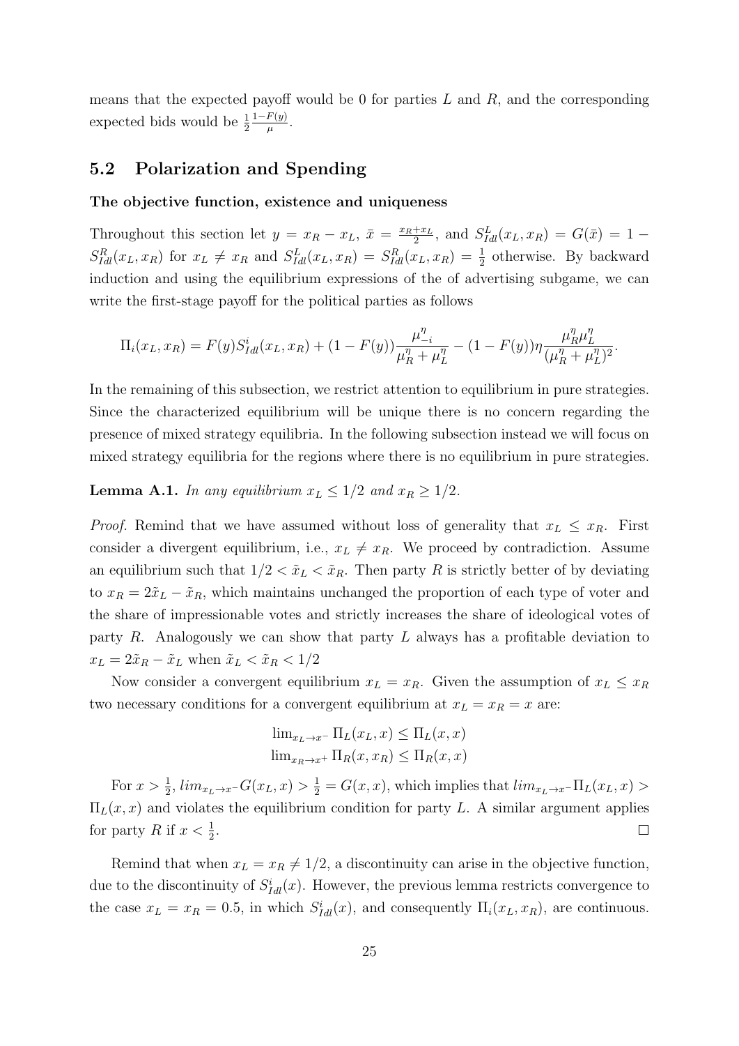means that the expected payoff would be 0 for parties $L$ and $R$, and the corresponding expected bids would be $\frac{1}{2}\frac{1-F(y)}{\mu}$.

## 5.2 Polarization and Spending

**The objective function, existence and uniqueness**

Throughout this section let $y = x_R - x_L$, $\bar{x} = \frac{x_R + x_L}{2}$, and $S^L_{Idl}(x_L, x_R) = G(\bar{x}) = 1 - S^R_{Idl}(x_L, x_R)$ for $x_L \neq x_R$ and $S^L_{Idl}(x_L, x_R) = S^R_{Idl}(x_L, x_R) = \frac{1}{2}$ otherwise. By backward induction and using the equilibrium expressions of the of advertising subgame, we can write the first-stage payoff for the political parties as follows

$$\Pi_i(x_L, x_R) = F(y)S^i_{Idl}(x_L, x_R) + (1 - F(y))\frac{\mu^\eta_{-i}}{\mu^\eta_R + \mu^\eta_L} - (1 - F(y))\eta\frac{\mu^\eta_R \mu^\eta_L}{(\mu^\eta_R + \mu^\eta_L)^2}.$$

In the remaining of this subsection, we restrict attention to equilibrium in pure strategies. Since the characterized equilibrium will be unique there is no concern regarding the presence of mixed strategy equilibria. In the following subsection instead we will focus on mixed strategy equilibria for the regions where there is no equilibrium in pure strategies.

**Lemma A.1.** *In any equilibrium $x_L \leq 1/2$ and $x_R \geq 1/2$.*

*Proof.* Remind that we have assumed without loss of generality that $x_L \leq x_R$. First consider a divergent equilibrium, i.e., $x_L \neq x_R$. We proceed by contradiction. Assume an equilibrium such that $1/2 < \tilde{x}_L < \tilde{x}_R$. Then party $R$ is strictly better of by deviating to $x_R = 2\tilde{x}_L - \tilde{x}_R$, which maintains unchanged the proportion of each type of voter and the share of impressionable votes and strictly increases the share of ideological votes of party $R$. Analogously we can show that party $L$ always has a profitable deviation to $x_L = 2\tilde{x}_R - \tilde{x}_L$ when $\tilde{x}_L < \tilde{x}_R < 1/2$

Now consider a convergent equilibrium $x_L = x_R$. Given the assumption of $x_L \leq x_R$ two necessary conditions for a convergent equilibrium at $x_L = x_R = x$ are:

$$\lim_{x_L \to x^-} \Pi_L(x_L, x) \leq \Pi_L(x, x)$$
$$\lim_{x_R \to x^+} \Pi_R(x, x_R) \leq \Pi_R(x, x)$$

For $x > \frac{1}{2}$, $lim_{x_L \to x^-} G(x_L, x) > \frac{1}{2} = G(x, x)$, which implies that $lim_{x_L \to x^-} \Pi_L(x_L, x) > \Pi_L(x, x)$ and violates the equilibrium condition for party $L$. A similar argument applies for party $R$ if $x < \frac{1}{2}$. $\square$

Remind that when $x_L = x_R \neq 1/2$, a discontinuity can arise in the objective function, due to the discontinuity of $S^i_{Idl}(x)$. However, the previous lemma restricts convergence to the case $x_L = x_R = 0.5$, in which $S^i_{Idl}(x)$, and consequently $\Pi_i(x_L, x_R)$, are continuous.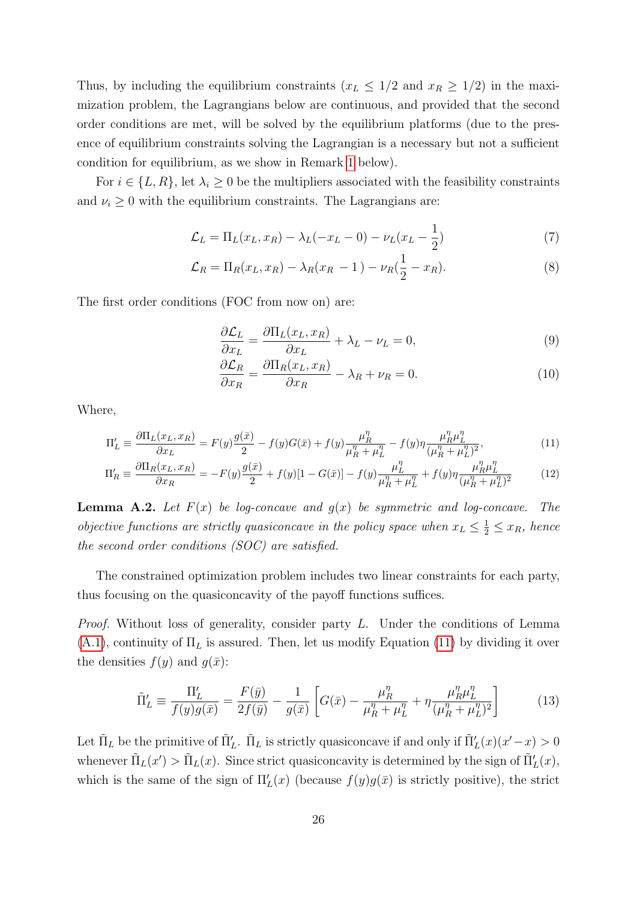Thus, by including the equilibrium constraints ($x_L \leq 1/2$ and $x_R \geq 1/2$) in the maximization problem, the Lagrangians below are continuous, and provided that the second order conditions are met, will be solved by the equilibrium platforms (due to the presence of equilibrium constraints solving the Lagrangian is a necessary but not a sufficient condition for equilibrium, as we show in Remark 1 below).

For $i \in \{L, R\}$, let $\lambda_i \geq 0$ be the multipliers associated with the feasibility constraints and $\nu_i \geq 0$ with the equilibrium constraints. The Lagrangians are:

$$\mathcal{L}_L = \Pi_L(x_L, x_R) - \lambda_L(-x_L - 0) - \nu_L(x_L - \frac{1}{2}) \tag{7}$$

$$\mathcal{L}_R = \Pi_R(x_L, x_R) - \lambda_R(x_R - 1) - \nu_R(\frac{1}{2} - x_R). \tag{8}$$

The first order conditions (FOC from now on) are:

$$\frac{\partial \mathcal{L}_L}{\partial x_L} = \frac{\partial \Pi_L(x_L, x_R)}{\partial x_L} + \lambda_L - \nu_L = 0, \tag{9}$$

$$\frac{\partial \mathcal{L}_R}{\partial x_R} = \frac{\partial \Pi_R(x_L, x_R)}{\partial x_R} - \lambda_R + \nu_R = 0. \tag{10}$$

Where,

$$\Pi'_L \equiv \frac{\partial \Pi_L(x_L, x_R)}{\partial x_L} = F(y)\frac{g(\bar{x})}{2} - f(y)G(\bar{x}) + f(y)\frac{\mu_R^\eta}{\mu_R^\eta + \mu_L^\eta} - f(y)\eta\frac{\mu_R^\eta \mu_L^\eta}{(\mu_R^\eta + \mu_L^\eta)^2}, \tag{11}$$

$$\Pi'_R \equiv \frac{\partial \Pi_R(x_L, x_R)}{\partial x_R} = -F(y)\frac{g(\bar{x})}{2} + f(y)[1 - G(\bar{x})] - f(y)\frac{\mu_L^\eta}{\mu_R^\eta + \mu_L^\eta} + f(y)\eta\frac{\mu_R^\eta \mu_L^\eta}{(\mu_R^\eta + \mu_L^\eta)^2} \tag{12}$$

**Lemma A.2.** *Let $F(x)$ be log-concave and $g(x)$ be symmetric and log-concave. The objective functions are strictly quasiconcave in the policy space when $x_L \leq \frac{1}{2} \leq x_R$, hence the second order conditions (SOC) are satisfied.*

The constrained optimization problem includes two linear constraints for each party, thus focusing on the quasiconcavity of the payoff functions suffices.

*Proof.* Without loss of generality, consider party $L$. Under the conditions of Lemma (A.1), continuity of $\Pi_L$ is assured. Then, let us modify Equation (11) by dividing it over the densities $f(y)$ and $g(\bar{x})$:

$$\tilde{\Pi}'_L \equiv \frac{\Pi'_L}{f(y)g(\bar{x})} = \frac{F(\bar{y})}{2f(\bar{y})} - \frac{1}{g(\bar{x})}\left[G(\bar{x}) - \frac{\mu_R^\eta}{\mu_R^\eta + \mu_L^\eta} + \eta\frac{\mu_R^\eta \mu_L^\eta}{(\mu_R^\eta + \mu_L^\eta)^2}\right] \tag{13}$$

Let $\tilde{\Pi}_L$ be the primitive of $\tilde{\Pi}'_L$. $\tilde{\Pi}_L$ is strictly quasiconcave if and only if $\tilde{\Pi}'_L(x)(x' - x) > 0$ whenever $\tilde{\Pi}_L(x') > \tilde{\Pi}_L(x)$. Since strict quasiconcavity is determined by the sign of $\tilde{\Pi}'_L(x)$, which is the same of the sign of $\Pi'_L(x)$ (because $f(y)g(\bar{x})$ is strictly positive), the strict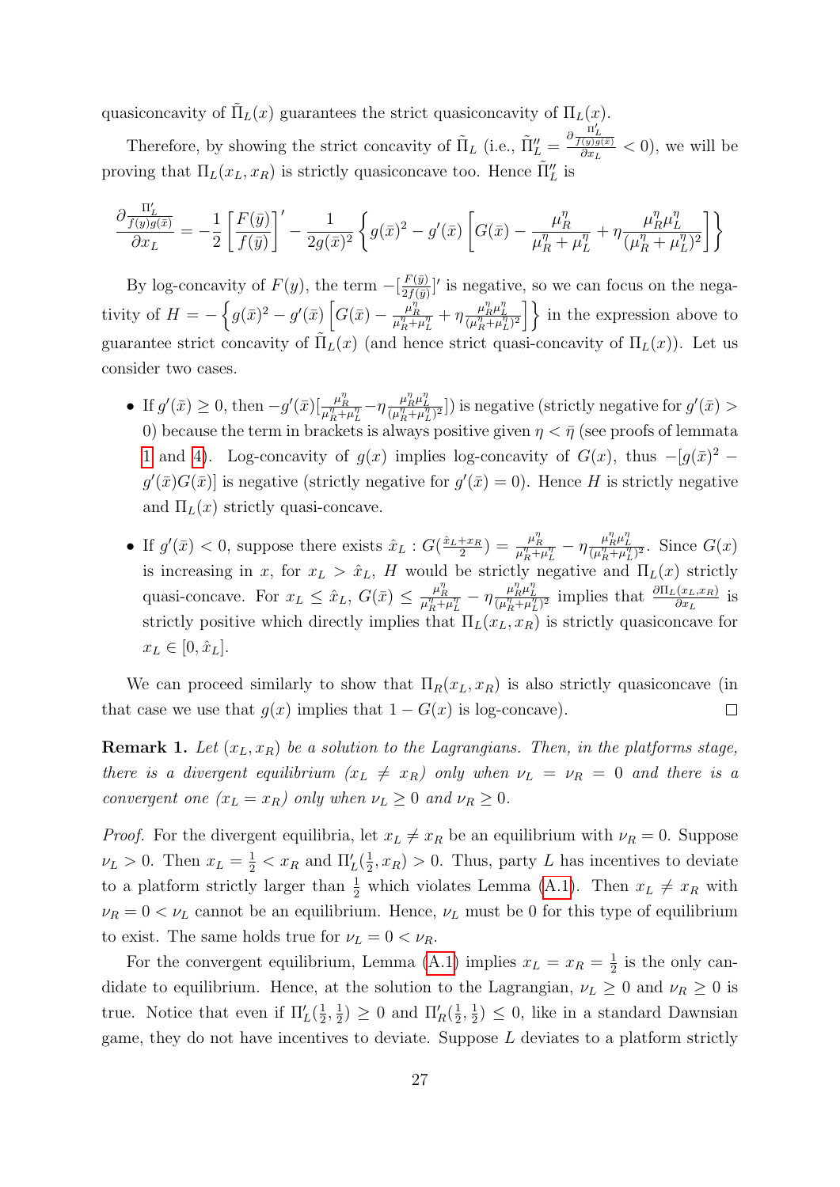quasiconcavity of $\tilde{\Pi}_L(x)$ guarantees the strict quasiconcavity of $\Pi_L(x)$.

Therefore, by showing the strict concavity of $\tilde{\Pi}_L$ (i.e., $\tilde{\Pi}_L'' = \frac{\partial \frac{\Pi_L'}{f(y)g(\bar{x})}}{\partial x_L} < 0$), we will be proving that $\Pi_L(x_L, x_R)$ is strictly quasiconcave too. Hence $\tilde{\Pi}_L''$ is

$$\frac{\partial \frac{\Pi_L'}{f(y)g(\bar{x})}}{\partial x_L} = -\frac{1}{2}\left[\frac{F(\bar{y})}{f(\bar{y})}\right]' - \frac{1}{2g(\bar{x})^2}\left\{g(\bar{x})^2 - g'(\bar{x})\left[G(\bar{x}) - \frac{\mu_R^\eta}{\mu_R^\eta + \mu_L^\eta} + \eta\frac{\mu_R^\eta \mu_L^\eta}{(\mu_R^\eta + \mu_L^\eta)^2}\right]\right\}$$

By log-concavity of $F(y)$, the term $-[\frac{F(\bar{y})}{2f(\bar{y})}]'$ is negative, so we can focus on the negativity of $H = -\left\{g(\bar{x})^2 - g'(\bar{x})\left[G(\bar{x}) - \frac{\mu_R^\eta}{\mu_R^\eta + \mu_L^\eta} + \eta\frac{\mu_R^\eta \mu_L^\eta}{(\mu_R^\eta + \mu_L^\eta)^2}\right]\right\}$ in the expression above to guarantee strict concavity of $\tilde{\Pi}_L(x)$ (and hence strict quasi-concavity of $\Pi_L(x)$). Let us consider two cases.

- If $g'(\bar{x}) \geq 0$, then $-g'(\bar{x})[\frac{\mu_R^\eta}{\mu_R^\eta + \mu_L^\eta} - \eta\frac{\mu_R^\eta \mu_L^\eta}{(\mu_R^\eta + \mu_L^\eta)^2}])$ is negative (strictly negative for $g'(\bar{x}) > 0$) because the term in brackets is always positive given $\eta < \bar{\eta}$ (see proofs of lemmata 1 and 4). Log-concavity of $g(x)$ implies log-concavity of $G(x)$, thus $-[g(\bar{x})^2 - g'(\bar{x})G(\bar{x})]$ is negative (strictly negative for $g'(\bar{x}) = 0$). Hence $H$ is strictly negative and $\Pi_L(x)$ strictly quasi-concave.
- If $g'(\bar{x}) < 0$, suppose there exists $\hat{x}_L : G(\frac{\hat{x}_L + x_R}{2}) = \frac{\mu_R^\eta}{\mu_R^\eta + \mu_L^\eta} - \eta\frac{\mu_R^\eta \mu_L^\eta}{(\mu_R^\eta + \mu_L^\eta)^2}$. Since $G(x)$ is increasing in $x$, for $x_L > \hat{x}_L$, $H$ would be strictly negative and $\Pi_L(x)$ strictly quasi-concave. For $x_L \leq \hat{x}_L$, $G(\bar{x}) \leq \frac{\mu_R^\eta}{\mu_R^\eta + \mu_L^\eta} - \eta\frac{\mu_R^\eta \mu_L^\eta}{(\mu_R^\eta + \mu_L^\eta)^2}$ implies that $\frac{\partial \Pi_L(x_L, x_R)}{\partial x_L}$ is strictly positive which directly implies that $\Pi_L(x_L, x_R)$ is strictly quasiconcave for $x_L \in [0, \hat{x}_L]$.

We can proceed similarly to show that $\Pi_R(x_L, x_R)$ is also strictly quasiconcave (in that case we use that $g(x)$ implies that $1 - G(x)$ is log-concave). □

**Remark 1.** *Let $(x_L, x_R)$ be a solution to the Lagrangians. Then, in the platforms stage, there is a divergent equilibrium ($x_L \neq x_R$) only when $\nu_L = \nu_R = 0$ and there is a convergent one ($x_L = x_R$) only when $\nu_L \geq 0$ and $\nu_R \geq 0$.*

*Proof.* For the divergent equilibria, let $x_L \neq x_R$ be an equilibrium with $\nu_R = 0$. Suppose $\nu_L > 0$. Then $x_L = \frac{1}{2} < x_R$ and $\Pi_L'(\frac{1}{2}, x_R) > 0$. Thus, party $L$ has incentives to deviate to a platform strictly larger than $\frac{1}{2}$ which violates Lemma (A.1). Then $x_L \neq x_R$ with $\nu_R = 0 < \nu_L$ cannot be an equilibrium. Hence, $\nu_L$ must be 0 for this type of equilibrium to exist. The same holds true for $\nu_L = 0 < \nu_R$.

For the convergent equilibrium, Lemma (A.1) implies $x_L = x_R = \frac{1}{2}$ is the only candidate to equilibrium. Hence, at the solution to the Lagrangian, $\nu_L \geq 0$ and $\nu_R \geq 0$ is true. Notice that even if $\Pi_L'(\frac{1}{2}, \frac{1}{2}) \geq 0$ and $\Pi_R'(\frac{1}{2}, \frac{1}{2}) \leq 0$, like in a standard Dawnsian game, they do not have incentives to deviate. Suppose $L$ deviates to a platform strictly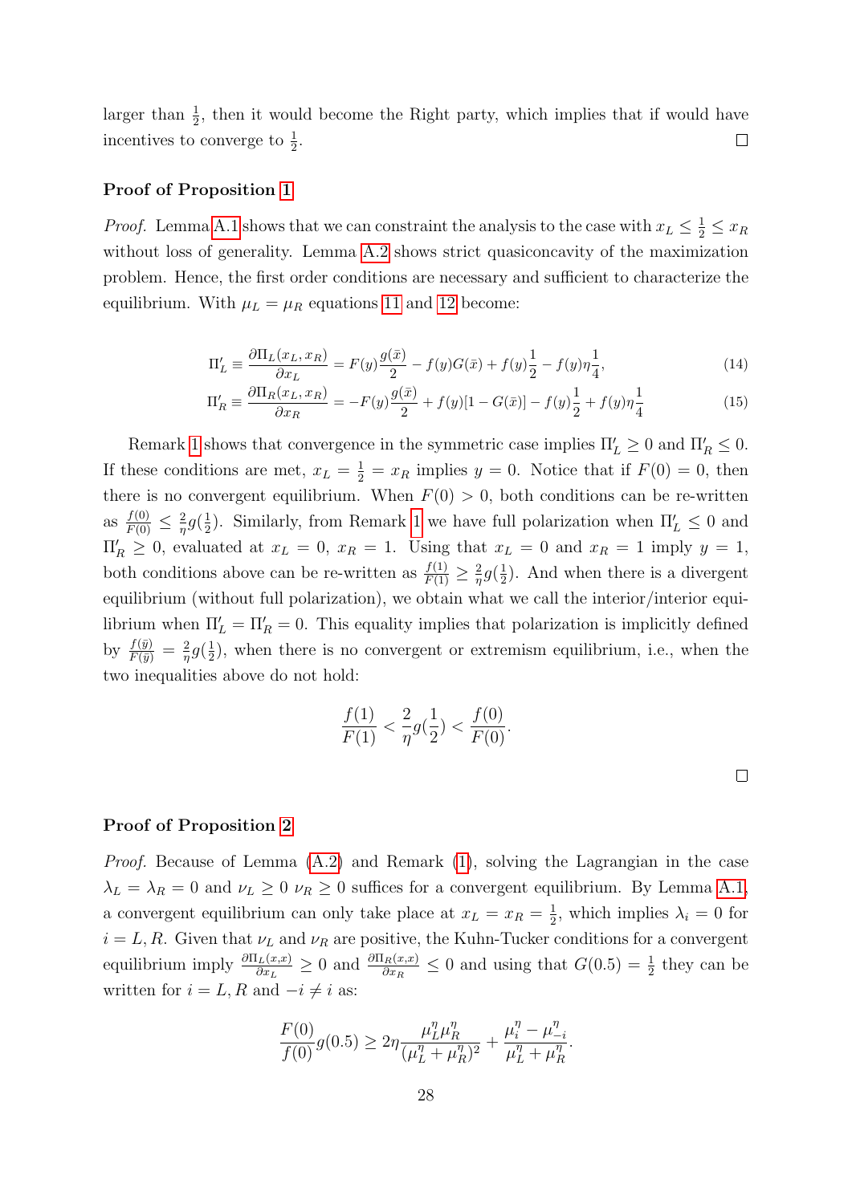larger than $\frac{1}{2}$, then it would become the Right party, which implies that if would have incentives to converge to $\frac{1}{2}$. □

**Proof of Proposition 1**

*Proof.* Lemma A.1 shows that we can constraint the analysis to the case with $x_L \leq \frac{1}{2} \leq x_R$ without loss of generality. Lemma A.2 shows strict quasiconcavity of the maximization problem. Hence, the first order conditions are necessary and sufficient to characterize the equilibrium. With $\mu_L = \mu_R$ equations 11 and 12 become:

$$\Pi_L' \equiv \frac{\partial \Pi_L(x_L, x_R)}{\partial x_L} = F(y)\frac{g(\bar{x})}{2} - f(y)G(\bar{x}) + f(y)\frac{1}{2} - f(y)\eta\frac{1}{4}, \tag{14}$$

$$\Pi_R' \equiv \frac{\partial \Pi_R(x_L, x_R)}{\partial x_R} = -F(y)\frac{g(\bar{x})}{2} + f(y)[1 - G(\bar{x})] - f(y)\frac{1}{2} + f(y)\eta\frac{1}{4} \tag{15}$$

Remark 1 shows that convergence in the symmetric case implies $\Pi_L' \geq 0$ and $\Pi_R' \leq 0$. If these conditions are met, $x_L = \frac{1}{2} = x_R$ implies $y = 0$. Notice that if $F(0) = 0$, then there is no convergent equilibrium. When $F(0) > 0$, both conditions can be re-written as $\frac{f(0)}{F(0)} \leq \frac{2}{\eta}g(\frac{1}{2})$. Similarly, from Remark 1 we have full polarization when $\Pi_L' \leq 0$ and $\Pi_R' \geq 0$, evaluated at $x_L = 0$, $x_R = 1$. Using that $x_L = 0$ and $x_R = 1$ imply $y = 1$, both conditions above can be re-written as $\frac{f(1)}{F(1)} \geq \frac{2}{\eta}g(\frac{1}{2})$. And when there is a divergent equilibrium (without full polarization), we obtain what we call the interior/interior equilibrium when $\Pi_L' = \Pi_R' = 0$. This equality implies that polarization is implicitly defined by $\frac{f(\bar{y})}{F(\bar{y})} = \frac{2}{\eta}g(\frac{1}{2})$, when there is no convergent or extremism equilibrium, i.e., when the two inequalities above do not hold:

$$\frac{f(1)}{F(1)} < \frac{2}{\eta}g(\frac{1}{2}) < \frac{f(0)}{F(0)}.$$

□

**Proof of Proposition 2**

*Proof.* Because of Lemma (A.2) and Remark (1), solving the Lagrangian in the case $\lambda_L = \lambda_R = 0$ and $\nu_L \geq 0$ $\nu_R \geq 0$ suffices for a convergent equilibrium. By Lemma A.1, a convergent equilibrium can only take place at $x_L = x_R = \frac{1}{2}$, which implies $\lambda_i = 0$ for $i = L, R$. Given that $\nu_L$ and $\nu_R$ are positive, the Kuhn-Tucker conditions for a convergent equilibrium imply $\frac{\partial \Pi_L(x,x)}{\partial x_L} \geq 0$ and $\frac{\partial \Pi_R(x,x)}{\partial x_R} \leq 0$ and using that $G(0.5) = \frac{1}{2}$ they can be written for $i = L, R$ and $-i \neq i$ as:

$$\frac{F(0)}{f(0)}g(0.5) \geq 2\eta\frac{\mu_L^\eta \mu_R^\eta}{(\mu_L^\eta + \mu_R^\eta)^2} + \frac{\mu_i^\eta - \mu_{-i}^\eta}{\mu_L^\eta + \mu_R^\eta}.$$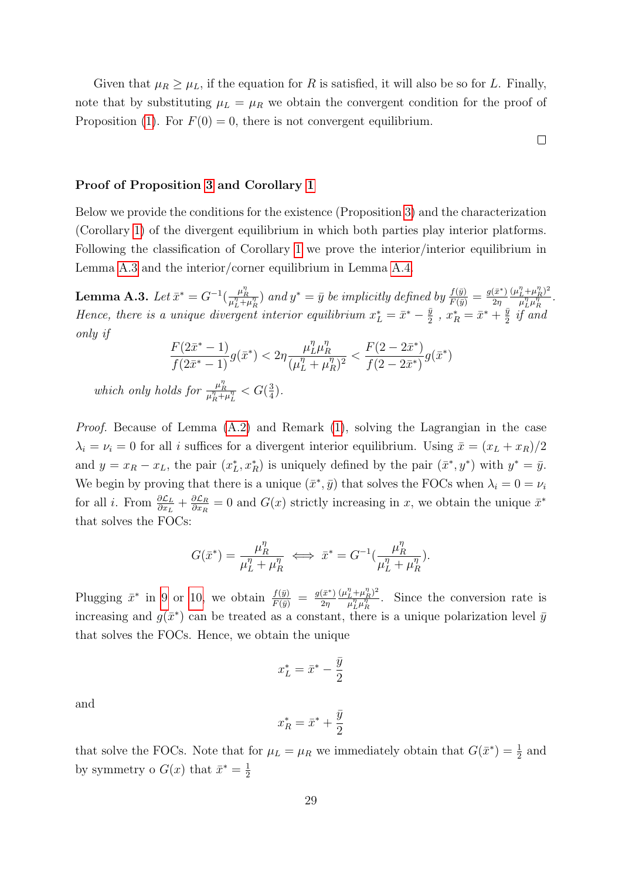Given that $\mu_R \geq \mu_L$, if the equation for $R$ is satisfied, it will also be so for $L$. Finally, note that by substituting $\mu_L = \mu_R$ we obtain the convergent condition for the proof of Proposition (1). For $F(0) = 0$, there is not convergent equilibrium.

□

**Proof of Proposition 3 and Corollary 1**

Below we provide the conditions for the existence (Proposition 3) and the characterization (Corollary 1) of the divergent equilibrium in which both parties play interior platforms. Following the classification of Corollary 1 we prove the interior/interior equilibrium in Lemma A.3 and the interior/corner equilibrium in Lemma A.4.

**Lemma A.3.** *Let* $\bar{x}^* = G^{-1}(\frac{\mu_R^\eta}{\mu_L^\eta + \mu_R^\eta})$ *and* $y^* = \bar{y}$ *be implicitly defined by* $\frac{f(\bar{y})}{F(\bar{y})} = \frac{g(\bar{x}^*)}{2\eta}\frac{(\mu_L^\eta + \mu_R^\eta)^2}{\mu_L^\eta \mu_R^\eta}$. *Hence, there is a unique divergent interior equilibrium* $x_L^* = \bar{x}^* - \frac{\bar{y}}{2}$ , $x_R^* = \bar{x}^* + \frac{\bar{y}}{2}$ *if and only if*

$$\frac{F(2\bar{x}^* - 1)}{f(2\bar{x}^* - 1)} g(\bar{x}^*) < 2\eta \frac{\mu_L^\eta \mu_R^\eta}{(\mu_L^\eta + \mu_R^\eta)^2} < \frac{F(2 - 2\bar{x}^*)}{f(2 - 2\bar{x}^*)} g(\bar{x}^*)$$

*which only holds for* $\frac{\mu_R^\eta}{\mu_R^\eta + \mu_L^\eta} < G(\frac{3}{4})$.

*Proof.* Because of Lemma (A.2) and Remark (1), solving the Lagrangian in the case $\lambda_i = \nu_i = 0$ for all $i$ suffices for a divergent interior equilibrium. Using $\bar{x} = (x_L + x_R)/2$ and $y = x_R - x_L$, the pair $(x_L^*, x_R^*)$ is uniquely defined by the pair $(\bar{x}^*, y^*)$ with $y^* = \bar{y}$. We begin by proving that there is a unique $(\bar{x}^*, \bar{y})$ that solves the FOCs when $\lambda_i = 0 = \nu_i$ for all $i$. From $\frac{\partial \mathcal{L}_L}{\partial x_L} + \frac{\partial \mathcal{L}_R}{\partial x_R} = 0$ and $G(x)$ strictly increasing in $x$, we obtain the unique $\bar{x}^*$ that solves the FOCs:

$$G(\bar{x}^*) = \frac{\mu_R^\eta}{\mu_L^\eta + \mu_R^\eta} \iff \bar{x}^* = G^{-1}(\frac{\mu_R^\eta}{\mu_L^\eta + \mu_R^\eta}).$$

Plugging $\bar{x}^*$ in 9 or 10, we obtain $\frac{f(\bar{y})}{F(\bar{y})} = \frac{g(\bar{x}^*)}{2\eta}\frac{(\mu_L^\eta + \mu_R^\eta)^2}{\mu_L^\eta \mu_R^\eta}$. Since the conversion rate is increasing and $g(\bar{x}^*)$ can be treated as a constant, there is a unique polarization level $\bar{y}$ that solves the FOCs. Hence, we obtain the unique

$$x_L^* = \bar{x}^* - \frac{\bar{y}}{2}$$

and

$$x_R^* = \bar{x}^* + \frac{\bar{y}}{2}$$

that solve the FOCs. Note that for $\mu_L = \mu_R$ we immediately obtain that $G(\bar{x}^*) = \frac{1}{2}$ and by symmetry o $G(x)$ that $\bar{x}^* = \frac{1}{2}$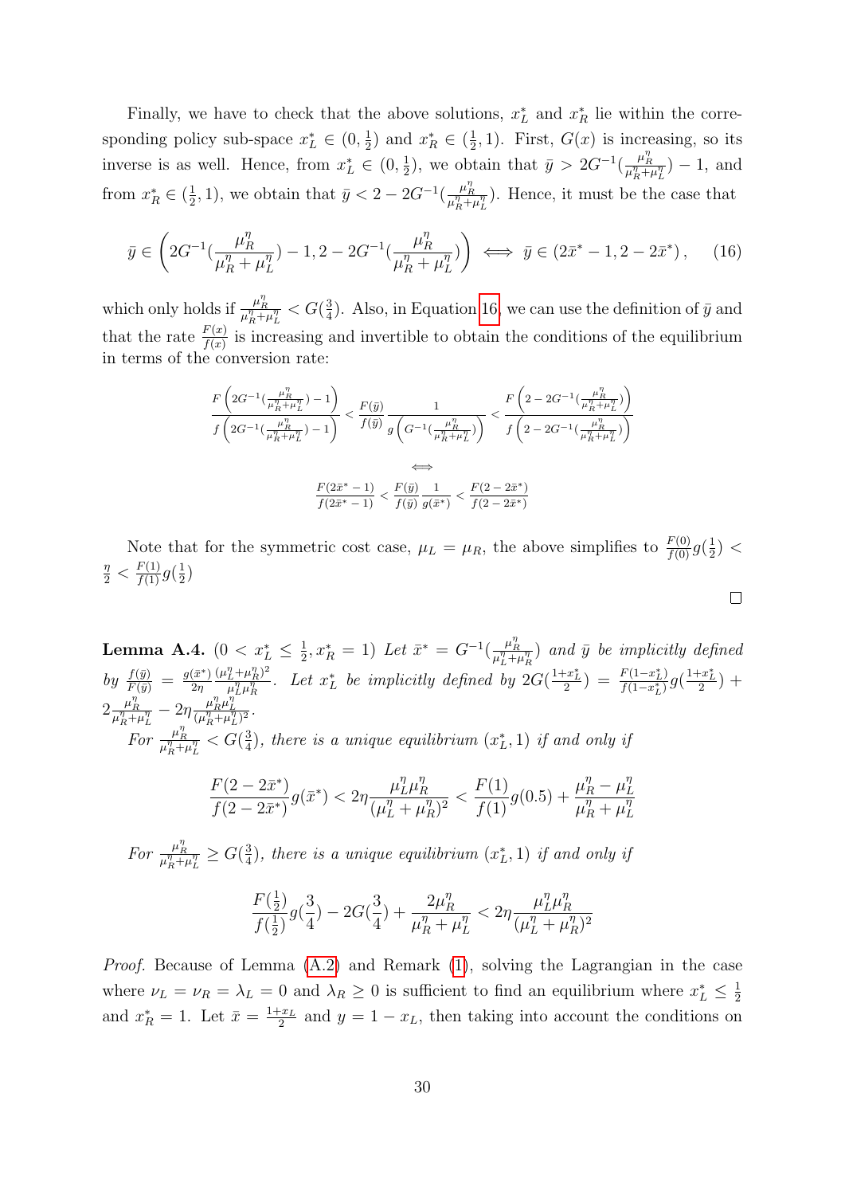Finally, we have to check that the above solutions, $x_L^*$ and $x_R^*$ lie within the corresponding policy sub-space $x_L^* \in (0, \frac{1}{2})$ and $x_R^* \in (\frac{1}{2}, 1)$. First, $G(x)$ is increasing, so its inverse is as well. Hence, from $x_L^* \in (0, \frac{1}{2})$, we obtain that $\bar{y} > 2G^{-1}(\frac{\mu_R^\eta}{\mu_R^\eta + \mu_L^\eta}) - 1$, and from $x_R^* \in (\frac{1}{2}, 1)$, we obtain that $\bar{y} < 2 - 2G^{-1}(\frac{\mu_R^\eta}{\mu_R^\eta + \mu_L^\eta})$. Hence, it must be the case that

$$\bar{y} \in \left(2G^{-1}(\frac{\mu_R^\eta}{\mu_R^\eta + \mu_L^\eta}) - 1, 2 - 2G^{-1}(\frac{\mu_R^\eta}{\mu_R^\eta + \mu_L^\eta})\right) \iff \bar{y} \in (2\bar{x}^* - 1, 2 - 2\bar{x}^*), \tag{16}$$

which only holds if $\frac{\mu_R^\eta}{\mu_R^\eta + \mu_L^\eta} < G(\frac{3}{4})$. Also, in Equation 16, we can use the definition of $\bar{y}$ and that the rate $\frac{F(x)}{f(x)}$ is increasing and invertible to obtain the conditions of the equilibrium in terms of the conversion rate:

$$\frac{F\left(2G^{-1}(\frac{\mu_R^\eta}{\mu_R^\eta + \mu_L^\eta}) - 1\right)}{f\left(2G^{-1}(\frac{\mu_R^\eta}{\mu_R^\eta + \mu_L^\eta}) - 1\right)} < \frac{F(\bar{y})}{f(\bar{y})} \frac{1}{g\left(G^{-1}(\frac{\mu_R^\eta}{\mu_R^\eta + \mu_L^\eta})\right)} < \frac{F\left(2 - 2G^{-1}(\frac{\mu_R^\eta}{\mu_R^\eta + \mu_L^\eta})\right)}{f\left(2 - 2G^{-1}(\frac{\mu_R^\eta}{\mu_R^\eta + \mu_L^\eta})\right)}$$

$$\iff$$

$$\frac{F(2\bar{x}^* - 1)}{f(2\bar{x}^* - 1)} < \frac{F(\bar{y})}{f(\bar{y})} \frac{1}{g(\bar{x}^*)} < \frac{F(2 - 2\bar{x}^*)}{f(2 - 2\bar{x}^*)}$$

Note that for the symmetric cost case, $\mu_L = \mu_R$, the above simplifies to $\frac{F(0)}{f(0)} g(\frac{1}{2}) < \frac{\eta}{2} < \frac{F(1)}{f(1)} g(\frac{1}{2})$

□

**Lemma A.4.** *($0 < x_L^* \leq \frac{1}{2}, x_R^* = 1$) Let $\bar{x}^* = G^{-1}(\frac{\mu_R^\eta}{\mu_L^\eta + \mu_R^\eta})$ and $\bar{y}$ be implicitly defined by $\frac{f(\bar{y})}{F(\bar{y})} = \frac{g(\bar{x}^*)}{2\eta} \frac{(\mu_L^\eta + \mu_R^\eta)^2}{\mu_L^\eta \mu_R^\eta}$. Let $x_L^*$ be implicitly defined by $2G(\frac{1+x_L^*}{2}) = \frac{F(1-x_L^*)}{f(1-x_L^*)} g(\frac{1+x_L^*}{2}) + 2\frac{\mu_R^\eta}{\mu_R^\eta + \mu_L^\eta} - 2\eta \frac{\mu_R^\eta \mu_L^\eta}{(\mu_R^\eta + \mu_L^\eta)^2}$.*

*For $\frac{\mu_R^\eta}{\mu_R^\eta + \mu_L^\eta} < G(\frac{3}{4})$, there is a unique equilibrium $(x_L^*, 1)$ if and only if*

$$\frac{F(2 - 2\bar{x}^*)}{f(2 - 2\bar{x}^*)} g(\bar{x}^*) < 2\eta \frac{\mu_L^\eta \mu_R^\eta}{(\mu_L^\eta + \mu_R^\eta)^2} < \frac{F(1)}{f(1)} g(0.5) + \frac{\mu_R^\eta - \mu_L^\eta}{\mu_R^\eta + \mu_L^\eta}$$

*For $\frac{\mu_R^\eta}{\mu_R^\eta + \mu_L^\eta} \geq G(\frac{3}{4})$, there is a unique equilibrium $(x_L^*, 1)$ if and only if*

$$\frac{F(\frac{1}{2})}{f(\frac{1}{2})} g(\frac{3}{4}) - 2G(\frac{3}{4}) + \frac{2\mu_R^\eta}{\mu_R^\eta + \mu_L^\eta} < 2\eta \frac{\mu_L^\eta \mu_R^\eta}{(\mu_L^\eta + \mu_R^\eta)^2}$$

*Proof.* Because of Lemma (A.2) and Remark (1), solving the Lagrangian in the case where $\nu_L = \nu_R = \lambda_L = 0$ and $\lambda_R \geq 0$ is sufficient to find an equilibrium where $x_L^* \leq \frac{1}{2}$ and $x_R^* = 1$. Let $\bar{x} = \frac{1+x_L}{2}$ and $y = 1 - x_L$, then taking into account the conditions on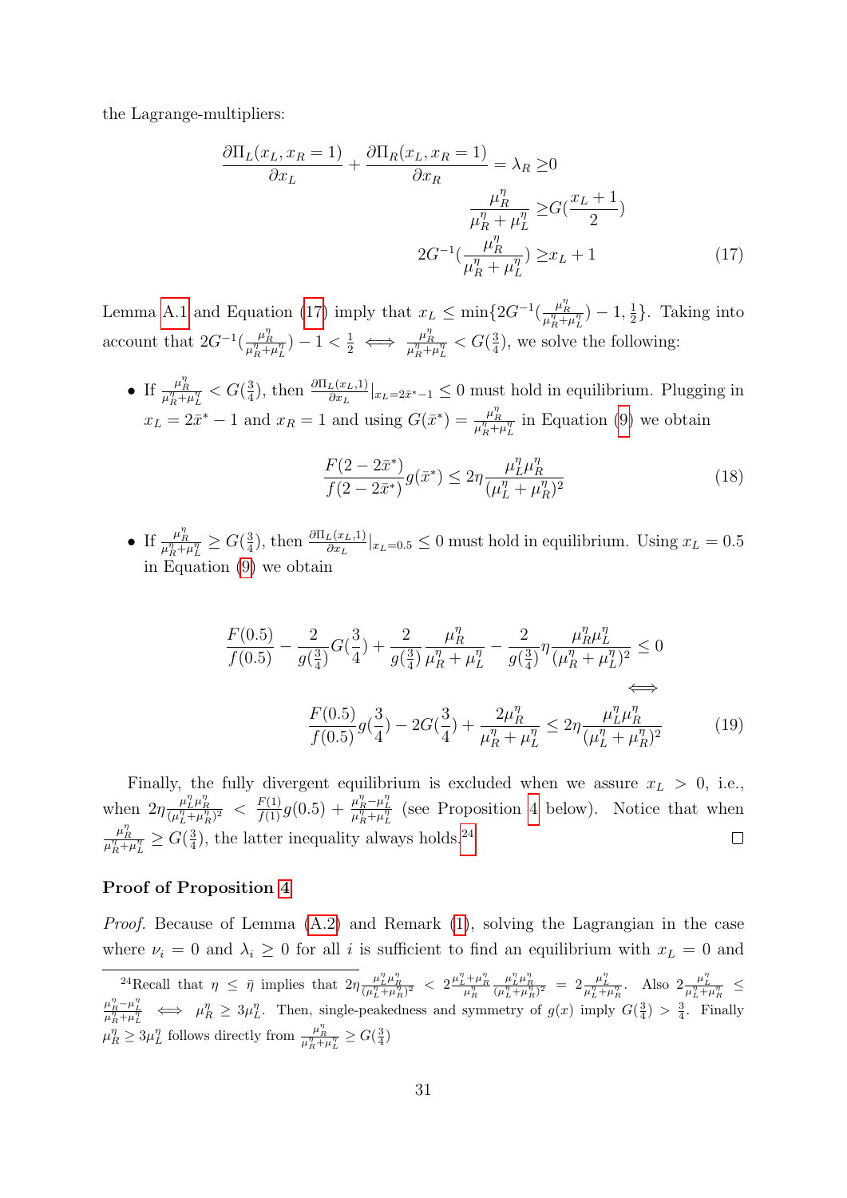the Lagrange-multipliers:

$$
\begin{aligned}
\frac{\partial \Pi_L(x_L, x_R=1)}{\partial x_L} + \frac{\partial \Pi_R(x_L, x_R=1)}{\partial x_R} = \lambda_R \geq & 0 \\
\frac{\mu_R^\eta}{\mu_R^\eta + \mu_L^\eta} \geq & G(\frac{x_L+1}{2}) \\
2G^{-1}(\frac{\mu_R^\eta}{\mu_R^\eta + \mu_L^\eta}) \geq & x_L + 1
\end{aligned} \tag{17}
$$

Lemma A.1 and Equation (17) imply that $x_L \leq \min\{2G^{-1}(\frac{\mu_R^\eta}{\mu_R^\eta+\mu_L^\eta}) - 1, \frac{1}{2}\}$. Taking into account that $2G^{-1}(\frac{\mu_R^\eta}{\mu_R^\eta+\mu_L^\eta}) - 1 < \frac{1}{2} \iff \frac{\mu_R^\eta}{\mu_R^\eta+\mu_L^\eta} < G(\frac{3}{4})$, we solve the following:

- If $\frac{\mu_R^\eta}{\mu_R^\eta+\mu_L^\eta} < G(\frac{3}{4})$, then $\frac{\partial \Pi_L(x_L,1)}{\partial x_L}|_{x_L=2\bar{x}^*-1} \leq 0$ must hold in equilibrium. Plugging in $x_L = 2\bar{x}^* - 1$ and $x_R = 1$ and using $G(\bar{x}^*) = \frac{\mu_R^\eta}{\mu_R^\eta+\mu_L^\eta}$ in Equation (9) we obtain

$$
\frac{F(2-2\bar{x}^*)}{f(2-2\bar{x}^*)} g(\bar{x}^*) \leq 2\eta \frac{\mu_L^\eta \mu_R^\eta}{(\mu_L^\eta + \mu_R^\eta)^2} \tag{18}
$$

- If $\frac{\mu_R^\eta}{\mu_R^\eta+\mu_L^\eta} \geq G(\frac{3}{4})$, then $\frac{\partial \Pi_L(x_L,1)}{\partial x_L}|_{x_L=0.5} \leq 0$ must hold in equilibrium. Using $x_L = 0.5$ in Equation (9) we obtain

$$
\begin{aligned}
\frac{F(0.5)}{f(0.5)} - \frac{2}{g(\frac{3}{4})} G(\frac{3}{4}) + \frac{2}{g(\frac{3}{4})} \frac{\mu_R^\eta}{\mu_R^\eta + \mu_L^\eta} - \frac{2}{g(\frac{3}{4})} \eta \frac{\mu_R^\eta \mu_L^\eta}{(\mu_R^\eta + \mu_L^\eta)^2} \leq 0 & \\
\iff & \\
\frac{F(0.5)}{f(0.5)} g(\frac{3}{4}) - 2G(\frac{3}{4}) + \frac{2\mu_R^\eta}{\mu_R^\eta + \mu_L^\eta} \leq 2\eta \frac{\mu_L^\eta \mu_R^\eta}{(\mu_L^\eta + \mu_R^\eta)^2} &
\end{aligned} \tag{19}
$$

Finally, the fully divergent equilibrium is excluded when we assure $x_L > 0$, i.e., when $2\eta \frac{\mu_L^\eta \mu_R^\eta}{(\mu_L^\eta+\mu_R^\eta)^2} < \frac{F(1)}{f(1)} g(0.5) + \frac{\mu_R^\eta - \mu_L^\eta}{\mu_R^\eta + \mu_L^\eta}$ (see Proposition 4 below). Notice that when $\frac{\mu_R^\eta}{\mu_R^\eta+\mu_L^\eta} \geq G(\frac{3}{4})$, the latter inequality always holds.[24] □

**Proof of Proposition 4**

*Proof.* Because of Lemma (A.2) and Remark (1), solving the Lagrangian in the case where $\nu_i = 0$ and $\lambda_i \geq 0$ for all $i$ is sufficient to find an equilibrium with $x_L = 0$ and

[24] Recall that $\eta \leq \bar{\eta}$ implies that $2\eta \frac{\mu_L^\eta \mu_R^\eta}{(\mu_L^\eta+\mu_R^\eta)^2} < 2\frac{\mu_L^\eta+\mu_R^\eta}{\mu_R^\eta} \frac{\mu_L^\eta \mu_R^\eta}{(\mu_L^\eta+\mu_R^\eta)^2} = 2\frac{\mu_L^\eta}{\mu_L^\eta+\mu_R^\eta}$. Also $2\frac{\mu_L^\eta}{\mu_L^\eta+\mu_R^\eta} \leq \frac{\mu_R^\eta-\mu_L^\eta}{\mu_R^\eta+\mu_L^\eta} \iff \mu_R^\eta \geq 3\mu_L^\eta$. Then, single-peakedness and symmetry of $g(x)$ imply $G(\frac{3}{4}) > \frac{3}{4}$. Finally $\mu_R^\eta \geq 3\mu_L^\eta$ follows directly from $\frac{\mu_R^\eta}{\mu_R^\eta+\mu_L^\eta} \geq G(\frac{3}{4})$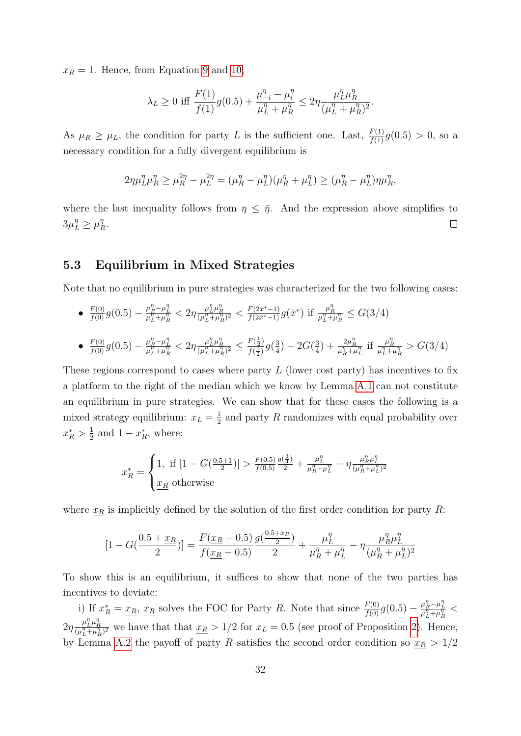$x_R = 1$. Hence, from Equation 9 and 10,

$$\lambda_L \geq 0 \text{ iff } \frac{F(1)}{f(1)}g(0.5) + \frac{\mu_{-i}^\eta - \mu_i^\eta}{\mu_L^\eta + \mu_R^\eta} \leq 2\eta\frac{\mu_L^\eta \mu_R^\eta}{(\mu_L^\eta + \mu_R^\eta)^2}.$$

As $\mu_R \geq \mu_L$, the condition for party $L$ is the sufficient one. Last, $\frac{F(1)}{f(1)}g(0.5) > 0$, so a necessary condition for a fully divergent equilibrium is

$$2\eta\mu_L^\eta\mu_R^\eta \geq \mu_R^{2\eta} - \mu_L^{2\eta} = (\mu_R^\eta - \mu_L^\eta)(\mu_R^\eta + \mu_L^\eta) \geq (\mu_R^\eta - \mu_L^\eta)\eta\mu_R^\eta,$$

where the last inequality follows from $\eta \leq \bar{\eta}$. And the expression above simplifies to $3\mu_L^\eta \geq \mu_R^\eta$. □

### 5.3 Equilibrium in Mixed Strategies

Note that no equilibrium in pure strategies was characterized for the two following cases:

- $\frac{F(0)}{f(0)}g(0.5) - \frac{\mu_R^\eta - \mu_L^\eta}{\mu_L^\eta + \mu_R^\eta} < 2\eta\frac{\mu_L^\eta\mu_R^\eta}{(\mu_L^\eta + \mu_R^\eta)^2} < \frac{F(2\bar{x}^* - 1)}{f(2\bar{x}^* - 1)}g(\bar{x}^*)$ if $\frac{\mu_R^\eta}{\mu_L^\eta + \mu_R^\eta} \leq G(3/4)$
- $\frac{F(0)}{f(0)}g(0.5) - \frac{\mu_R^\eta - \mu_L^\eta}{\mu_L^\eta + \mu_R^\eta} < 2\eta\frac{\mu_L^\eta\mu_R^\eta}{(\mu_L^\eta + \mu_R^\eta)^2} \leq \frac{F(\frac{1}{2})}{f(\frac{1}{2})}g(\frac{3}{4}) - 2G(\frac{3}{4}) + \frac{2\mu_R^\eta}{\mu_R^\eta + \mu_L^\eta}$ if $\frac{\mu_R^\eta}{\mu_L^\eta + \mu_R^\eta} > G(3/4)$

These regions correspond to cases where party $L$ (lower cost party) has incentives to fix a platform to the right of the median which we know by Lemma A.1 can not constitute an equilibrium in pure strategies. We can show that for these cases the following is a mixed strategy equilibrium: $x_L = \frac{1}{2}$ and party $R$ randomizes with equal probability over $x_R^* > \frac{1}{2}$ and $1 - x_R^*$, where:

$$x_R^* = \begin{cases} 1, \text{ if } [1 - G(\frac{0.5+1}{2})] > \frac{F(0.5)}{f(0.5)}\frac{g(\frac{3}{4})}{2} + \frac{\mu_L^\eta}{\mu_R^\eta + \mu_L^\eta} - \eta\frac{\mu_R^\eta\mu_L^\eta}{(\mu_R^\eta + \mu_L^\eta)^2} \\ \underline{x_R} \text{ otherwise} \end{cases}$$

where $\underline{x_R}$ is implicitly defined by the solution of the first order condition for party $R$:

$$[1 - G(\frac{0.5 + \underline{x_R}}{2})] = \frac{F(\underline{x_R} - 0.5)}{f(\underline{x_R} - 0.5)}\frac{g(\frac{0.5 + \underline{x_R}}{2})}{2} + \frac{\mu_L^\eta}{\mu_R^\eta + \mu_L^\eta} - \eta\frac{\mu_R^\eta\mu_L^\eta}{(\mu_R^\eta + \mu_L^\eta)^2}$$

To show this is an equilibrium, it suffices to show that none of the two parties has incentives to deviate:

i) If $x_R^* = \underline{x_R}$, $\underline{x_R}$ solves the FOC for Party $R$. Note that since $\frac{F(0)}{f(0)}g(0.5) - \frac{\mu_R^\eta - \mu_L^\eta}{\mu_L^\eta + \mu_R^\eta} < 2\eta\frac{\mu_L^\eta\mu_R^\eta}{(\mu_L^\eta + \mu_R^\eta)^2}$ we have that that $\underline{x_R} > 1/2$ for $x_L = 0.5$ (see proof of Proposition 2). Hence, by Lemma A.2 the payoff of party $R$ satisfies the second order condition so $\underline{x_R} > 1/2$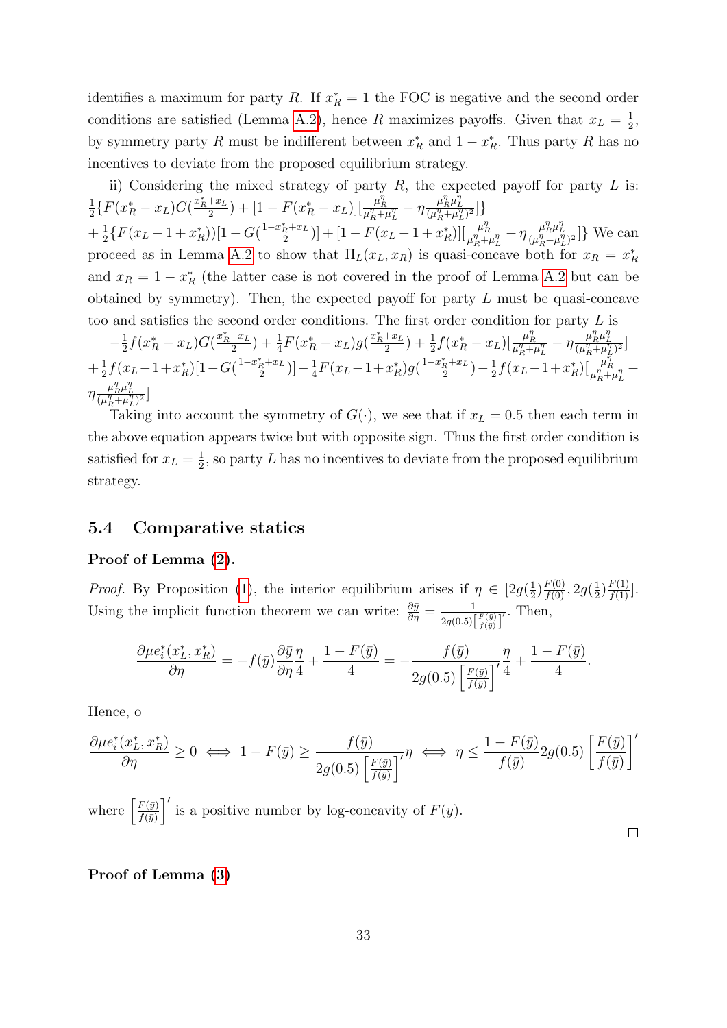identifies a maximum for party $R$. If $x_R^* = 1$ the FOC is negative and the second order conditions are satisfied (Lemma A.2), hence $R$ maximizes payoffs. Given that $x_L = \frac{1}{2}$, by symmetry party $R$ must be indifferent between $x_R^*$ and $1 - x_R^*$. Thus party $R$ has no incentives to deviate from the proposed equilibrium strategy.

ii) Considering the mixed strategy of party $R$, the expected payoff for party $L$ is: $\frac{1}{2}\{F(x_R^* - x_L)G(\frac{x_R^*+x_L}{2}) + [1 - F(x_R^* - x_L)][\frac{\mu_R^\eta}{\mu_R^\eta+\mu_L^\eta} - \eta\frac{\mu_R^\eta\mu_L^\eta}{(\mu_R^\eta+\mu_L^\eta)^2}]\}$
$+\frac{1}{2}\{F(x_L - 1 + x_R^*))[1 - G(\frac{1-x_R^*+x_L}{2})] + [1 - F(x_L - 1 + x_R^*)][\frac{\mu_R^\eta}{\mu_R^\eta+\mu_L^\eta} - \eta\frac{\mu_R^\eta\mu_L^\eta}{(\mu_R^\eta+\mu_L^\eta)^2}]\}$ We can proceed as in Lemma A.2 to show that $\Pi_L(x_L, x_R)$ is quasi-concave both for $x_R = x_R^*$ and $x_R = 1 - x_R^*$ (the latter case is not covered in the proof of Lemma A.2 but can be obtained by symmetry). Then, the expected payoff for party $L$ must be quasi-concave too and satisfies the second order conditions. The first order condition for party $L$ is
$-\frac{1}{2}f(x_R^* - x_L)G(\frac{x_R^*+x_L}{2}) + \frac{1}{4}F(x_R^* - x_L)g(\frac{x_R^*+x_L}{2}) + \frac{1}{2}f(x_R^* - x_L)[\frac{\mu_R^\eta}{\mu_R^\eta+\mu_L^\eta} - \eta\frac{\mu_R^\eta\mu_L^\eta}{(\mu_R^\eta+\mu_L^\eta)^2}]$
$+\frac{1}{2}f(x_L-1+x_R^*)[1-G(\frac{1-x_R^*+x_L}{2})] - \frac{1}{4}F(x_L-1+x_R^*)g(\frac{1-x_R^*+x_L}{2}) - \frac{1}{2}f(x_L-1+x_R^*)[\frac{\mu_R^\eta}{\mu_R^\eta+\mu_L^\eta} - \eta\frac{\mu_R^\eta\mu_L^\eta}{(\mu_R^\eta+\mu_L^\eta)^2}]$

Taking into account the symmetry of $G(\cdot)$, we see that if $x_L = 0.5$ then each term in the above equation appears twice but with opposite sign. Thus the first order condition is satisfied for $x_L = \frac{1}{2}$, so party $L$ has no incentives to deviate from the proposed equilibrium strategy.

## 5.4 Comparative statics

**Proof of Lemma (2).**

*Proof.* By Proposition (1), the interior equilibrium arises if $\eta \in [2g(\frac{1}{2})\frac{F(0)}{f(0)}, 2g(\frac{1}{2})\frac{F(1)}{f(1)}]$. Using the implicit function theorem we can write: $\frac{\partial \bar{y}}{\partial \eta} = \frac{1}{2g(0.5)\left[\frac{F(\bar{y})}{f(\bar{y})}\right]'}$. Then,

$$\frac{\partial \mu e_i^*(x_L^*, x_R^*)}{\partial \eta} = -f(\bar{y})\frac{\partial \bar{y}}{\partial \eta}\frac{\eta}{4} + \frac{1 - F(\bar{y})}{4} = -\frac{f(\bar{y})}{2g(0.5)\left[\frac{F(\bar{y})}{f(\bar{y})}\right]'}\frac{\eta}{4} + \frac{1 - F(\bar{y})}{4}.$$

Hence, o

$$\frac{\partial \mu e_i^*(x_L^*, x_R^*)}{\partial \eta} \geq 0 \iff 1 - F(\bar{y}) \geq \frac{f(\bar{y})}{2g(0.5)\left[\frac{F(\bar{y})}{f(\bar{y})}\right]'}\eta \iff \eta \leq \frac{1 - F(\bar{y})}{f(\bar{y})}2g(0.5)\left[\frac{F(\bar{y})}{f(\bar{y})}\right]'$$

where $\left[\frac{F(\bar{y})}{f(\bar{y})}\right]'$ is a positive number by log-concavity of $F(y)$.

∎

**Proof of Lemma (3)**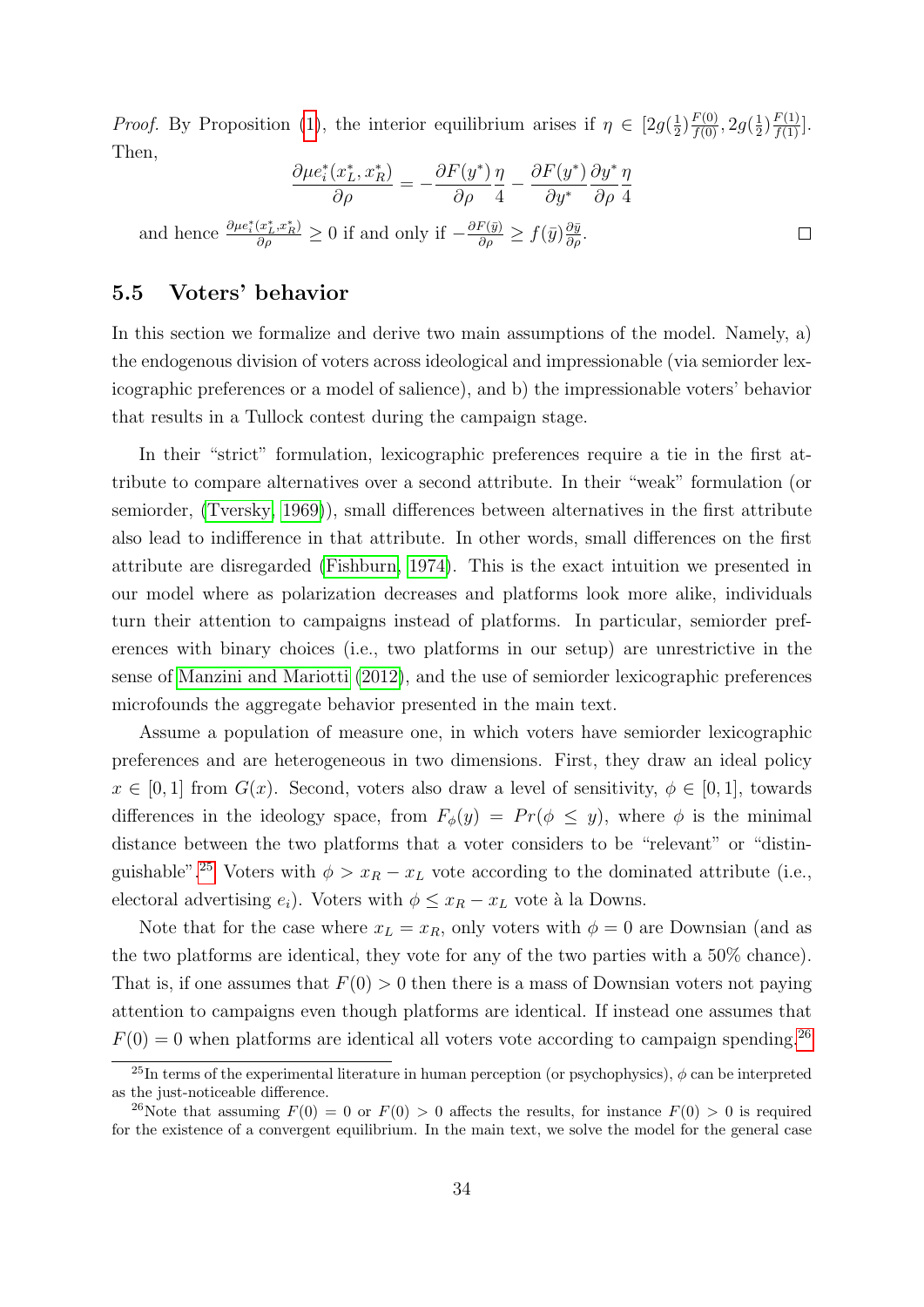*Proof.* By Proposition (1), the interior equilibrium arises if $\eta \in [2g(\frac{1}{2})\frac{F(0)}{f(0)}, 2g(\frac{1}{2})\frac{F(1)}{f(1)}]$. Then,

$$\frac{\partial \mu e_i^*(x_L^*, x_R^*)}{\partial \rho} = -\frac{\partial F(y^*)}{\partial \rho}\frac{\eta}{4} - \frac{\partial F(y^*)}{\partial y^*}\frac{\partial y^*}{\partial \rho}\frac{\eta}{4}$$

and hence $\frac{\partial \mu e_i^*(x_L^*, x_R^*)}{\partial \rho} \geq 0$ if and only if $-\frac{\partial F(\bar{y})}{\partial \rho} \geq f(\bar{y})\frac{\partial \bar{y}}{\partial \rho}$. □

## 5.5 Voters' behavior

In this section we formalize and derive two main assumptions of the model. Namely, a) the endogenous division of voters across ideological and impressionable (via semiorder lexicographic preferences or a model of salience), and b) the impressionable voters' behavior that results in a Tullock contest during the campaign stage.

In their "strict" formulation, lexicographic preferences require a tie in the first attribute to compare alternatives over a second attribute. In their "weak" formulation (or semiorder, (Tversky, 1969)), small differences between alternatives in the first attribute also lead to indifference in that attribute. In other words, small differences on the first attribute are disregarded (Fishburn, 1974). This is the exact intuition we presented in our model where as polarization decreases and platforms look more alike, individuals turn their attention to campaigns instead of platforms. In particular, semiorder preferences with binary choices (i.e., two platforms in our setup) are unrestrictive in the sense of Manzini and Mariotti (2012), and the use of semiorder lexicographic preferences microfounds the aggregate behavior presented in the main text.

Assume a population of measure one, in which voters have semiorder lexicographic preferences and are heterogeneous in two dimensions. First, they draw an ideal policy $x \in [0, 1]$ from $G(x)$. Second, voters also draw a level of sensitivity, $\phi \in [0, 1]$, towards differences in the ideology space, from $F_\phi(y) = Pr(\phi \leq y)$, where $\phi$ is the minimal distance between the two platforms that a voter considers to be "relevant" or "distinguishable".[25] Voters with $\phi > x_R - x_L$ vote according to the dominated attribute (i.e., electoral advertising $e_i$). Voters with $\phi \leq x_R - x_L$ vote à la Downs.

Note that for the case where $x_L = x_R$, only voters with $\phi = 0$ are Downsian (and as the two platforms are identical, they vote for any of the two parties with a 50% chance). That is, if one assumes that $F(0) > 0$ then there is a mass of Downsian voters not paying attention to campaigns even though platforms are identical. If instead one assumes that $F(0) = 0$ when platforms are identical all voters vote according to campaign spending.[26]

[25] In terms of the experimental literature in human perception (or psychophysics), $\phi$ can be interpreted as the just-noticeable difference.

[26] Note that assuming $F(0) = 0$ or $F(0) > 0$ affects the results, for instance $F(0) > 0$ is required for the existence of a convergent equilibrium. In the main text, we solve the model for the general case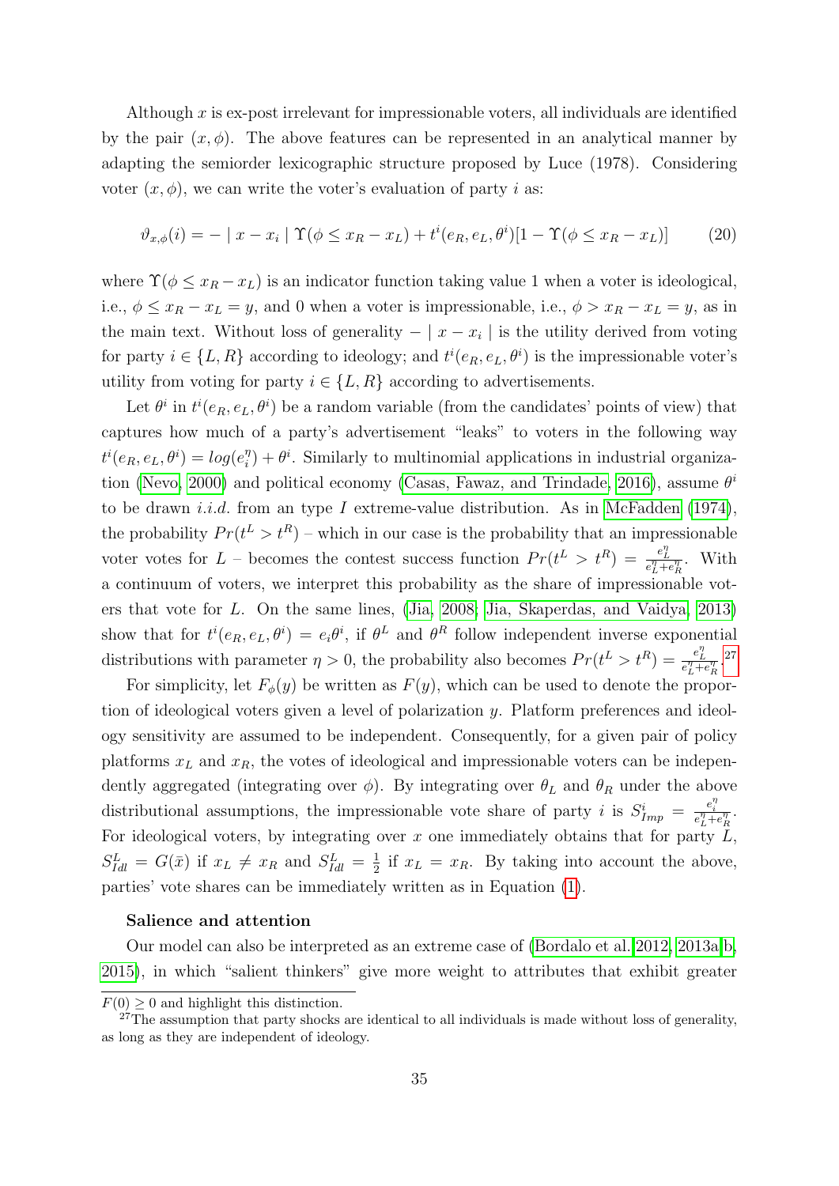Although $x$ is ex-post irrelevant for impressionable voters, all individuals are identified by the pair $(x, \phi)$. The above features can be represented in an analytical manner by adapting the semiorder lexicographic structure proposed by Luce (1978). Considering voter $(x, \phi)$, we can write the voter's evaluation of party $i$ as:

$$\vartheta_{x,\phi}(i) = - \mid x - x_i \mid \Upsilon(\phi \leq x_R - x_L) + t^i(e_R, e_L, \theta^i)[1 - \Upsilon(\phi \leq x_R - x_L)] \qquad (20)$$

where $\Upsilon(\phi \leq x_R - x_L)$ is an indicator function taking value 1 when a voter is ideological, i.e., $\phi \leq x_R - x_L = y$, and 0 when a voter is impressionable, i.e., $\phi > x_R - x_L = y$, as in the main text. Without loss of generality $- \mid x - x_i \mid$ is the utility derived from voting for party $i \in \{L, R\}$ according to ideology; and $t^i(e_R, e_L, \theta^i)$ is the impressionable voter's utility from voting for party $i \in \{L, R\}$ according to advertisements.

Let $\theta^i$ in $t^i(e_R, e_L, \theta^i)$ be a random variable (from the candidates' points of view) that captures how much of a party's advertisement "leaks" to voters in the following way $t^i(e_R, e_L, \theta^i) = log(e_i^\eta) + \theta^i$. Similarly to multinomial applications in industrial organization (Nevo, 2000) and political economy (Casas, Fawaz, and Trindade, 2016), assume $\theta^i$ to be drawn *i.i.d.* from an type $I$ extreme-value distribution. As in McFadden (1974), the probability $Pr(t^L > t^R)$ – which in our case is the probability that an impressionable voter votes for $L$ – becomes the contest success function $Pr(t^L > t^R) = \frac{e_L^\eta}{e_L^\eta + e_R^\eta}$. With a continuum of voters, we interpret this probability as the share of impressionable voters that vote for $L$. On the same lines, (Jia, 2008; Jia, Skaperdas, and Vaidya, 2013) show that for $t^i(e_R, e_L, \theta^i) = e_i\theta^i$, if $\theta^L$ and $\theta^R$ follow independent inverse exponential distributions with parameter $\eta > 0$, the probability also becomes $Pr(t^L > t^R) = \frac{e_L^\eta}{e_L^\eta + e_R^\eta}$.[27]

For simplicity, let $F_\phi(y)$ be written as $F(y)$, which can be used to denote the proportion of ideological voters given a level of polarization $y$. Platform preferences and ideology sensitivity are assumed to be independent. Consequently, for a given pair of policy platforms $x_L$ and $x_R$, the votes of ideological and impressionable voters can be independently aggregated (integrating over $\phi$). By integrating over $\theta_L$ and $\theta_R$ under the above distributional assumptions, the impressionable vote share of party $i$ is $S^i_{Imp} = \frac{e_i^\eta}{e_L^\eta + e_R^\eta}$. For ideological voters, by integrating over $x$ one immediately obtains that for party $L$, $S^L_{Idl} = G(\bar{x})$ if $x_L \neq x_R$ and $S^L_{Idl} = \frac{1}{2}$ if $x_L = x_R$. By taking into account the above, parties' vote shares can be immediately written as in Equation (1).

**Salience and attention**

Our model can also be interpreted as an extreme case of (Bordalo et al. 2012, 2013a,b, 2015), in which "salient thinkers" give more weight to attributes that exhibit greater

$F(0) \geq 0$ and highlight this distinction.

[27] The assumption that party shocks are identical to all individuals is made without loss of generality, as long as they are independent of ideology.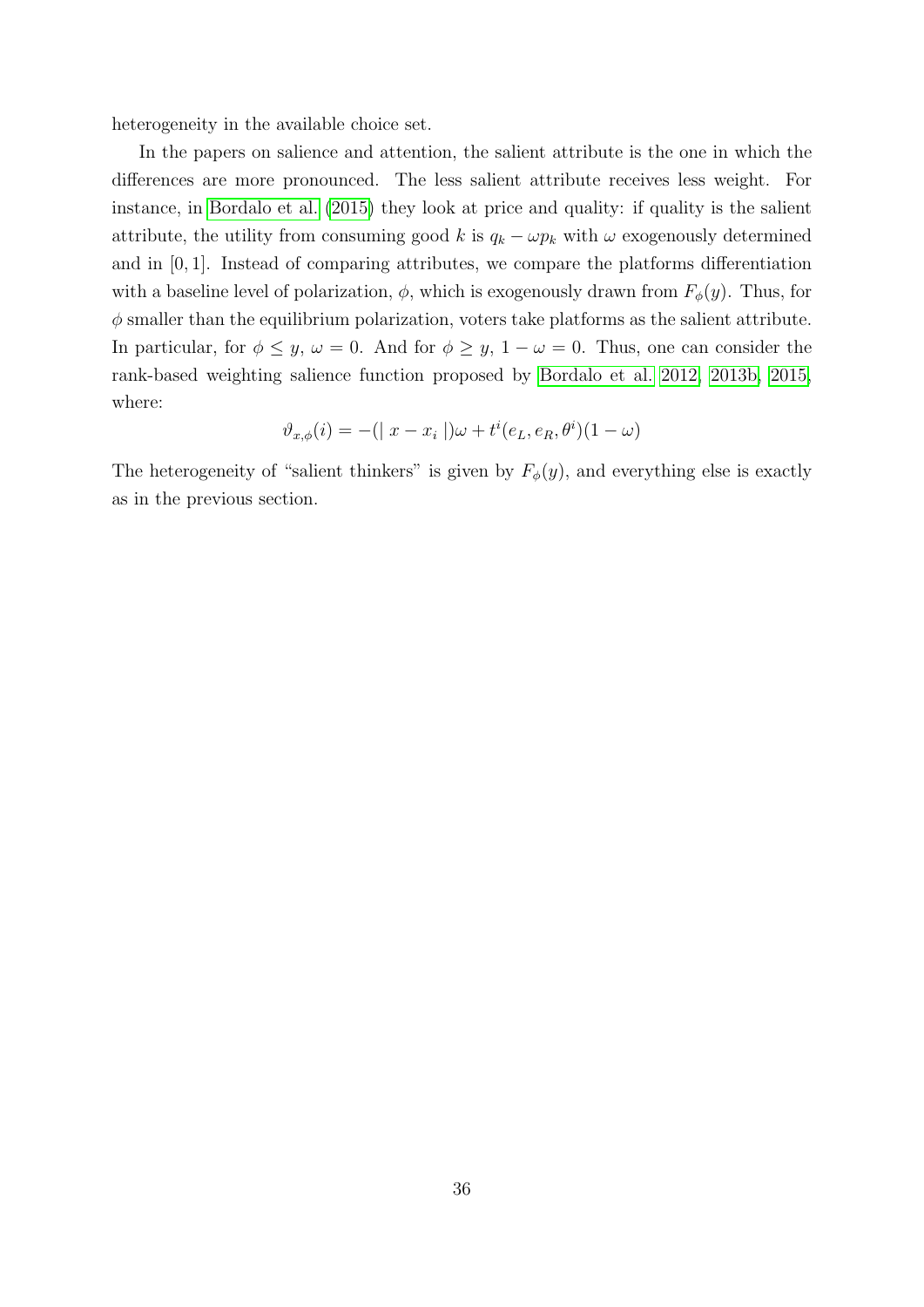heterogeneity in the available choice set.

In the papers on salience and attention, the salient attribute is the one in which the differences are more pronounced. The less salient attribute receives less weight. For instance, in Bordalo et al. (2015) they look at price and quality: if quality is the salient attribute, the utility from consuming good $k$ is $q_k - \omega p_k$ with $\omega$ exogenously determined and in $[0, 1]$. Instead of comparing attributes, we compare the platforms differentiation with a baseline level of polarization, $\phi$, which is exogenously drawn from $F_\phi(y)$. Thus, for $\phi$ smaller than the equilibrium polarization, voters take platforms as the salient attribute. In particular, for $\phi \leq y$, $\omega = 0$. And for $\phi \geq y$, $1 - \omega = 0$. Thus, one can consider the rank-based weighting salience function proposed by Bordalo et al. 2012, 2013b, 2015, where:

$$\vartheta_{x,\phi}(i) = -(\mid x - x_i \mid)\omega + t^i(e_L, e_R, \theta^i)(1 - \omega)$$

The heterogeneity of "salient thinkers" is given by $F_\phi(y)$, and everything else is exactly as in the previous section.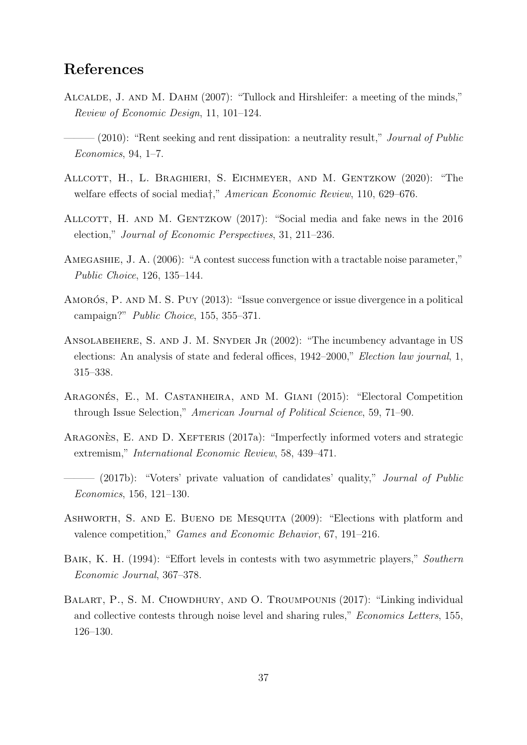## References

Alcalde, J. and M. Dahm (2007): "Tullock and Hirshleifer: a meeting of the minds," *Review of Economic Design*, 11, 101–124.

——— (2010): "Rent seeking and rent dissipation: a neutrality result," *Journal of Public Economics*, 94, 1–7.

Allcott, H., L. Braghieri, S. Eichmeyer, and M. Gentzkow (2020): "The welfare effects of social media†," *American Economic Review*, 110, 629–676.

Allcott, H. and M. Gentzkow (2017): "Social media and fake news in the 2016 election," *Journal of Economic Perspectives*, 31, 211–236.

Amegashie, J. A. (2006): "A contest success function with a tractable noise parameter," *Public Choice*, 126, 135–144.

Amorós, P. and M. S. Puy (2013): "Issue convergence or issue divergence in a political campaign?" *Public Choice*, 155, 355–371.

Ansolabehere, S. and J. M. Snyder Jr (2002): "The incumbency advantage in US elections: An analysis of state and federal offices, 1942–2000," *Election law journal*, 1, 315–338.

Aragonés, E., M. Castanheira, and M. Giani (2015): "Electoral Competition through Issue Selection," *American Journal of Political Science*, 59, 71–90.

Aragonès, E. and D. Xefteris (2017a): "Imperfectly informed voters and strategic extremism," *International Economic Review*, 58, 439–471.

——— (2017b): "Voters' private valuation of candidates' quality," *Journal of Public Economics*, 156, 121–130.

Ashworth, S. and E. Bueno de Mesquita (2009): "Elections with platform and valence competition," *Games and Economic Behavior*, 67, 191–216.

Baik, K. H. (1994): "Effort levels in contests with two asymmetric players," *Southern Economic Journal*, 367–378.

Balart, P., S. M. Chowdhury, and O. Troumpounis (2017): "Linking individual and collective contests through noise level and sharing rules," *Economics Letters*, 155, 126–130.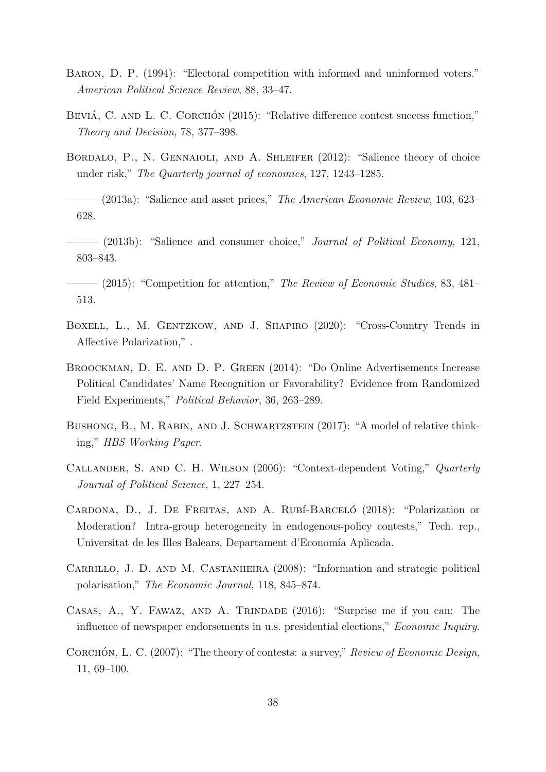Baron, D. P. (1994): "Electoral competition with informed and uninformed voters." *American Political Science Review*, 88, 33–47.

Beviá, C. and L. C. Corchón (2015): "Relative difference contest success function," *Theory and Decision*, 78, 377–398.

Bordalo, P., N. Gennaioli, and A. Shleifer (2012): "Salience theory of choice under risk," *The Quarterly journal of economics*, 127, 1243–1285.

——— (2013a): "Salience and asset prices," *The American Economic Review*, 103, 623–628.

——— (2013b): "Salience and consumer choice," *Journal of Political Economy*, 121, 803–843.

——— (2015): "Competition for attention," *The Review of Economic Studies*, 83, 481–513.

Boxell, L., M. Gentzkow, and J. Shapiro (2020): "Cross-Country Trends in Affective Polarization," .

Broockman, D. E. and D. P. Green (2014): "Do Online Advertisements Increase Political Candidates' Name Recognition or Favorability? Evidence from Randomized Field Experiments," *Political Behavior*, 36, 263–289.

Bushong, B., M. Rabin, and J. Schwartzstein (2017): "A model of relative thinking," *HBS Working Paper*.

Callander, S. and C. H. Wilson (2006): "Context-dependent Voting," *Quarterly Journal of Political Science*, 1, 227–254.

Cardona, D., J. De Freitas, and A. Rubí-Barceló (2018): "Polarization or Moderation? Intra-group heterogeneity in endogenous-policy contests," Tech. rep., Universitat de les Illes Balears, Departament d'Economía Aplicada.

Carrillo, J. D. and M. Castanheira (2008): "Information and strategic political polarisation," *The Economic Journal*, 118, 845–874.

Casas, A., Y. Fawaz, and A. Trindade (2016): "Surprise me if you can: The influence of newspaper endorsements in u.s. presidential elections," *Economic Inquiry*.

Corchón, L. C. (2007): "The theory of contests: a survey," *Review of Economic Design*, 11, 69–100.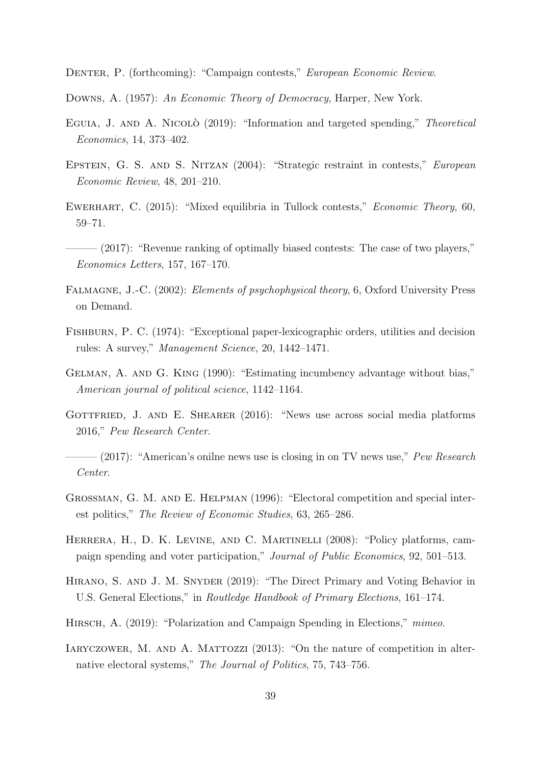Denter, P. (forthcoming): "Campaign contests," *European Economic Review*.

Downs, A. (1957): *An Economic Theory of Democracy*, Harper, New York.

Eguia, J. and A. Nicolò (2019): "Information and targeted spending," *Theoretical Economics*, 14, 373–402.

Epstein, G. S. and S. Nitzan (2004): "Strategic restraint in contests," *European Economic Review*, 48, 201–210.

Ewerhart, C. (2015): "Mixed equilibria in Tullock contests," *Economic Theory*, 60, 59–71.

——— (2017): "Revenue ranking of optimally biased contests: The case of two players," *Economics Letters*, 157, 167–170.

Falmagne, J.-C. (2002): *Elements of psychophysical theory*, 6, Oxford University Press on Demand.

Fishburn, P. C. (1974): "Exceptional paper-lexicographic orders, utilities and decision rules: A survey," *Management Science*, 20, 1442–1471.

Gelman, A. and G. King (1990): "Estimating incumbency advantage without bias," *American journal of political science*, 1142–1164.

Gottfried, J. and E. Shearer (2016): "News use across social media platforms 2016," *Pew Research Center*.

——— (2017): "American's onilne news use is closing in on TV news use," *Pew Research Center*.

Grossman, G. M. and E. Helpman (1996): "Electoral competition and special interest politics," *The Review of Economic Studies*, 63, 265–286.

Herrera, H., D. K. Levine, and C. Martinelli (2008): "Policy platforms, campaign spending and voter participation," *Journal of Public Economics*, 92, 501–513.

Hirano, S. and J. M. Snyder (2019): "The Direct Primary and Voting Behavior in U.S. General Elections," in *Routledge Handbook of Primary Elections*, 161–174.

Hirsch, A. (2019): "Polarization and Campaign Spending in Elections," *mimeo*.

Iaryczower, M. and A. Mattozzi (2013): "On the nature of competition in alternative electoral systems," *The Journal of Politics*, 75, 743–756.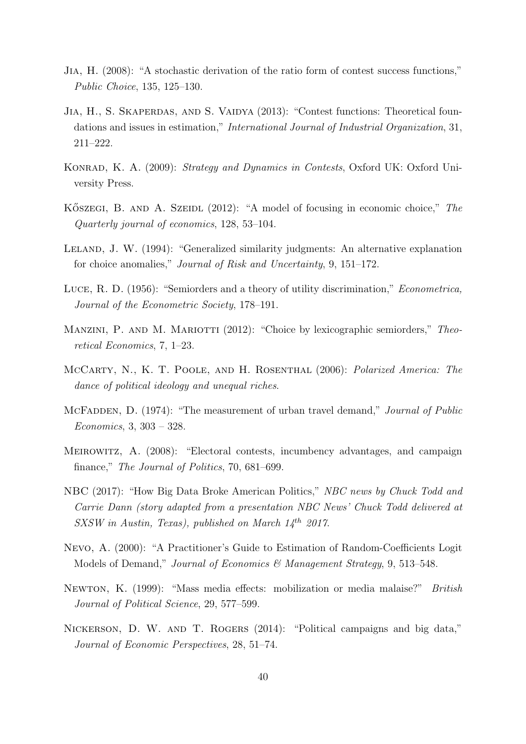Jia, H. (2008): "A stochastic derivation of the ratio form of contest success functions," *Public Choice*, 135, 125–130.

Jia, H., S. Skaperdas, and S. Vaidya (2013): "Contest functions: Theoretical foundations and issues in estimation," *International Journal of Industrial Organization*, 31, 211–222.

Konrad, K. A. (2009): *Strategy and Dynamics in Contests*, Oxford UK: Oxford University Press.

Kőszegi, B. and A. Szeidl (2012): "A model of focusing in economic choice," *The Quarterly journal of economics*, 128, 53–104.

Leland, J. W. (1994): "Generalized similarity judgments: An alternative explanation for choice anomalies," *Journal of Risk and Uncertainty*, 9, 151–172.

Luce, R. D. (1956): "Semiorders and a theory of utility discrimination," *Econometrica, Journal of the Econometric Society*, 178–191.

Manzini, P. and M. Mariotti (2012): "Choice by lexicographic semiorders," *Theoretical Economics*, 7, 1–23.

McCarty, N., K. T. Poole, and H. Rosenthal (2006): *Polarized America: The dance of political ideology and unequal riches*.

McFadden, D. (1974): "The measurement of urban travel demand," *Journal of Public Economics*, 3, 303 – 328.

Meirowitz, A. (2008): "Electoral contests, incumbency advantages, and campaign finance," *The Journal of Politics*, 70, 681–699.

NBC (2017): "How Big Data Broke American Politics," *NBC news by Chuck Todd and Carrie Dann (story adapted from a presentation NBC News' Chuck Todd delivered at SXSW in Austin, Texas), published on March 14th 2017*.

Nevo, A. (2000): "A Practitioner's Guide to Estimation of Random-Coefficients Logit Models of Demand," *Journal of Economics & Management Strategy*, 9, 513–548.

Newton, K. (1999): "Mass media effects: mobilization or media malaise?" *British Journal of Political Science*, 29, 577–599.

Nickerson, D. W. and T. Rogers (2014): "Political campaigns and big data," *Journal of Economic Perspectives*, 28, 51–74.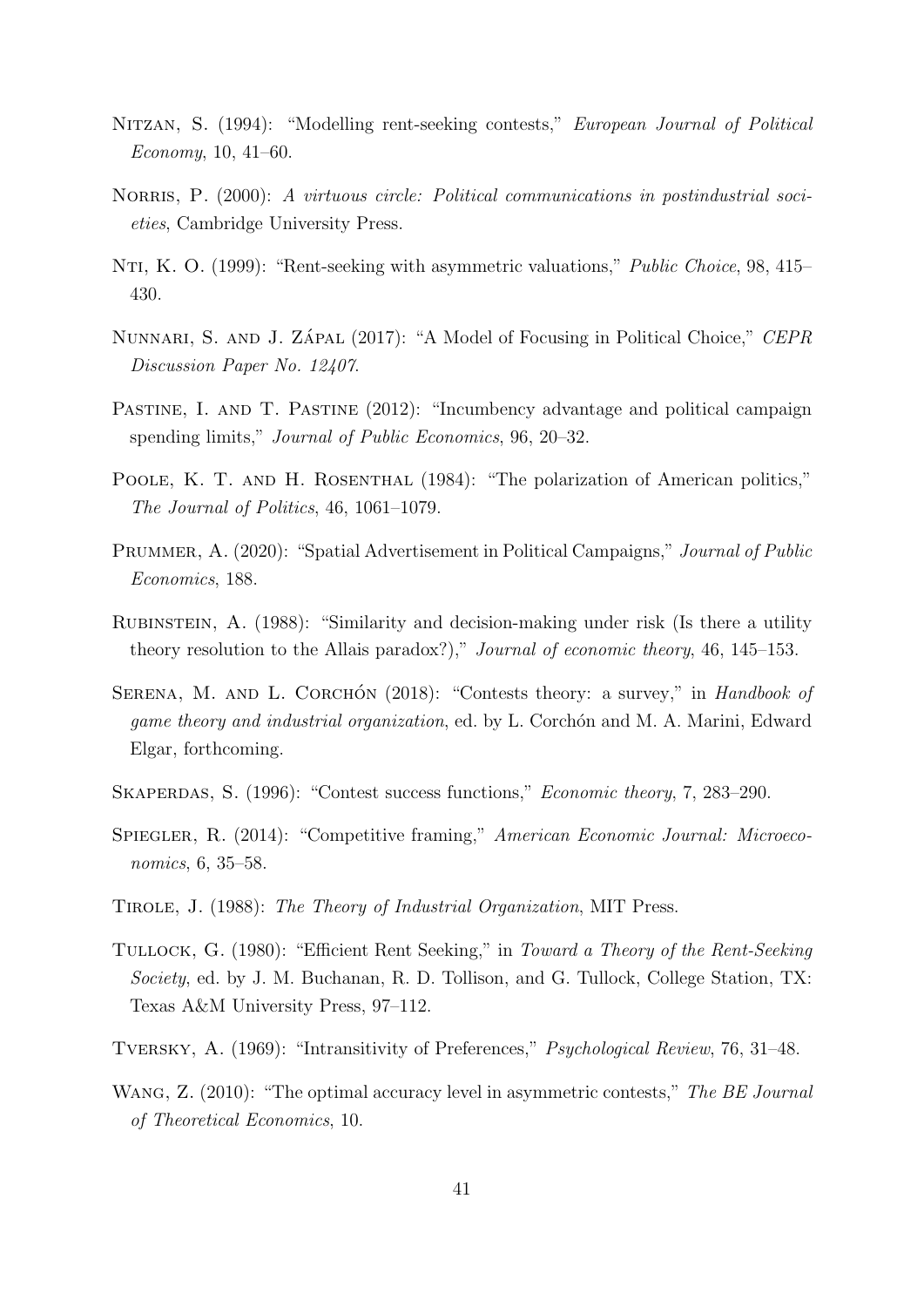Nitzan, S. (1994): "Modelling rent-seeking contests," *European Journal of Political Economy*, 10, 41–60.

Norris, P. (2000): *A virtuous circle: Political communications in postindustrial societies*, Cambridge University Press.

Nti, K. O. (1999): "Rent-seeking with asymmetric valuations," *Public Choice*, 98, 415–430.

Nunnari, S. and J. Zápal (2017): "A Model of Focusing in Political Choice," *CEPR Discussion Paper No. 12407*.

Pastine, I. and T. Pastine (2012): "Incumbency advantage and political campaign spending limits," *Journal of Public Economics*, 96, 20–32.

Poole, K. T. and H. Rosenthal (1984): "The polarization of American politics," *The Journal of Politics*, 46, 1061–1079.

Prummer, A. (2020): "Spatial Advertisement in Political Campaigns," *Journal of Public Economics*, 188.

Rubinstein, A. (1988): "Similarity and decision-making under risk (Is there a utility theory resolution to the Allais paradox?)," *Journal of economic theory*, 46, 145–153.

Serena, M. and L. Corchón (2018): "Contests theory: a survey," in *Handbook of game theory and industrial organization*, ed. by L. Corchón and M. A. Marini, Edward Elgar, forthcoming.

Skaperdas, S. (1996): "Contest success functions," *Economic theory*, 7, 283–290.

Spiegler, R. (2014): "Competitive framing," *American Economic Journal: Microeconomics*, 6, 35–58.

Tirole, J. (1988): *The Theory of Industrial Organization*, MIT Press.

Tullock, G. (1980): "Efficient Rent Seeking," in *Toward a Theory of the Rent-Seeking Society*, ed. by J. M. Buchanan, R. D. Tollison, and G. Tullock, College Station, TX: Texas A&M University Press, 97–112.

Tversky, A. (1969): "Intransitivity of Preferences," *Psychological Review*, 76, 31–48.

Wang, Z. (2010): "The optimal accuracy level in asymmetric contests," *The BE Journal of Theoretical Economics*, 10.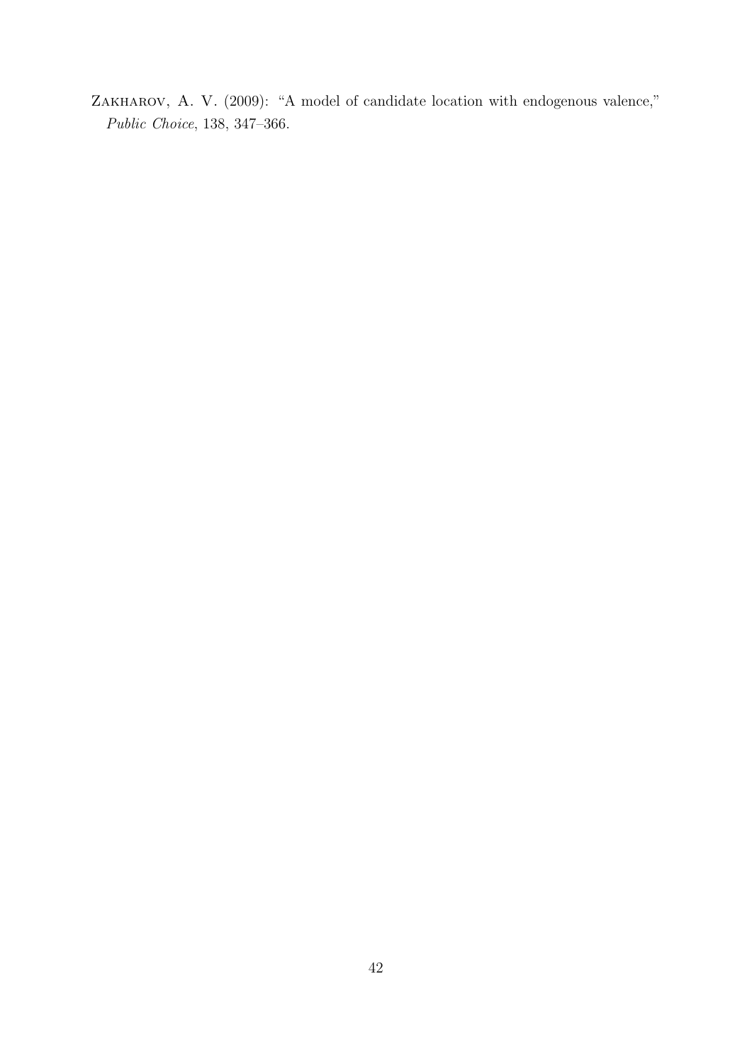Zakharov, A. V. (2009): "A model of candidate location with endogenous valence," *Public Choice*, 138, 347–366.